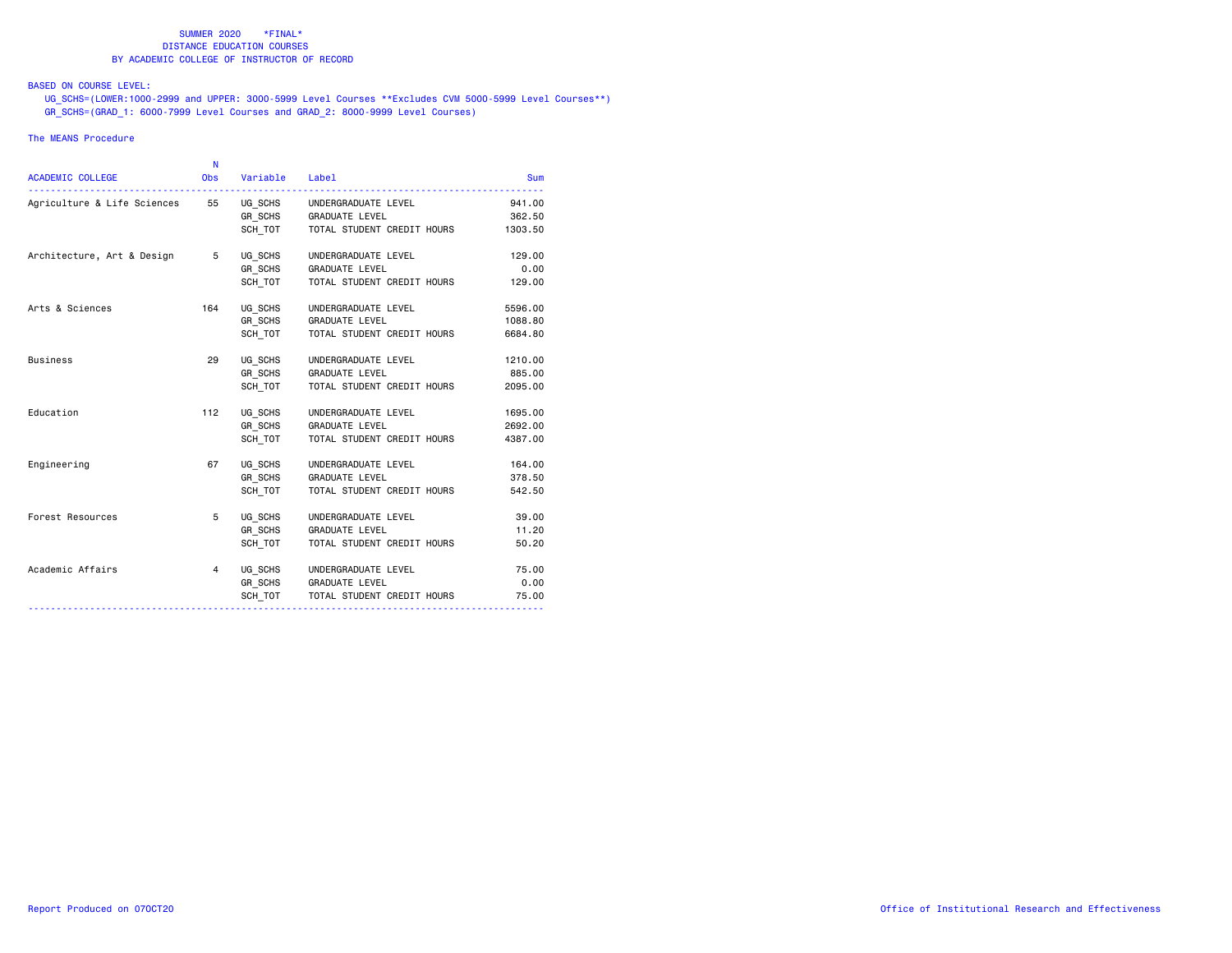SUMMER 2020 \*FINAL\*
DISTANCE EDUCATION COURSES
BY ACADEMIC COLLEGE OF INSTRUCTOR OF RECORD

BASED ON COURSE LEVEL:
UG_SCHS=(LOWER:1000-2999 and UPPER: 3000-5999 Level Courses **Excludes CVM 5000-5999 Level Courses**)
GR_SCHS=(GRAD_1: 6000-7999 Level Courses and GRAD_2: 8000-9999 Level Courses)

The MEANS Procedure

| ACADEMIC COLLEGE | N Obs | Variable | Label | Sum |
|---|---|---|---|---|
| Agriculture & Life Sciences | 55 | UG_SCHS | UNDERGRADUATE LEVEL | 941.00 |
| | | GR_SCHS | GRADUATE LEVEL | 362.50 |
| | | SCH_TOT | TOTAL STUDENT CREDIT HOURS | 1303.50 |
| Architecture, Art & Design | 5 | UG_SCHS | UNDERGRADUATE LEVEL | 129.00 |
| | | GR_SCHS | GRADUATE LEVEL | 0.00 |
| | | SCH_TOT | TOTAL STUDENT CREDIT HOURS | 129.00 |
| Arts & Sciences | 164 | UG_SCHS | UNDERGRADUATE LEVEL | 5596.00 |
| | | GR_SCHS | GRADUATE LEVEL | 1088.80 |
| | | SCH_TOT | TOTAL STUDENT CREDIT HOURS | 6684.80 |
| Business | 29 | UG_SCHS | UNDERGRADUATE LEVEL | 1210.00 |
| | | GR_SCHS | GRADUATE LEVEL | 885.00 |
| | | SCH_TOT | TOTAL STUDENT CREDIT HOURS | 2095.00 |
| Education | 112 | UG_SCHS | UNDERGRADUATE LEVEL | 1695.00 |
| | | GR_SCHS | GRADUATE LEVEL | 2692.00 |
| | | SCH_TOT | TOTAL STUDENT CREDIT HOURS | 4387.00 |
| Engineering | 67 | UG_SCHS | UNDERGRADUATE LEVEL | 164.00 |
| | | GR_SCHS | GRADUATE LEVEL | 378.50 |
| | | SCH_TOT | TOTAL STUDENT CREDIT HOURS | 542.50 |
| Forest Resources | 5 | UG_SCHS | UNDERGRADUATE LEVEL | 39.00 |
| | | GR_SCHS | GRADUATE LEVEL | 11.20 |
| | | SCH_TOT | TOTAL STUDENT CREDIT HOURS | 50.20 |
| Academic Affairs | 4 | UG_SCHS | UNDERGRADUATE LEVEL | 75.00 |
| | | GR_SCHS | GRADUATE LEVEL | 0.00 |
| | | SCH_TOT | TOTAL STUDENT CREDIT HOURS | 75.00 |

Report Produced on 07OCT20

Office of Institutional Research and Effectiveness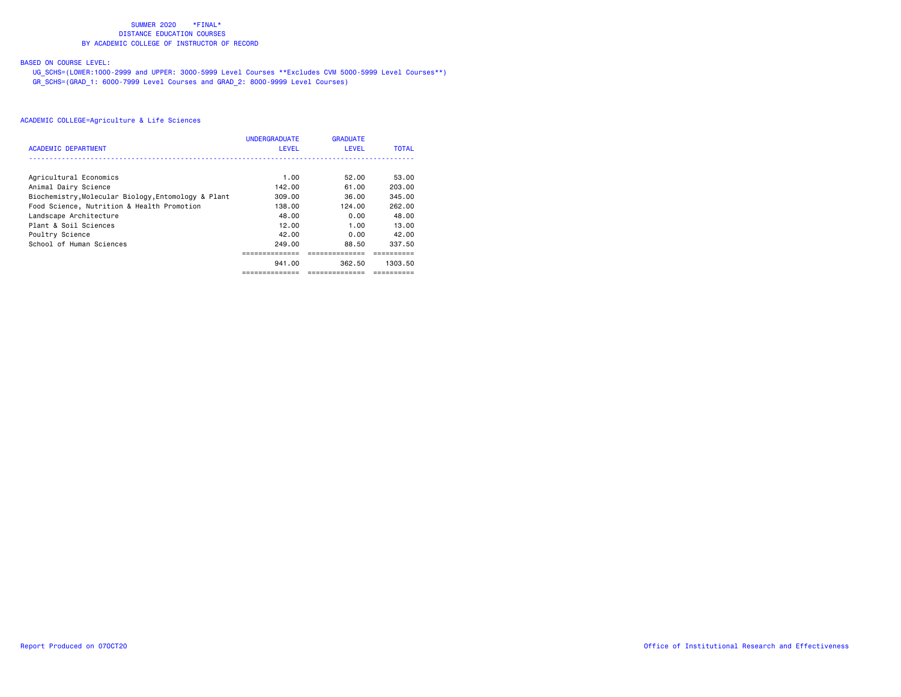SUMMER 2020 *FINAL*
DISTANCE EDUCATION COURSES
BY ACADEMIC COLLEGE OF INSTRUCTOR OF RECORD

BASED ON COURSE LEVEL:
UG_SCHS=(LOWER:1000-2999 and UPPER: 3000-5999 Level Courses **Excludes CVM 5000-5999 Level Courses**)
GR_SCHS=(GRAD_1: 6000-7999 Level Courses and GRAD_2: 8000-9999 Level Courses)

ACADEMIC COLLEGE=Agriculture & Life Sciences

| ACADEMIC DEPARTMENT | UNDERGRADUATE LEVEL | GRADUATE LEVEL | TOTAL |
|---|---|---|---|
| Agricultural Economics | 1.00 | 52.00 | 53.00 |
| Animal Dairy Science | 142.00 | 61.00 | 203.00 |
| Biochemistry,Molecular Biology,Entomology & Plant | 309.00 | 36.00 | 345.00 |
| Food Science, Nutrition & Health Promotion | 138.00 | 124.00 | 262.00 |
| Landscape Architecture | 48.00 | 0.00 | 48.00 |
| Plant & Soil Sciences | 12.00 | 1.00 | 13.00 |
| Poultry Science | 42.00 | 0.00 | 42.00 |
| School of Human Sciences | 249.00 | 88.50 | 337.50 |
| | 941.00 | 362.50 | 1303.50 |

Report Produced on 07OCT20

Office of Institutional Research and Effectiveness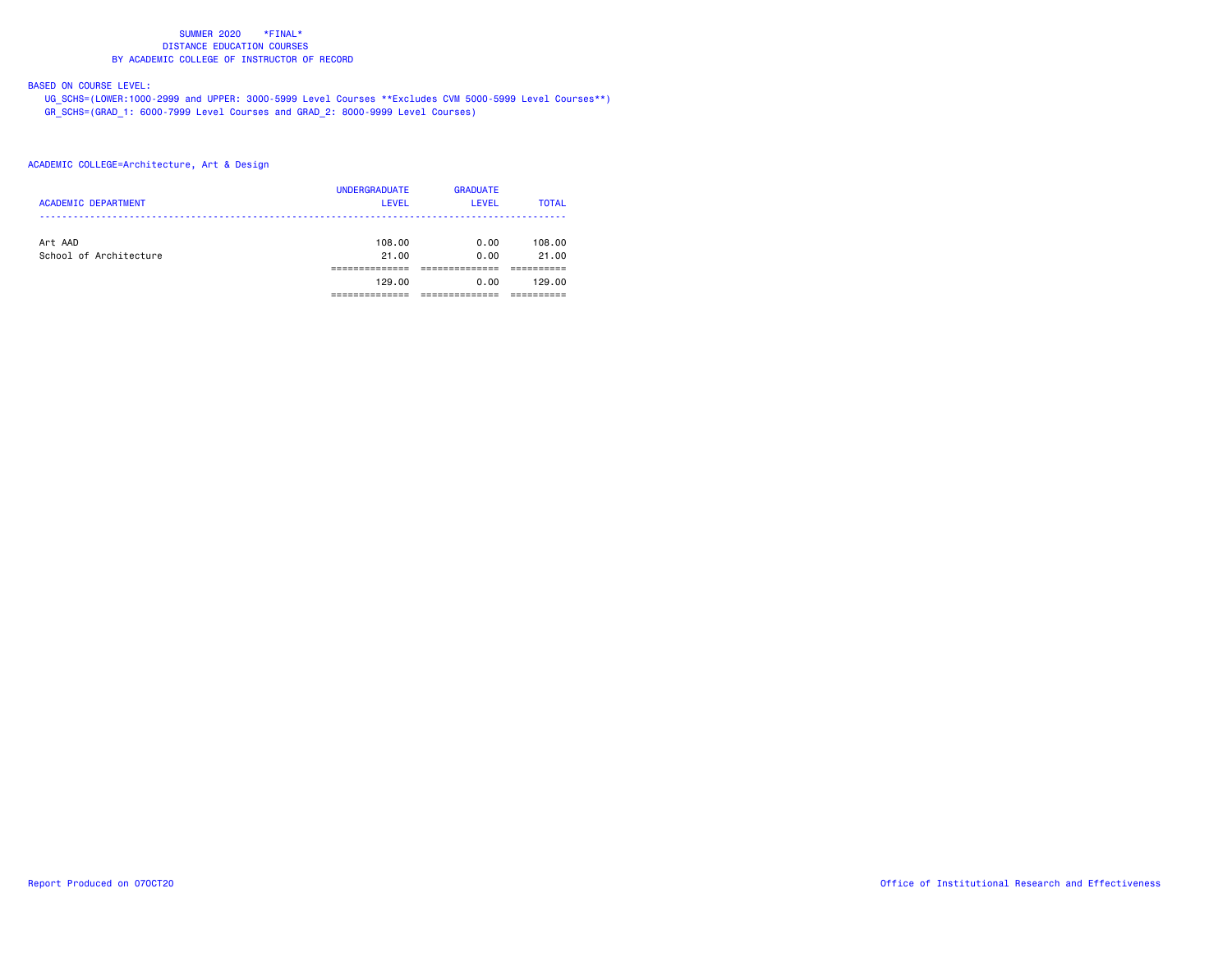SUMMER 2020 \*FINAL\*
DISTANCE EDUCATION COURSES
BY ACADEMIC COLLEGE OF INSTRUCTOR OF RECORD

BASED ON COURSE LEVEL:
UG_SCHS=(LOWER:1000-2999 and UPPER: 3000-5999 Level Courses **Excludes CVM 5000-5999 Level Courses**)
GR_SCHS=(GRAD_1: 6000-7999 Level Courses and GRAD_2: 8000-9999 Level Courses)

ACADEMIC COLLEGE=Architecture, Art & Design

| ACADEMIC DEPARTMENT | UNDERGRADUATE LEVEL | GRADUATE LEVEL | TOTAL |
|---|---|---|---|
| Art AAD | 108.00 | 0.00 | 108.00 |
| School of Architecture | 21.00 | 0.00 | 21.00 |
| | 129.00 | 0.00 | 129.00 |

Report Produced on 07OCT20

Office of Institutional Research and Effectiveness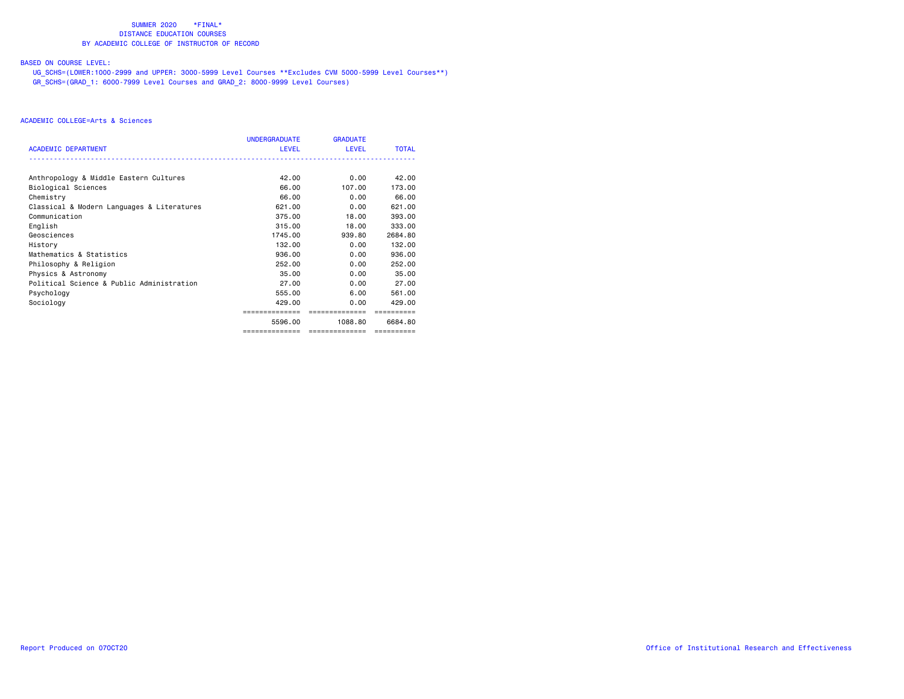SUMMER 2020 *FINAL*
DISTANCE EDUCATION COURSES
BY ACADEMIC COLLEGE OF INSTRUCTOR OF RECORD

BASED ON COURSE LEVEL:

UG_SCHS=(LOWER:1000-2999 and UPPER: 3000-5999 Level Courses **Excludes CVM 5000-5999 Level Courses**)
GR_SCHS=(GRAD_1: 6000-7999 Level Courses and GRAD_2: 8000-9999 Level Courses)

ACADEMIC COLLEGE=Arts & Sciences

| ACADEMIC DEPARTMENT | UNDERGRADUATE LEVEL | GRADUATE LEVEL | TOTAL |
|---|---|---|---|
| Anthropology & Middle Eastern Cultures | 42.00 | 0.00 | 42.00 |
| Biological Sciences | 66.00 | 107.00 | 173.00 |
| Chemistry | 66.00 | 0.00 | 66.00 |
| Classical & Modern Languages & Literatures | 621.00 | 0.00 | 621.00 |
| Communication | 375.00 | 18.00 | 393.00 |
| English | 315.00 | 18.00 | 333.00 |
| Geosciences | 1745.00 | 939.80 | 2684.80 |
| History | 132.00 | 0.00 | 132.00 |
| Mathematics & Statistics | 936.00 | 0.00 | 936.00 |
| Philosophy & Religion | 252.00 | 0.00 | 252.00 |
| Physics & Astronomy | 35.00 | 0.00 | 35.00 |
| Political Science & Public Administration | 27.00 | 0.00 | 27.00 |
| Psychology | 555.00 | 6.00 | 561.00 |
| Sociology | 429.00 | 0.00 | 429.00 |
| | 5596.00 | 1088.80 | 6684.80 |

Report Produced on 07OCT20

Office of Institutional Research and Effectiveness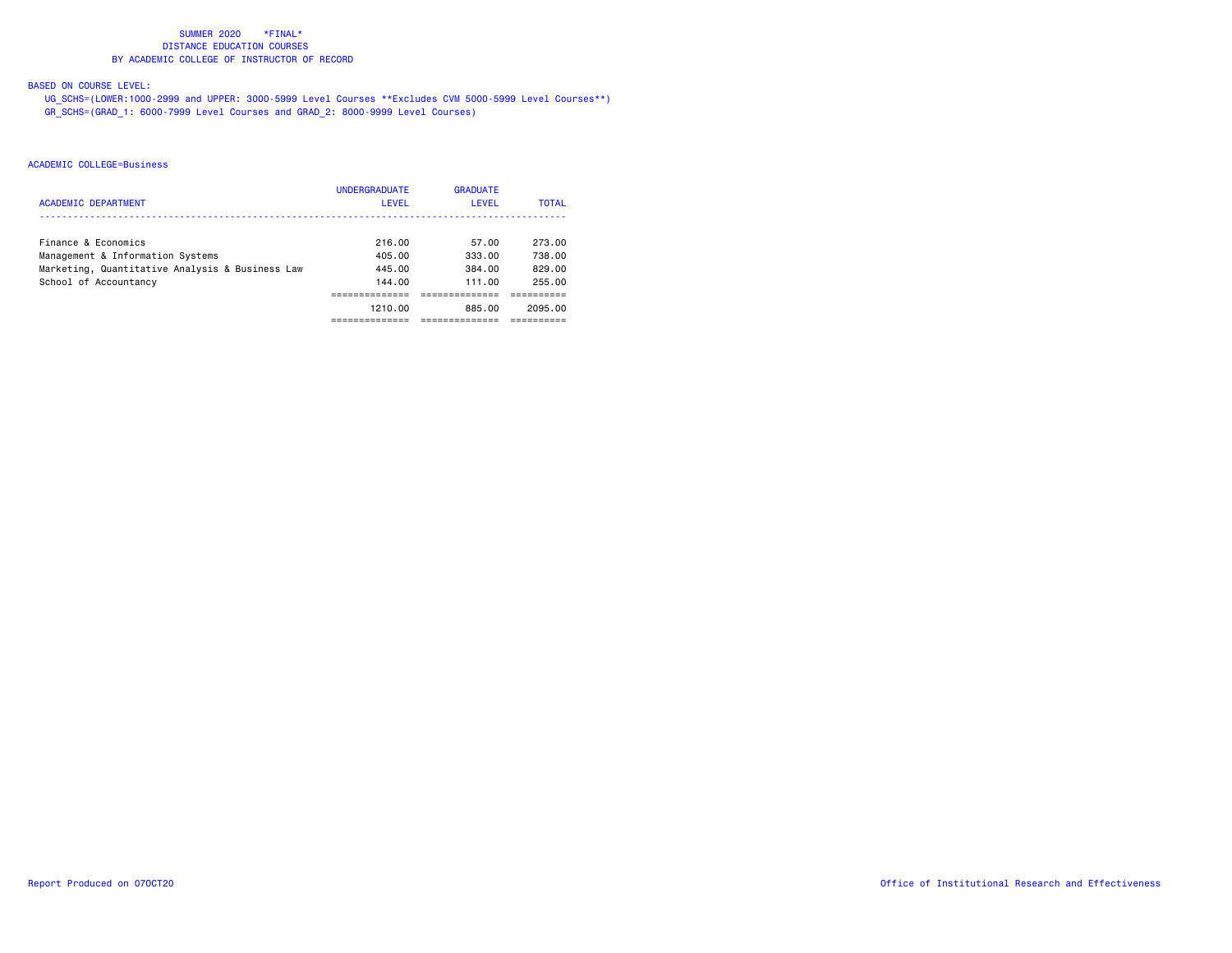SUMMER 2020 \*FINAL\*
DISTANCE EDUCATION COURSES
BY ACADEMIC COLLEGE OF INSTRUCTOR OF RECORD

BASED ON COURSE LEVEL:
UG_SCHS=(LOWER:1000-2999 and UPPER: 3000-5999 Level Courses **Excludes CVM 5000-5999 Level Courses**)
GR_SCHS=(GRAD_1: 6000-7999 Level Courses and GRAD_2: 8000-9999 Level Courses)

ACADEMIC COLLEGE=Business

| ACADEMIC DEPARTMENT | UNDERGRADUATE LEVEL | GRADUATE LEVEL | TOTAL |
|---|---|---|---|
| Finance & Economics | 216.00 | 57.00 | 273.00 |
| Management & Information Systems | 405.00 | 333.00 | 738.00 |
| Marketing, Quantitative Analysis & Business Law | 445.00 | 384.00 | 829.00 |
| School of Accountancy | 144.00 | 111.00 | 255.00 |
| | 1210.00 | 885.00 | 2095.00 |

Report Produced on 07OCT20

Office of Institutional Research and Effectiveness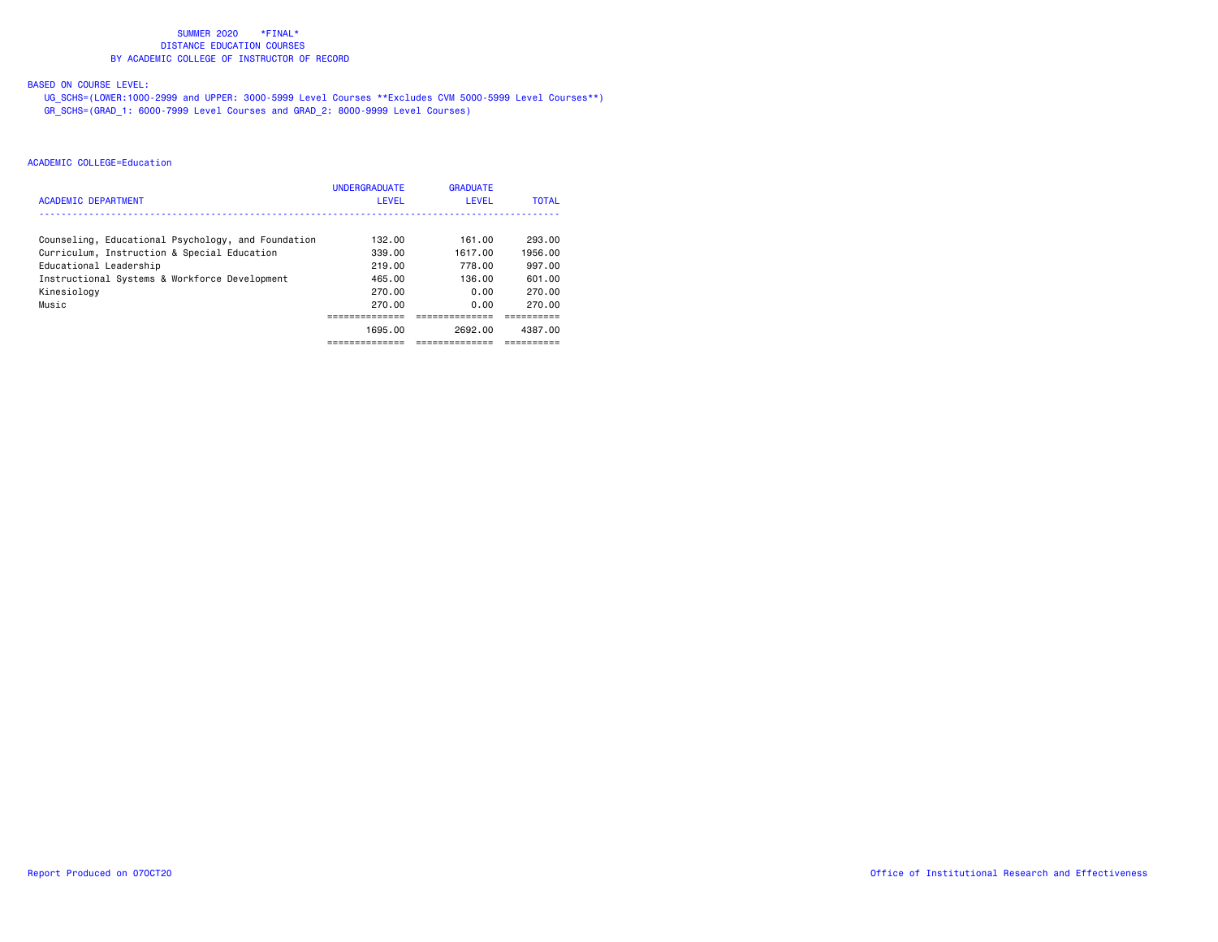SUMMER 2020 *FINAL*
DISTANCE EDUCATION COURSES
BY ACADEMIC COLLEGE OF INSTRUCTOR OF RECORD

BASED ON COURSE LEVEL:
UG_SCHS=(LOWER:1000-2999 and UPPER: 3000-5999 Level Courses **Excludes CVM 5000-5999 Level Courses**)
GR_SCHS=(GRAD_1: 6000-7999 Level Courses and GRAD_2: 8000-9999 Level Courses)

ACADEMIC COLLEGE=Education

| ACADEMIC DEPARTMENT | UNDERGRADUATE LEVEL | GRADUATE LEVEL | TOTAL |
|---|---|---|---|
| Counseling, Educational Psychology, and Foundation | 132.00 | 161.00 | 293.00 |
| Curriculum, Instruction & Special Education | 339.00 | 1617.00 | 1956.00 |
| Educational Leadership | 219.00 | 778.00 | 997.00 |
| Instructional Systems & Workforce Development | 465.00 | 136.00 | 601.00 |
| Kinesiology | 270.00 | 0.00 | 270.00 |
| Music | 270.00 | 0.00 | 270.00 |
| | 1695.00 | 2692.00 | 4387.00 |

Report Produced on 07OCT20

Office of Institutional Research and Effectiveness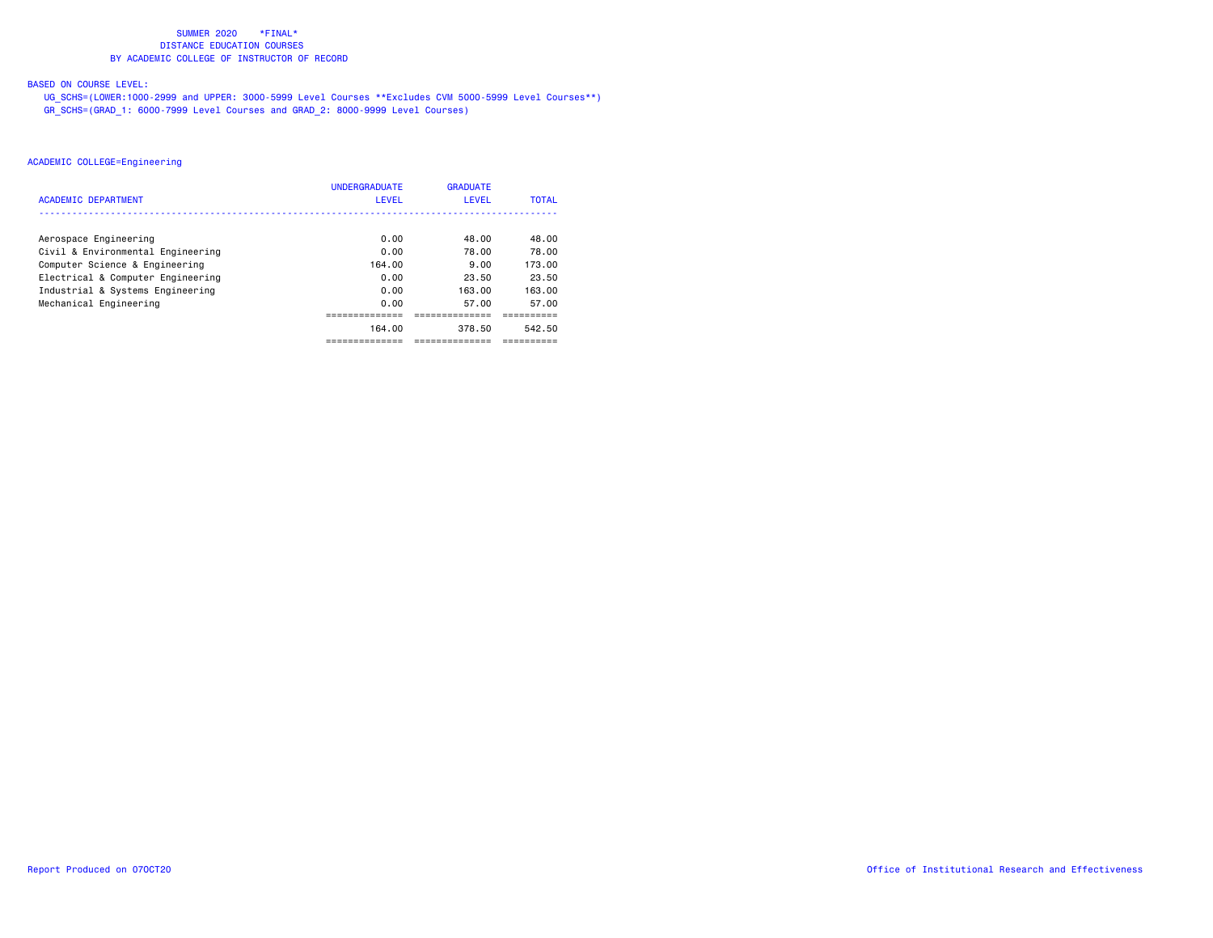# SUMMER 2020 *FINAL*
## DISTANCE EDUCATION COURSES
## BY ACADEMIC COLLEGE OF INSTRUCTOR OF RECORD

BASED ON COURSE LEVEL:

UG_SCHS=(LOWER:1000-2999 and UPPER: 3000-5999 Level Courses **Excludes CVM 5000-5999 Level Courses**)
GR_SCHS=(GRAD_1: 6000-7999 Level Courses and GRAD_2: 8000-9999 Level Courses)

ACADEMIC COLLEGE=Engineering

| ACADEMIC DEPARTMENT | UNDERGRADUATE LEVEL | GRADUATE LEVEL | TOTAL |
|---|---|---|---|
| Aerospace Engineering | 0.00 | 48.00 | 48.00 |
| Civil & Environmental Engineering | 0.00 | 78.00 | 78.00 |
| Computer Science & Engineering | 164.00 | 9.00 | 173.00 |
| Electrical & Computer Engineering | 0.00 | 23.50 | 23.50 |
| Industrial & Systems Engineering | 0.00 | 163.00 | 163.00 |
| Mechanical Engineering | 0.00 | 57.00 | 57.00 |
| | 164.00 | 378.50 | 542.50 |

Report Produced on 07OCT20

Office of Institutional Research and Effectiveness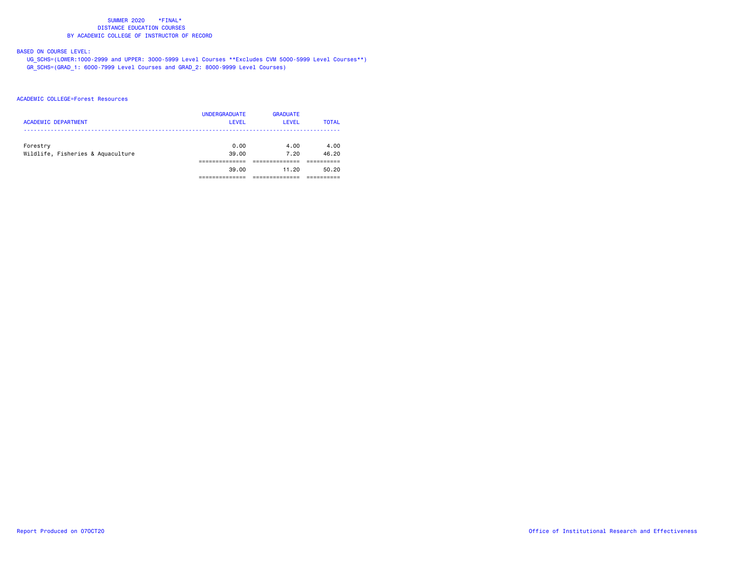SUMMER 2020 *FINAL*
DISTANCE EDUCATION COURSES
BY ACADEMIC COLLEGE OF INSTRUCTOR OF RECORD

BASED ON COURSE LEVEL:
UG_SCHS=(LOWER:1000-2999 and UPPER: 3000-5999 Level Courses **Excludes CVM 5000-5999 Level Courses**)
GR_SCHS=(GRAD_1: 6000-7999 Level Courses and GRAD_2: 8000-9999 Level Courses)

ACADEMIC COLLEGE=Forest Resources

| ACADEMIC DEPARTMENT | UNDERGRADUATE LEVEL | GRADUATE LEVEL | TOTAL |
|---|---|---|---|
| Forestry | 0.00 | 4.00 | 4.00 |
| Wildlife, Fisheries & Aquaculture | 39.00 | 7.20 | 46.20 |
| | 39.00 | 11.20 | 50.20 |

Report Produced on 07OCT20

Office of Institutional Research and Effectiveness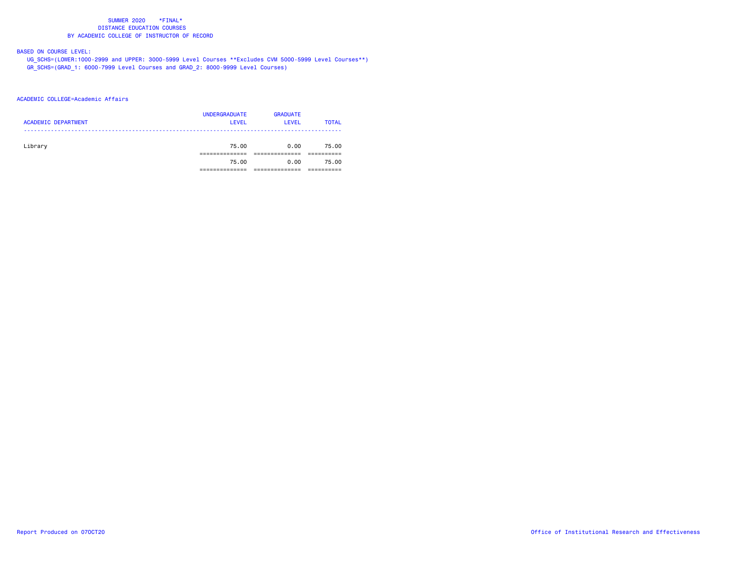SUMMER 2020 *FINAL*
DISTANCE EDUCATION COURSES
BY ACADEMIC COLLEGE OF INSTRUCTOR OF RECORD

BASED ON COURSE LEVEL:
UG_SCHS=(LOWER:1000-2999 and UPPER: 3000-5999 Level Courses **Excludes CVM 5000-5999 Level Courses**)
GR_SCHS=(GRAD_1: 6000-7999 Level Courses and GRAD_2: 8000-9999 Level Courses)

ACADEMIC COLLEGE=Academic Affairs

| ACADEMIC DEPARTMENT | UNDERGRADUATE LEVEL | GRADUATE LEVEL | TOTAL |
|---|---|---|---|
| Library | 75.00 | 0.00 | 75.00 |
| | 75.00 | 0.00 | 75.00 |

Report Produced on 07OCT20 Office of Institutional Research and Effectiveness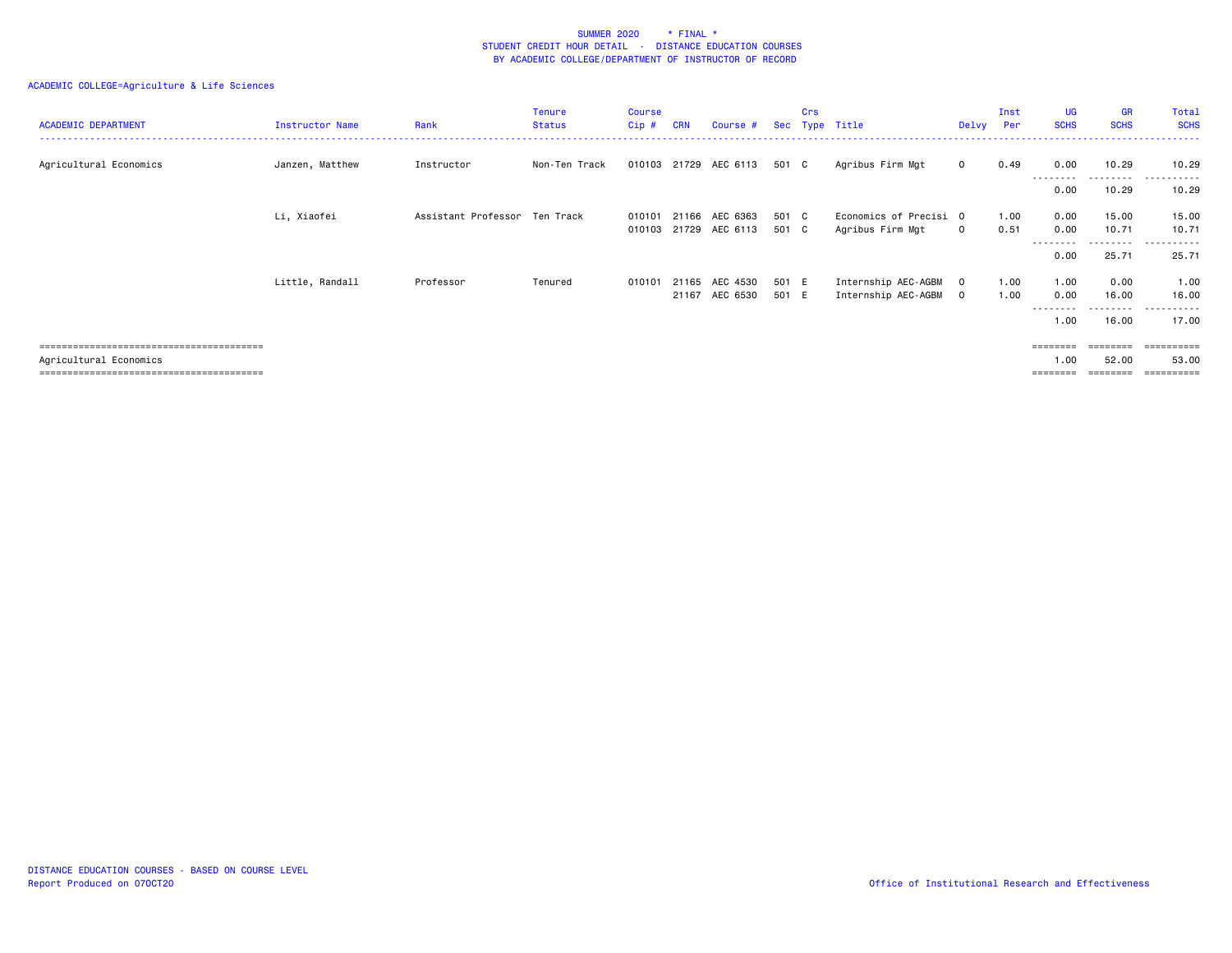SUMMER 2020 * FINAL *
STUDENT CREDIT HOUR DETAIL - DISTANCE EDUCATION COURSES
BY ACADEMIC COLLEGE/DEPARTMENT OF INSTRUCTOR OF RECORD

ACADEMIC COLLEGE=Agriculture & Life Sciences

| ACADEMIC DEPARTMENT | Instructor Name | Rank | Tenure Status | Course Cip # | CRN | Course # | Sec | Crs Type | Title | Delvy | Inst Per | UG SCHS | GR SCHS | Total SCHS |
|---|---|---|---|---|---|---|---|---|---|---|---|---|---|---|
| Agricultural Economics | Janzen, Matthew | Instructor | Non-Ten Track | 010103 | 21729 | AEC 6113 | 501 | C | Agribus Firm Mgt | O | 0.49 | 0.00 | 10.29 | 10.29 |
| | | | | | | | | | | | | 0.00 | 10.29 | 10.29 |
| | Li, Xiaofei | Assistant Professor | Ten Track | 010101 | 21166 | AEC 6363 | 501 | C | Economics of Precisi | O | 1.00 | 0.00 | 15.00 | 15.00 |
| | | | | 010103 | 21729 | AEC 6113 | 501 | C | Agribus Firm Mgt | O | 0.51 | 0.00 | 10.71 | 10.71 |
| | | | | | | | | | | | | 0.00 | 25.71 | 25.71 |
| | Little, Randall | Professor | Tenured | 010101 | 21165 | AEC 4530 | 501 | E | Internship AEC-AGBM | O | 1.00 | 1.00 | 0.00 | 1.00 |
| | | | | | 21167 | AEC 6530 | 501 | E | Internship AEC-AGBM | O | 1.00 | 0.00 | 16.00 | 16.00 |
| | | | | | | | | | | | | 1.00 | 16.00 | 17.00 |
| Agricultural Economics | | | | | | | | | | | | 1.00 | 52.00 | 53.00 |

DISTANCE EDUCATION COURSES - BASED ON COURSE LEVEL
Report Produced on 07OCT20

Office of Institutional Research and Effectiveness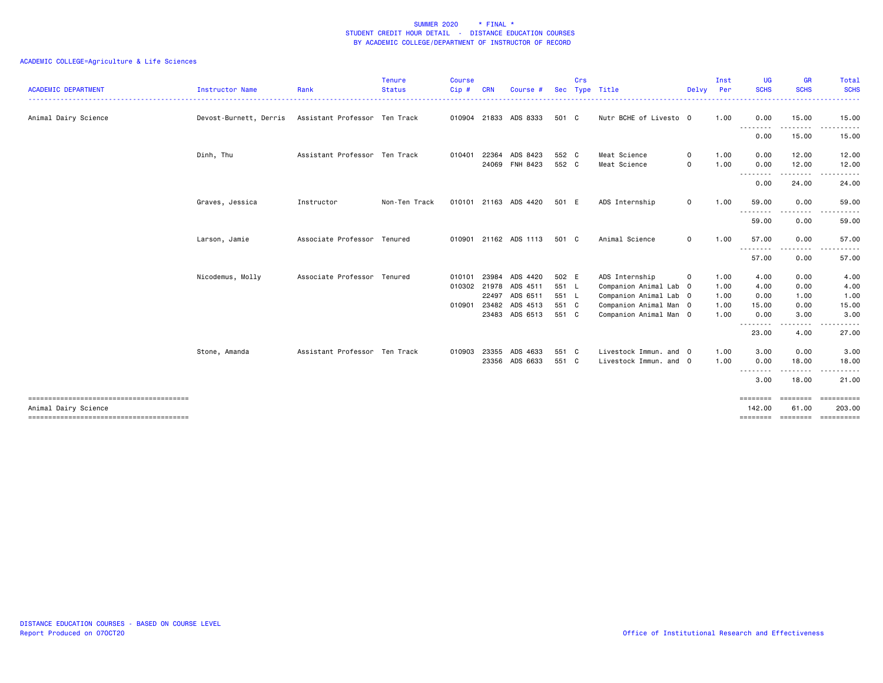SUMMER 2020 * FINAL *
STUDENT CREDIT HOUR DETAIL - DISTANCE EDUCATION COURSES
BY ACADEMIC COLLEGE/DEPARTMENT OF INSTRUCTOR OF RECORD

ACADEMIC COLLEGE=Agriculture & Life Sciences

| ACADEMIC DEPARTMENT | Instructor Name | Rank | Tenure Status | Course Cip # | CRN | Course # | Sec | Crs Type | Title | Delvy | Inst Per | UG SCHS | GR SCHS | Total SCHS |
|---|---|---|---|---|---|---|---|---|---|---|---|---|---|---|
| Animal Dairy Science | Devost-Burnett, Derris | Assistant Professor | Ten Track | 010904 | 21833 | ADS 8333 | 501 | C | Nutr BCHE of Livesto | O | 1.00 | 0.00 | 15.00 | 15.00 |
| | | | | | | | | | | | | 0.00 | 15.00 | 15.00 |
| | Dinh, Thu | Assistant Professor | Ten Track | 010401 | 22364 | ADS 8423 | 552 | C | Meat Science | O | 1.00 | 0.00 | 12.00 | 12.00 |
| | | | | | 24069 | FNH 8423 | 552 | C | Meat Science | O | 1.00 | 0.00 | 12.00 | 12.00 |
| | | | | | | | | | | | | 0.00 | 24.00 | 24.00 |
| | Graves, Jessica | Instructor | Non-Ten Track | 010101 | 21163 | ADS 4420 | 501 | E | ADS Internship | O | 1.00 | 59.00 | 0.00 | 59.00 |
| | | | | | | | | | | | | 59.00 | 0.00 | 59.00 |
| | Larson, Jamie | Associate Professor | Tenured | 010901 | 21162 | ADS 1113 | 501 | C | Animal Science | O | 1.00 | 57.00 | 0.00 | 57.00 |
| | | | | | | | | | | | | 57.00 | 0.00 | 57.00 |
| | Nicodemus, Molly | Associate Professor | Tenured | 010101 | 23984 | ADS 4420 | 502 | E | ADS Internship | O | 1.00 | 4.00 | 0.00 | 4.00 |
| | | | | 010302 | 21978 | ADS 4511 | 551 | L | Companion Animal Lab | O | 1.00 | 4.00 | 0.00 | 4.00 |
| | | | | | 22497 | ADS 6511 | 551 | L | Companion Animal Lab | O | 1.00 | 0.00 | 1.00 | 1.00 |
| | | | | 010901 | 23482 | ADS 4513 | 551 | C | Companion Animal Man | O | 1.00 | 15.00 | 0.00 | 15.00 |
| | | | | | 23483 | ADS 6513 | 551 | C | Companion Animal Man | O | 1.00 | 0.00 | 3.00 | 3.00 |
| | | | | | | | | | | | | 23.00 | 4.00 | 27.00 |
| | Stone, Amanda | Assistant Professor | Ten Track | 010903 | 23355 | ADS 4633 | 551 | C | Livestock Immun. and | O | 1.00 | 3.00 | 0.00 | 3.00 |
| | | | | | 23356 | ADS 6633 | 551 | C | Livestock Immun. and | O | 1.00 | 0.00 | 18.00 | 18.00 |
| | | | | | | | | | | | | 3.00 | 18.00 | 21.00 |
| Animal Dairy Science | | | | | | | | | | | | 142.00 | 61.00 | 203.00 |

DISTANCE EDUCATION COURSES - BASED ON COURSE LEVEL
Report Produced on 07OCT20

Office of Institutional Research and Effectiveness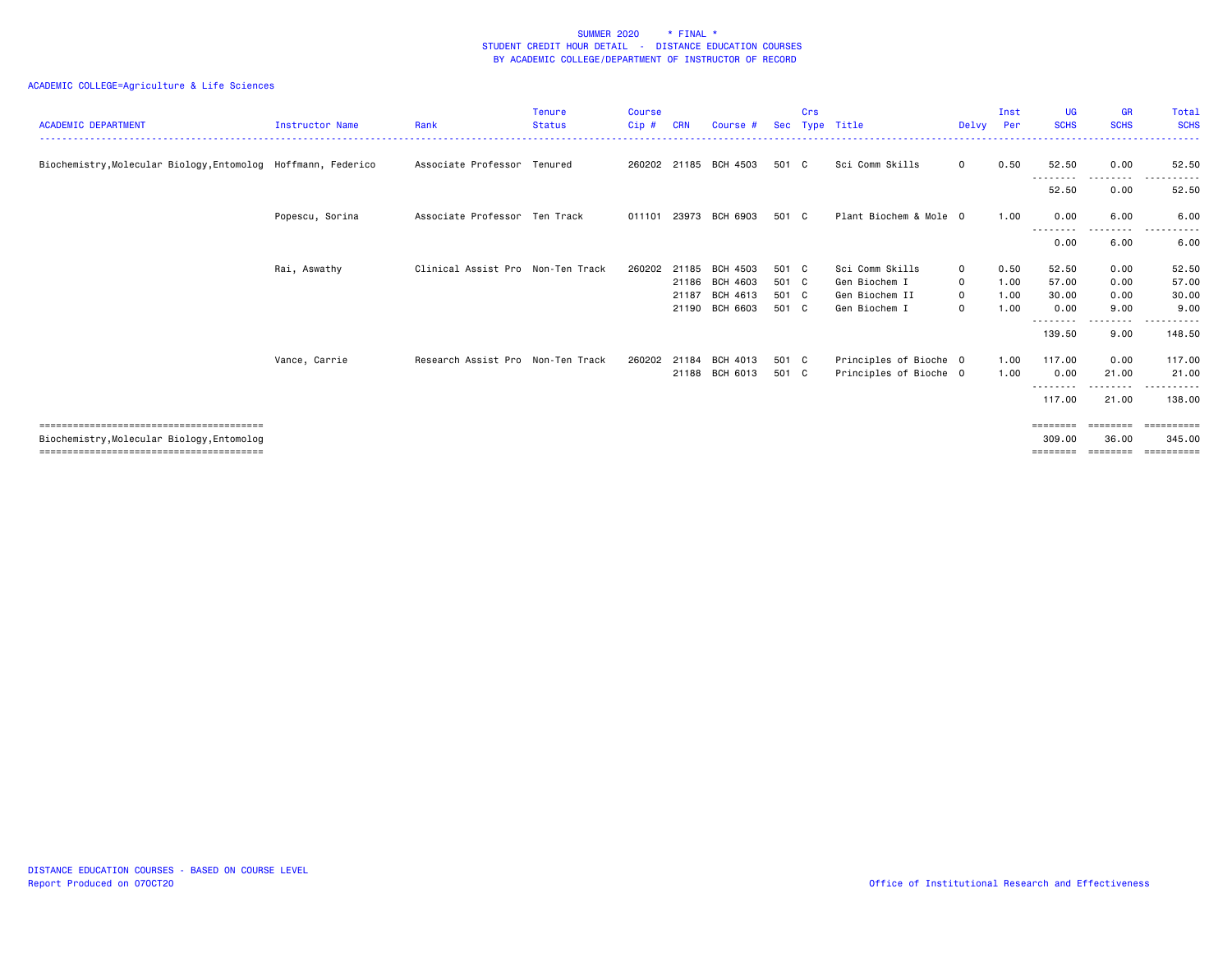SUMMER 2020 * FINAL *
STUDENT CREDIT HOUR DETAIL - DISTANCE EDUCATION COURSES
BY ACADEMIC COLLEGE/DEPARTMENT OF INSTRUCTOR OF RECORD

ACADEMIC COLLEGE=Agriculture & Life Sciences

| ACADEMIC DEPARTMENT | Instructor Name | Rank | Tenure Status | Course Cip # | CRN | Course # | Sec | Crs Type | Title | Delvy | Inst Per | UG SCHS | GR SCHS | Total SCHS |
|---|---|---|---|---|---|---|---|---|---|---|---|---|---|---|
| Biochemistry,Molecular Biology,Entomolog | Hoffmann, Federico | Associate Professor | Tenured | 260202 | 21185 | BCH 4503 | 501 | C | Sci Comm Skills | O | 0.50 | 52.50 | 0.00 | 52.50 |
| | | | | | | | | | | | | 52.50 | 0.00 | 52.50 |
| | Popescu, Sorina | Associate Professor | Ten Track | 011101 | 23973 | BCH 6903 | 501 | C | Plant Biochem & Mole | O | 1.00 | 0.00 | 6.00 | 6.00 |
| | | | | | | | | | | | | 0.00 | 6.00 | 6.00 |
| | Rai, Aswathy | Clinical Assist Pro | Non-Ten Track | 260202 | 21185 | BCH 4503 | 501 | C | Sci Comm Skills | O | 0.50 | 52.50 | 0.00 | 52.50 |
| | | | | | 21186 | BCH 4603 | 501 | C | Gen Biochem I | O | 1.00 | 57.00 | 0.00 | 57.00 |
| | | | | | 21187 | BCH 4613 | 501 | C | Gen Biochem II | O | 1.00 | 30.00 | 0.00 | 30.00 |
| | | | | | 21190 | BCH 6603 | 501 | C | Gen Biochem I | O | 1.00 | 0.00 | 9.00 | 9.00 |
| | | | | | | | | | | | | 139.50 | 9.00 | 148.50 |
| | Vance, Carrie | Research Assist Pro | Non-Ten Track | 260202 | 21184 | BCH 4013 | 501 | C | Principles of Bioche | O | 1.00 | 117.00 | 0.00 | 117.00 |
| | | | | | 21188 | BCH 6013 | 501 | C | Principles of Bioche | O | 1.00 | 0.00 | 21.00 | 21.00 |
| | | | | | | | | | | | | 117.00 | 21.00 | 138.00 |
| Biochemistry,Molecular Biology,Entomolog | | | | | | | | | | | | 309.00 | 36.00 | 345.00 |

DISTANCE EDUCATION COURSES - BASED ON COURSE LEVEL
Report Produced on 07OCT20

Office of Institutional Research and Effectiveness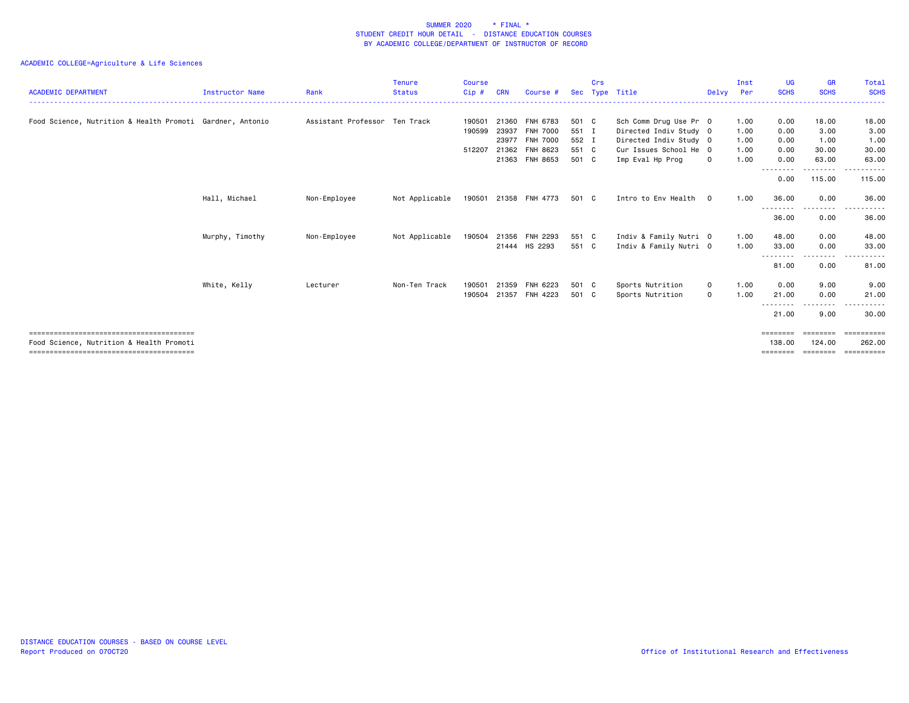SUMMER 2020 * FINAL *
STUDENT CREDIT HOUR DETAIL - DISTANCE EDUCATION COURSES
BY ACADEMIC COLLEGE/DEPARTMENT OF INSTRUCTOR OF RECORD

ACADEMIC COLLEGE=Agriculture & Life Sciences

| ACADEMIC DEPARTMENT | Instructor Name | Rank | Tenure Status | Course Cip # | CRN | Course # | Sec | Crs Type | Title | Delvy | Inst Per | UG SCHS | GR SCHS | Total SCHS |
|---|---|---|---|---|---|---|---|---|---|---|---|---|---|---|
| Food Science, Nutrition & Health Promoti | Gardner, Antonio | Assistant Professor | Ten Track | 190501 | 21360 | FNH 6783 | 501 | C | Sch Comm Drug Use Pr | O | 1.00 | 0.00 | 18.00 | 18.00 |
| | | | | 190599 | 23937 | FNH 7000 | 551 | I | Directed Indiv Study | O | 1.00 | 0.00 | 3.00 | 3.00 |
| | | | | | 23977 | FNH 7000 | 552 | I | Directed Indiv Study | O | 1.00 | 0.00 | 1.00 | 1.00 |
| | | | | 512207 | 21362 | FNH 8623 | 551 | C | Cur Issues School He | O | 1.00 | 0.00 | 30.00 | 30.00 |
| | | | | | 21363 | FNH 8653 | 501 | C | Imp Eval Hp Prog | O | 1.00 | 0.00 | 63.00 | 63.00 |
| | | | | | | | | | | | | 0.00 | 115.00 | 115.00 |
| | Hall, Michael | Non-Employee | Not Applicable | 190501 | 21358 | FNH 4773 | 501 | C | Intro to Env Health | O | 1.00 | 36.00 | 0.00 | 36.00 |
| | | | | | | | | | | | | 36.00 | 0.00 | 36.00 |
| | Murphy, Timothy | Non-Employee | Not Applicable | 190504 | 21356 | FNH 2293 | 551 | C | Indiv & Family Nutri | O | 1.00 | 48.00 | 0.00 | 48.00 |
| | | | | | 21444 | HS 2293 | 551 | C | Indiv & Family Nutri | O | 1.00 | 33.00 | 0.00 | 33.00 |
| | | | | | | | | | | | | 81.00 | 0.00 | 81.00 |
| | White, Kelly | Lecturer | Non-Ten Track | 190501 | 21359 | FNH 6223 | 501 | C | Sports Nutrition | O | 1.00 | 0.00 | 9.00 | 9.00 |
| | | | | 190504 | 21357 | FNH 4223 | 501 | C | Sports Nutrition | O | 1.00 | 21.00 | 0.00 | 21.00 |
| | | | | | | | | | | | | 21.00 | 9.00 | 30.00 |
| Food Science, Nutrition & Health Promoti | | | | | | | | | | | | 138.00 | 124.00 | 262.00 |

DISTANCE EDUCATION COURSES - BASED ON COURSE LEVEL
Report Produced on 07OCT20

Office of Institutional Research and Effectiveness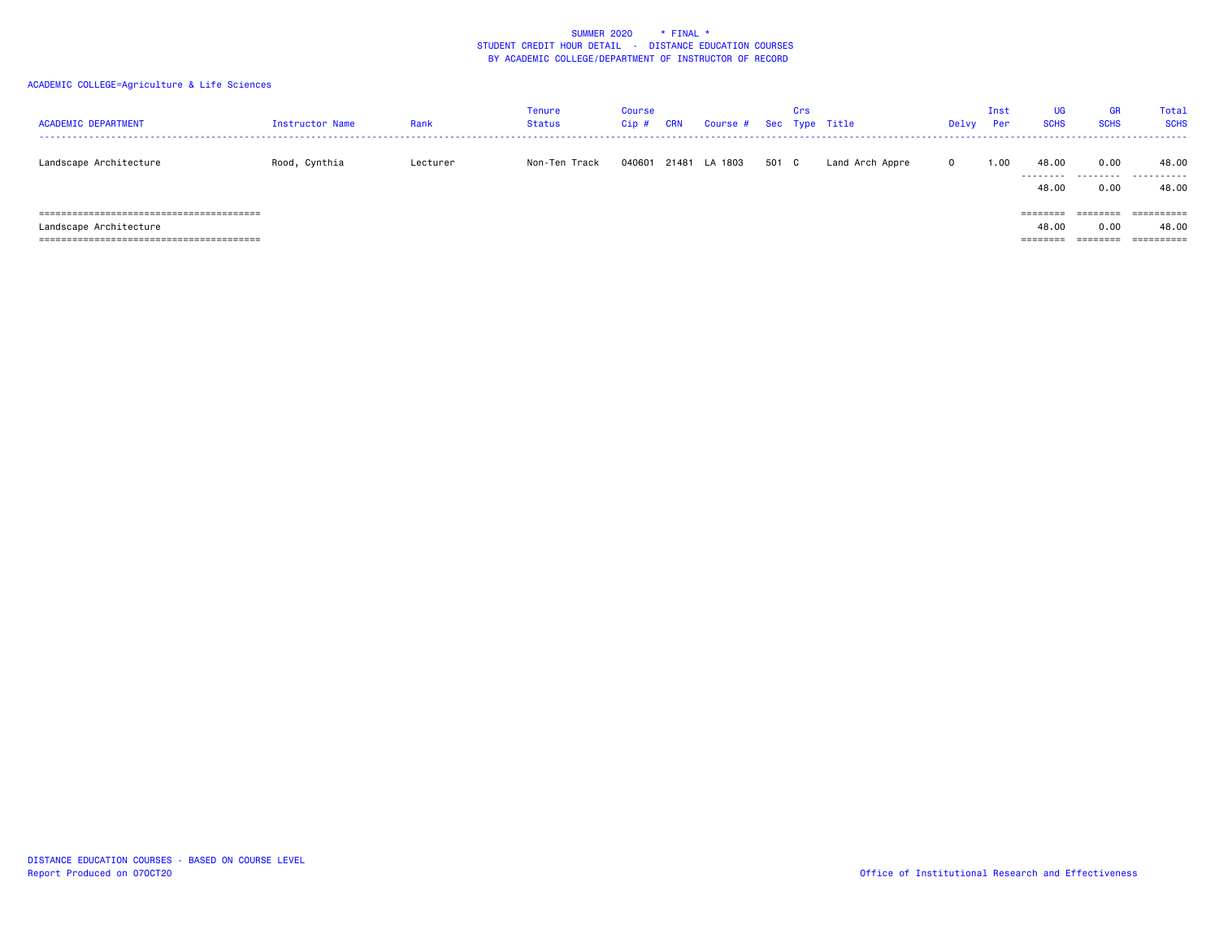SUMMER 2020 * FINAL *
STUDENT CREDIT HOUR DETAIL - DISTANCE EDUCATION COURSES
BY ACADEMIC COLLEGE/DEPARTMENT OF INSTRUCTOR OF RECORD

ACADEMIC COLLEGE=Agriculture & Life Sciences

| ACADEMIC DEPARTMENT | Instructor Name | Rank | Tenure Status | Course Cip # | CRN | Course # | Sec | Crs Type | Title | Delvy | Inst Per | UG SCHS | GR SCHS | Total SCHS |
|---|---|---|---|---|---|---|---|---|---|---|---|---|---|---|
| Landscape Architecture | Rood, Cynthia | Lecturer | Non-Ten Track | 040601 | 21481 | LA 1803 | 501 | C | Land Arch Appre | O | 1.00 | 48.00 | 0.00 | 48.00 |
| | | | | | | | | | | | | 48.00 | 0.00 | 48.00 |
| Landscape Architecture | | | | | | | | | | | | 48.00 | 0.00 | 48.00 |

DISTANCE EDUCATION COURSES - BASED ON COURSE LEVEL
Report Produced on 07OCT20

Office of Institutional Research and Effectiveness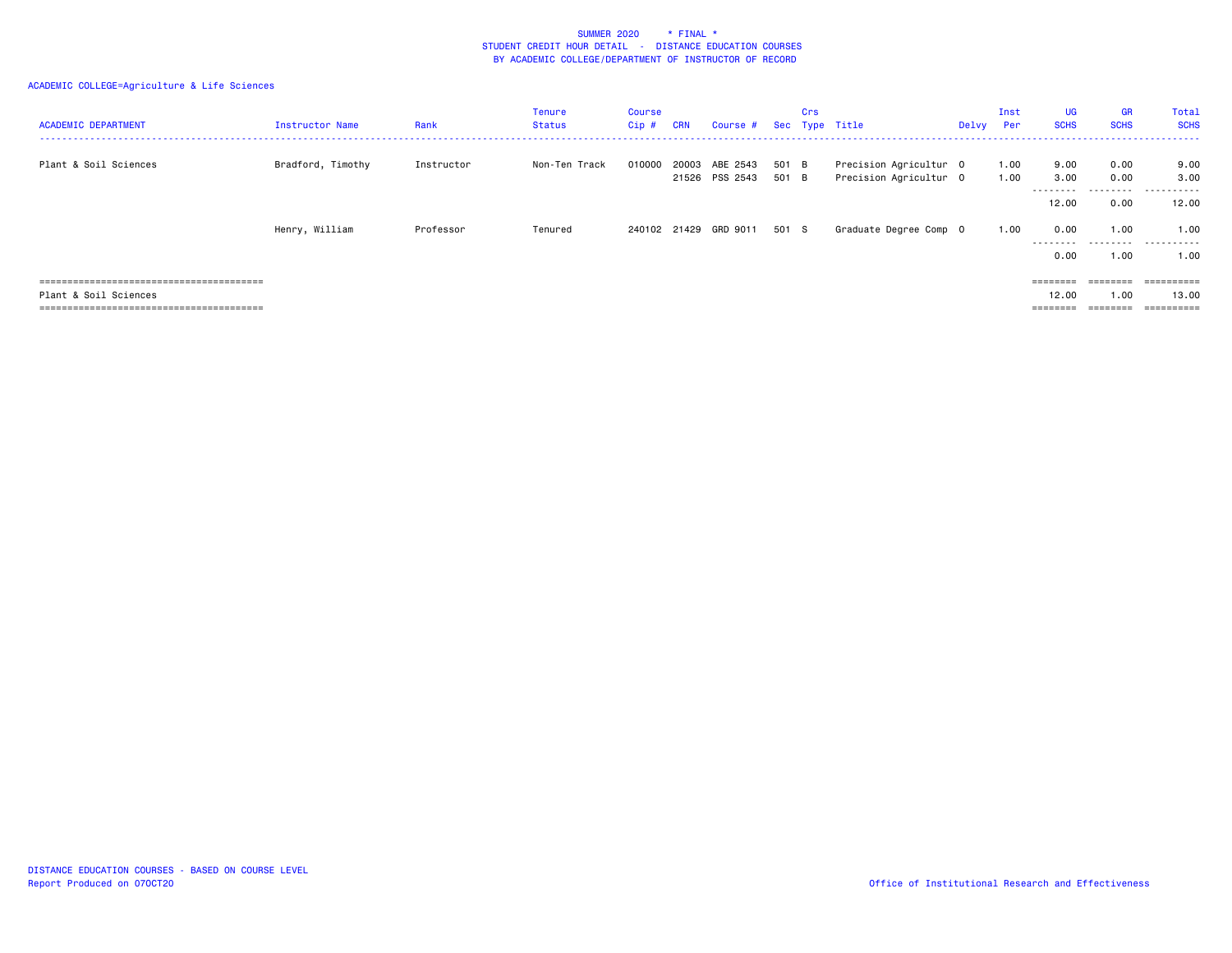SUMMER 2020 * FINAL *
STUDENT CREDIT HOUR DETAIL - DISTANCE EDUCATION COURSES
BY ACADEMIC COLLEGE/DEPARTMENT OF INSTRUCTOR OF RECORD

ACADEMIC COLLEGE=Agriculture & Life Sciences

| ACADEMIC DEPARTMENT | Instructor Name | Rank | Tenure Status | Course Cip # | CRN | Course # | Sec | Crs Type | Title | Delvy | Inst Per | UG SCHS | GR SCHS | Total SCHS |
|---|---|---|---|---|---|---|---|---|---|---|---|---|---|---|
| Plant & Soil Sciences | Bradford, Timothy | Instructor | Non-Ten Track | 010000 | 20003 | ABE 2543 | 501 | B | Precision Agricultur | O | 1.00 | 9.00 | 0.00 | 9.00 |
| | | | | | 21526 | PSS 2543 | 501 | B | Precision Agricultur | O | 1.00 | 3.00 | 0.00 | 3.00 |
| | | | | | | | | | | | | 12.00 | 0.00 | 12.00 |
| | Henry, William | Professor | Tenured | 240102 | 21429 | GRD 9011 | 501 | S | Graduate Degree Comp | O | 1.00 | 0.00 | 1.00 | 1.00 |
| | | | | | | | | | | | | 0.00 | 1.00 | 1.00 |
| Plant & Soil Sciences | | | | | | | | | | | | 12.00 | 1.00 | 13.00 |

DISTANCE EDUCATION COURSES - BASED ON COURSE LEVEL
Report Produced on 07OCT20

Office of Institutional Research and Effectiveness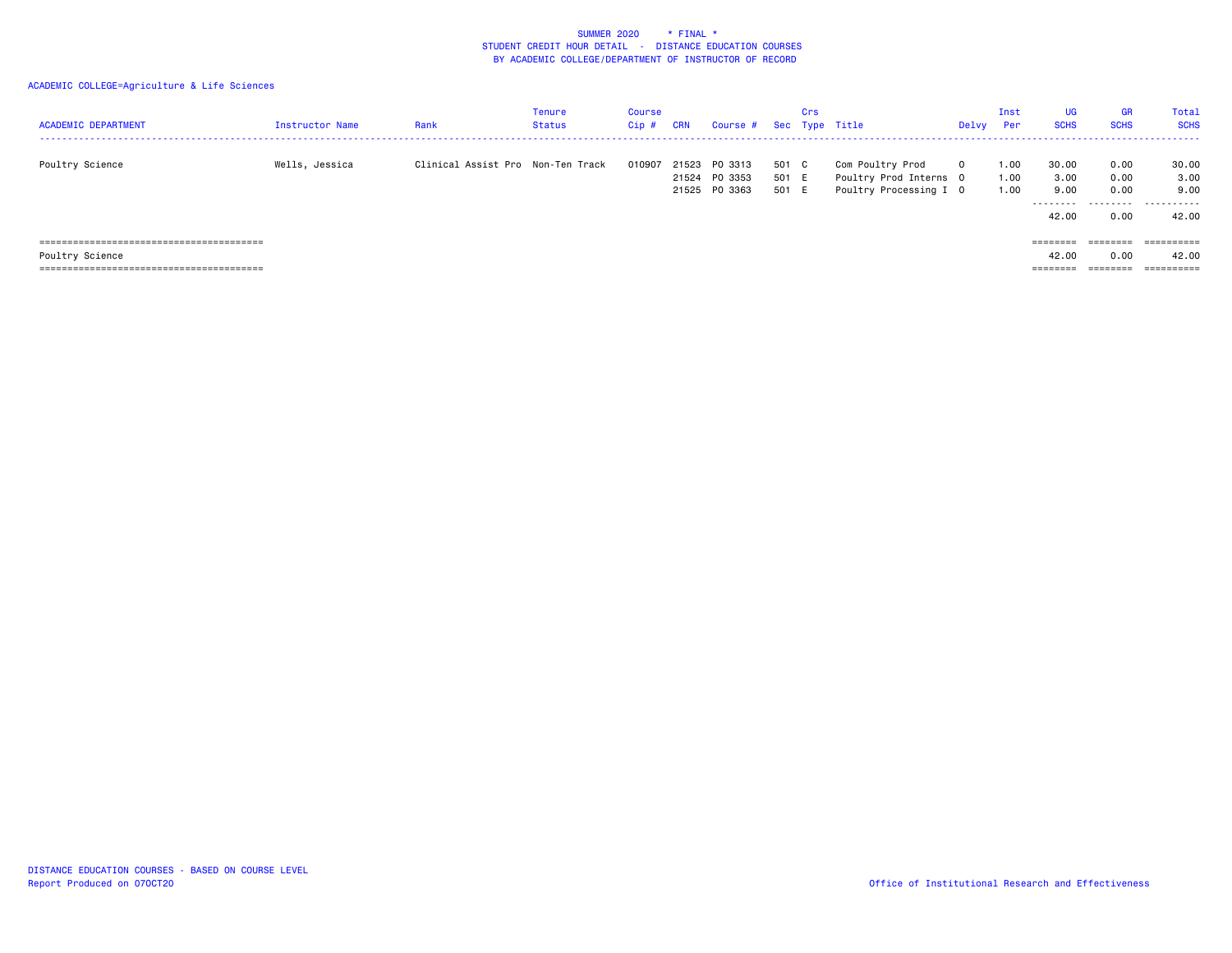SUMMER 2020 * FINAL *
STUDENT CREDIT HOUR DETAIL - DISTANCE EDUCATION COURSES
BY ACADEMIC COLLEGE/DEPARTMENT OF INSTRUCTOR OF RECORD

ACADEMIC COLLEGE=Agriculture & Life Sciences

| ACADEMIC DEPARTMENT | Instructor Name | Rank | Tenure Status | Course Cip # | CRN | Course # | Sec | Crs Type | Title | Delvy | Inst Per | UG SCHS | GR SCHS | Total SCHS |
|---|---|---|---|---|---|---|---|---|---|---|---|---|---|---|
| Poultry Science | Wells, Jessica | Clinical Assist Pro | Non-Ten Track | 010907 | 21523 | PO 3313 | 501 | C | Com Poultry Prod | 0 | 1.00 | 30.00 | 0.00 | 30.00 |
| | | | | | 21524 | PO 3353 | 501 | E | Poultry Prod Interns | 0 | 1.00 | 3.00 | 0.00 | 3.00 |
| | | | | | 21525 | PO 3363 | 501 | E | Poultry Processing I | 0 | 1.00 | 9.00 | 0.00 | 9.00 |
| | | | | | | | | | | | | 42.00 | 0.00 | 42.00 |
| Poultry Science | | | | | | | | | | | | 42.00 | 0.00 | 42.00 |

DISTANCE EDUCATION COURSES - BASED ON COURSE LEVEL
Report Produced on 07OCT20

Office of Institutional Research and Effectiveness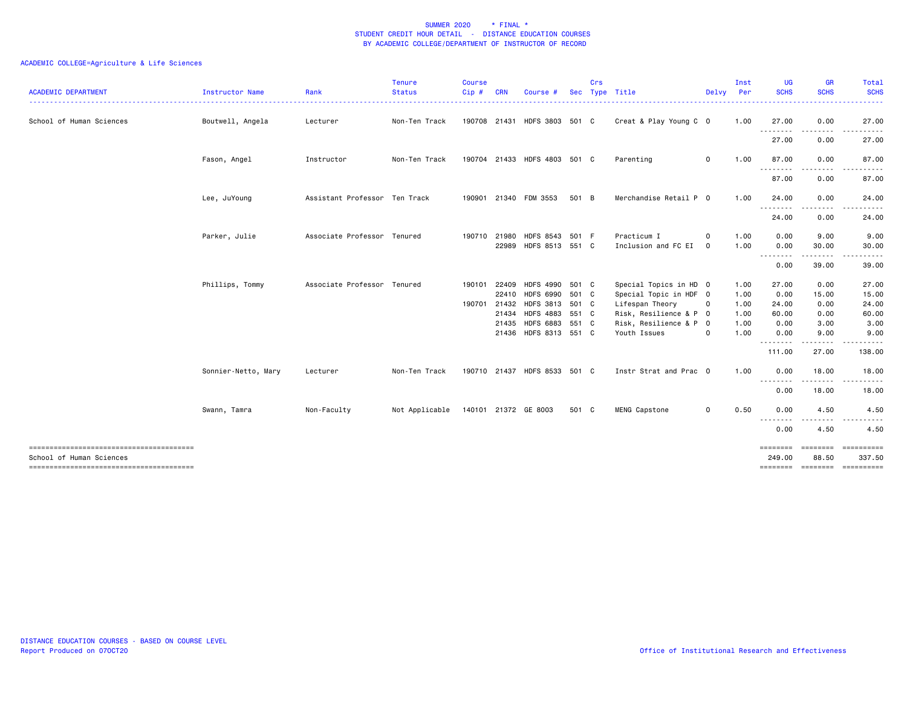SUMMER 2020 * FINAL *
STUDENT CREDIT HOUR DETAIL - DISTANCE EDUCATION COURSES
BY ACADEMIC COLLEGE/DEPARTMENT OF INSTRUCTOR OF RECORD

ACADEMIC COLLEGE=Agriculture & Life Sciences

| ACADEMIC DEPARTMENT | Instructor Name | Rank | Tenure Status | Course Cip # | CRN | Course # | Sec | Crs Type | Title | Delvy | Inst Per | UG SCHS | GR SCHS | Total SCHS |
|---|---|---|---|---|---|---|---|---|---|---|---|---|---|---|
| School of Human Sciences | Boutwell, Angela | Lecturer | Non-Ten Track | 190708 | 21431 | HDFS 3803 | 501 | C | Creat & Play Young C | O | 1.00 | 27.00 | 0.00 | 27.00 |
| | | | | | | | | | | | | 27.00 | 0.00 | 27.00 |
| | Fason, Angel | Instructor | Non-Ten Track | 190704 | 21433 | HDFS 4803 | 501 | C | Parenting | O | 1.00 | 87.00 | 0.00 | 87.00 |
| | | | | | | | | | | | | 87.00 | 0.00 | 87.00 |
| | Lee, JuYoung | Assistant Professor | Ten Track | 190901 | 21340 | FDM 3553 | 501 | B | Merchandise Retail P | O | 1.00 | 24.00 | 0.00 | 24.00 |
| | | | | | | | | | | | | 24.00 | 0.00 | 24.00 |
| | Parker, Julie | Associate Professor | Tenured | 190710 | 21980 | HDFS 8543 | 501 | F | Practicum I | O | 1.00 | 0.00 | 9.00 | 9.00 |
| | | | | | 22989 | HDFS 8513 | 551 | C | Inclusion and FC EI | O | 1.00 | 0.00 | 30.00 | 30.00 |
| | | | | | | | | | | | | 0.00 | 39.00 | 39.00 |
| | Phillips, Tommy | Associate Professor | Tenured | 190101 | 22409 | HDFS 4990 | 501 | C | Special Topics in HD | O | 1.00 | 27.00 | 0.00 | 27.00 |
| | | | | | 22410 | HDFS 6990 | 501 | C | Special Topic in HDF | O | 1.00 | 0.00 | 15.00 | 15.00 |
| | | | | 190701 | 21432 | HDFS 3813 | 501 | C | Lifespan Theory | O | 1.00 | 24.00 | 0.00 | 24.00 |
| | | | | | 21434 | HDFS 4883 | 551 | C | Risk, Resilience & P | O | 1.00 | 60.00 | 0.00 | 60.00 |
| | | | | | 21435 | HDFS 6883 | 551 | C | Risk, Resilience & P | O | 1.00 | 0.00 | 3.00 | 3.00 |
| | | | | | 21436 | HDFS 8313 | 551 | C | Youth Issues | O | 1.00 | 0.00 | 9.00 | 9.00 |
| | | | | | | | | | | | | 111.00 | 27.00 | 138.00 |
| | Sonnier-Netto, Mary | Lecturer | Non-Ten Track | 190710 | 21437 | HDFS 8533 | 501 | C | Instr Strat and Prac | O | 1.00 | 0.00 | 18.00 | 18.00 |
| | | | | | | | | | | | | 0.00 | 18.00 | 18.00 |
| | Swann, Tamra | Non-Faculty | Not Applicable | 140101 | 21372 | GE 8003 | 501 | C | MENG Capstone | O | 0.50 | 0.00 | 4.50 | 4.50 |
| | | | | | | | | | | | | 0.00 | 4.50 | 4.50 |
| School of Human Sciences | | | | | | | | | | | | 249.00 | 88.50 | 337.50 |

DISTANCE EDUCATION COURSES - BASED ON COURSE LEVEL
Report Produced on 07OCT20

Office of Institutional Research and Effectiveness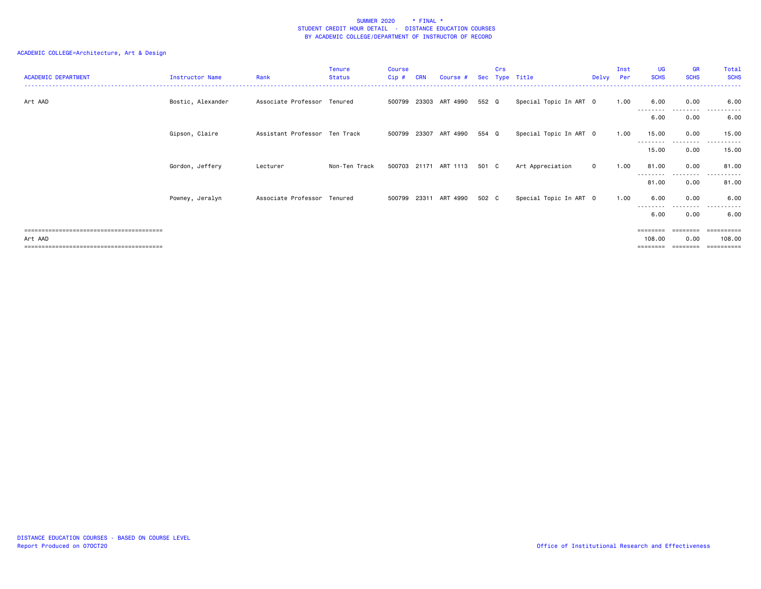SUMMER 2020 * FINAL *
STUDENT CREDIT HOUR DETAIL - DISTANCE EDUCATION COURSES
BY ACADEMIC COLLEGE/DEPARTMENT OF INSTRUCTOR OF RECORD

ACADEMIC COLLEGE=Architecture, Art & Design

| ACADEMIC DEPARTMENT | Instructor Name | Rank | Tenure Status | Course Cip # | CRN | Course # | Sec | Crs Type | Title | Delvy | Inst Per | UG SCHS | GR SCHS | Total SCHS |
|---|---|---|---|---|---|---|---|---|---|---|---|---|---|---|
| Art AAD | Bostic, Alexander | Associate Professor | Tenured | 500799 | 23303 | ART 4990 | 552 | Q | Special Topic In ART | O | 1.00 | 6.00 | 0.00 | 6.00 |
| | | | | | | | | | | | | 6.00 | 0.00 | 6.00 |
| | Gipson, Claire | Assistant Professor | Ten Track | 500799 | 23307 | ART 4990 | 554 | Q | Special Topic In ART | O | 1.00 | 15.00 | 0.00 | 15.00 |
| | | | | | | | | | | | | 15.00 | 0.00 | 15.00 |
| | Gordon, Jeffery | Lecturer | Non-Ten Track | 500703 | 21171 | ART 1113 | 501 | C | Art Appreciation | O | 1.00 | 81.00 | 0.00 | 81.00 |
| | | | | | | | | | | | | 81.00 | 0.00 | 81.00 |
| | Powney, Jeralyn | Associate Professor | Tenured | 500799 | 23311 | ART 4990 | 502 | C | Special Topic In ART | O | 1.00 | 6.00 | 0.00 | 6.00 |
| | | | | | | | | | | | | 6.00 | 0.00 | 6.00 |
| Art AAD | | | | | | | | | | | | 108.00 | 0.00 | 108.00 |

DISTANCE EDUCATION COURSES - BASED ON COURSE LEVEL
Report Produced on 07OCT20

Office of Institutional Research and Effectiveness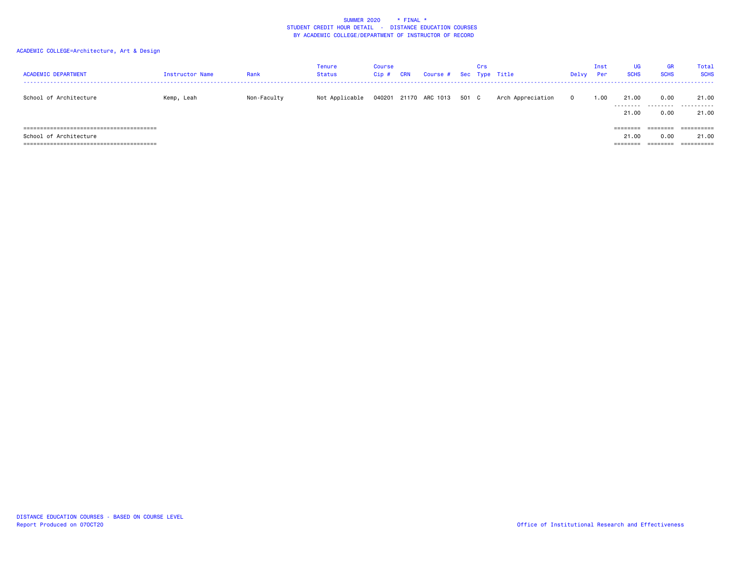SUMMER 2020 * FINAL *
STUDENT CREDIT HOUR DETAIL - DISTANCE EDUCATION COURSES
BY ACADEMIC COLLEGE/DEPARTMENT OF INSTRUCTOR OF RECORD

ACADEMIC COLLEGE=Architecture, Art & Design

| ACADEMIC DEPARTMENT | Instructor Name | Rank | Tenure Status | Course Cip # | CRN | Course # | Sec | Crs Type | Title | Delvy | Inst Per | UG SCHS | GR SCHS | Total SCHS |
|---|---|---|---|---|---|---|---|---|---|---|---|---|---|---|
| School of Architecture | Kemp, Leah | Non-Faculty | Not Applicable | 040201 | 21170 | ARC 1013 | 501 | C | Arch Appreciation | 0 | 1.00 | 21.00 | 0.00 | 21.00 |
| | | | | | | | | | | | | 21.00 | 0.00 | 21.00 |
| School of Architecture | | | | | | | | | | | | 21.00 | 0.00 | 21.00 |

DISTANCE EDUCATION COURSES - BASED ON COURSE LEVEL
Report Produced on 07OCT20

Office of Institutional Research and Effectiveness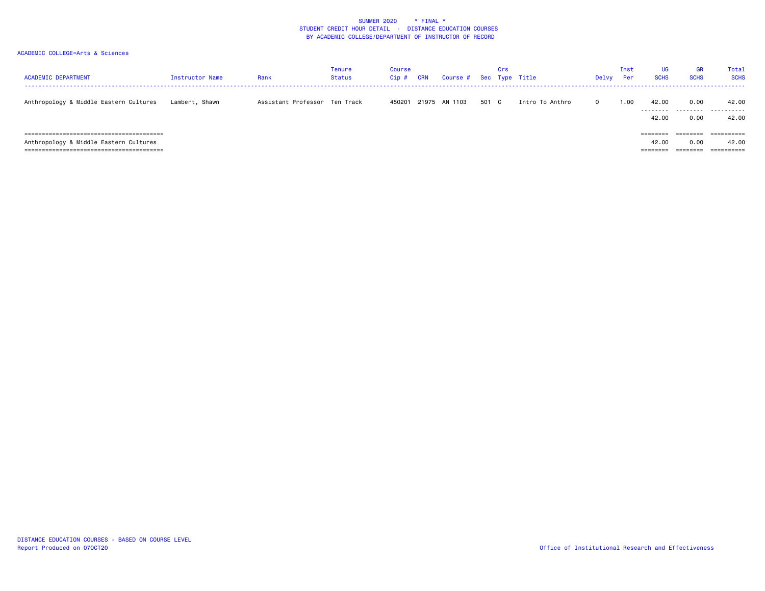SUMMER 2020 * FINAL *
STUDENT CREDIT HOUR DETAIL - DISTANCE EDUCATION COURSES
BY ACADEMIC COLLEGE/DEPARTMENT OF INSTRUCTOR OF RECORD

ACADEMIC COLLEGE=Arts & Sciences

| ACADEMIC DEPARTMENT | Instructor Name | Rank | Tenure Status | Course Cip # | CRN | Course # | Sec | Crs Type | Title | Delvy | Inst Per | UG SCHS | GR SCHS | Total SCHS |
|---|---|---|---|---|---|---|---|---|---|---|---|---|---|---|
| Anthropology & Middle Eastern Cultures | Lambert, Shawn | Assistant Professor | Ten Track | 450201 | 21975 | AN 1103 | 501 | C | Intro To Anthro | O | 1.00 | 42.00 | 0.00 | 42.00 |
| | | | | | | | | | | | | 42.00 | 0.00 | 42.00 |
| Anthropology & Middle Eastern Cultures | | | | | | | | | | | | 42.00 | 0.00 | 42.00 |

DISTANCE EDUCATION COURSES - BASED ON COURSE LEVEL
Report Produced on 07OCT20

Office of Institutional Research and Effectiveness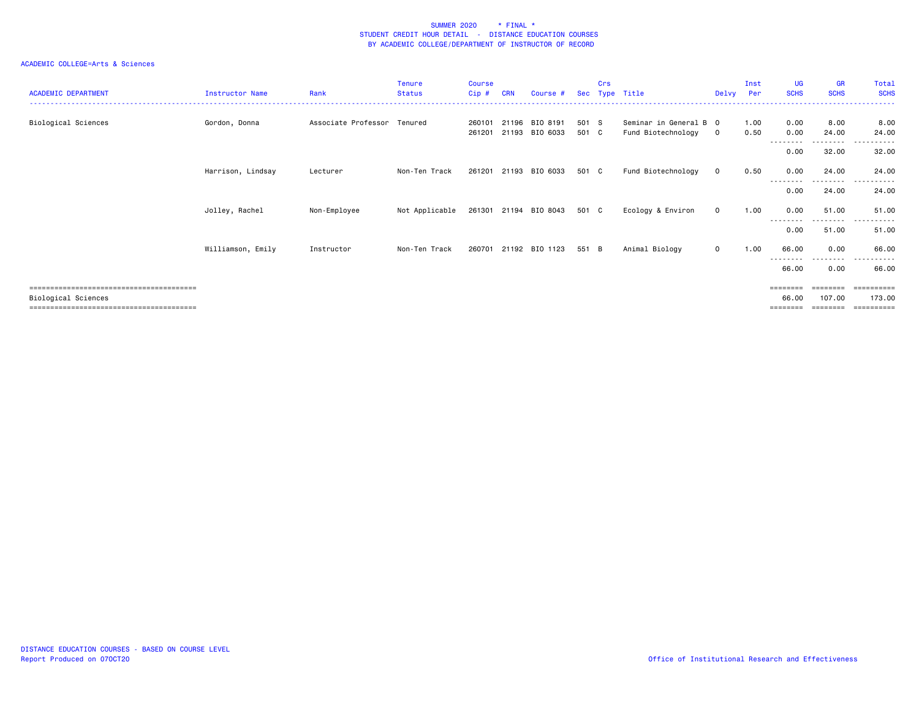SUMMER 2020 * FINAL *
STUDENT CREDIT HOUR DETAIL - DISTANCE EDUCATION COURSES
BY ACADEMIC COLLEGE/DEPARTMENT OF INSTRUCTOR OF RECORD

ACADEMIC COLLEGE=Arts & Sciences

| ACADEMIC DEPARTMENT | Instructor Name | Rank | Tenure Status | Course Cip # | CRN | Course # | Sec | Crs Type | Title | Delvy | Inst Per | UG SCHS | GR SCHS | Total SCHS |
|---|---|---|---|---|---|---|---|---|---|---|---|---|---|---|
| Biological Sciences | Gordon, Donna | Associate Professor | Tenured | 260101 | 21196 | BIO 8191 | 501 | S | Seminar in General B | O | 1.00 | 0.00 | 8.00 | 8.00 |
| | | | | 261201 | 21193 | BIO 6033 | 501 | C | Fund Biotechnology | O | 0.50 | 0.00 | 24.00 | 24.00 |
| | | | | | | | | | | | | 0.00 | 32.00 | 32.00 |
| | Harrison, Lindsay | Lecturer | Non-Ten Track | 261201 | 21193 | BIO 6033 | 501 | C | Fund Biotechnology | O | 0.50 | 0.00 | 24.00 | 24.00 |
| | | | | | | | | | | | | 0.00 | 24.00 | 24.00 |
| | Jolley, Rachel | Non-Employee | Not Applicable | 261301 | 21194 | BIO 8043 | 501 | C | Ecology & Environ | O | 1.00 | 0.00 | 51.00 | 51.00 |
| | | | | | | | | | | | | 0.00 | 51.00 | 51.00 |
| | Williamson, Emily | Instructor | Non-Ten Track | 260701 | 21192 | BIO 1123 | 551 | B | Animal Biology | O | 1.00 | 66.00 | 0.00 | 66.00 |
| | | | | | | | | | | | | 66.00 | 0.00 | 66.00 |
| Biological Sciences | | | | | | | | | | | | 66.00 | 107.00 | 173.00 |

DISTANCE EDUCATION COURSES - BASED ON COURSE LEVEL
Report Produced on 07OCT20

Office of Institutional Research and Effectiveness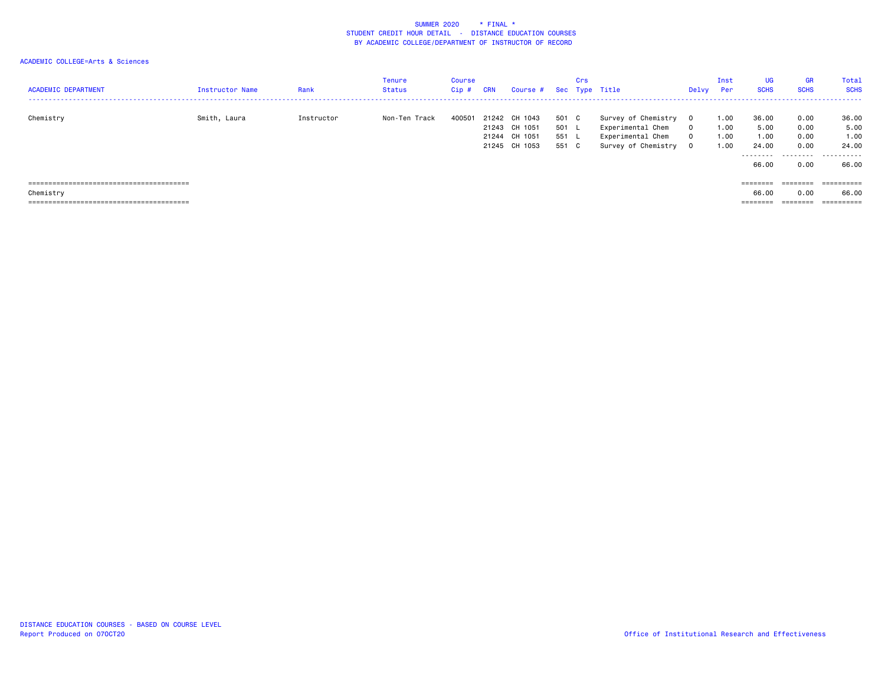SUMMER 2020 * FINAL *
STUDENT CREDIT HOUR DETAIL - DISTANCE EDUCATION COURSES
BY ACADEMIC COLLEGE/DEPARTMENT OF INSTRUCTOR OF RECORD

ACADEMIC COLLEGE=Arts & Sciences

| ACADEMIC DEPARTMENT | Instructor Name | Rank | Tenure Status | Course Cip # | CRN | Course # | Sec | Crs Type | Title | Delvy | Inst Per | UG SCHS | GR SCHS | Total SCHS |
|---|---|---|---|---|---|---|---|---|---|---|---|---|---|---|
| Chemistry | Smith, Laura | Instructor | Non-Ten Track | 400501 | 21242 | CH 1043 | 501 | C | Survey of Chemistry | O | 1.00 | 36.00 | 0.00 | 36.00 |
| | | | | | 21243 | CH 1051 | 501 | L | Experimental Chem | O | 1.00 | 5.00 | 0.00 | 5.00 |
| | | | | | 21244 | CH 1051 | 551 | L | Experimental Chem | O | 1.00 | 1.00 | 0.00 | 1.00 |
| | | | | | 21245 | CH 1053 | 551 | C | Survey of Chemistry | O | 1.00 | 24.00 | 0.00 | 24.00 |
| | | | | | | | | | | | | 66.00 | 0.00 | 66.00 |
| Chemistry | | | | | | | | | | | | 66.00 | 0.00 | 66.00 |

DISTANCE EDUCATION COURSES - BASED ON COURSE LEVEL
Report Produced on 07OCT20

Office of Institutional Research and Effectiveness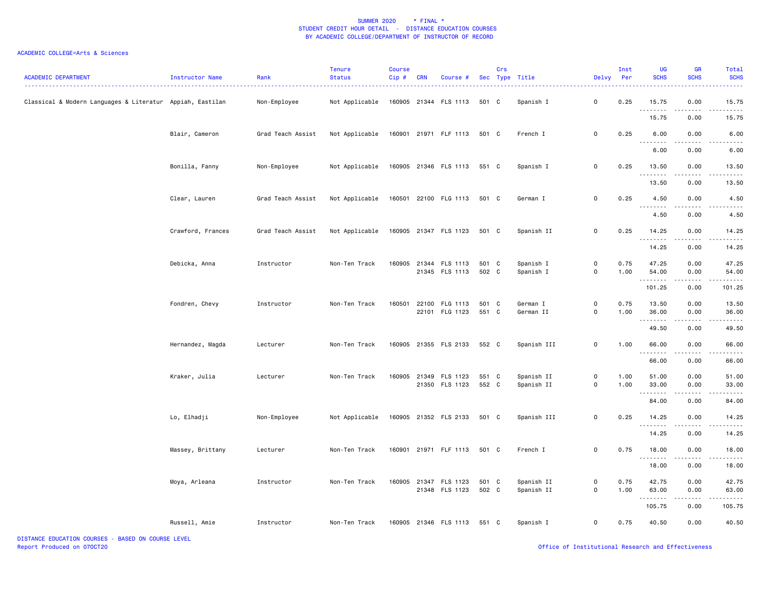SUMMER 2020 * FINAL *
STUDENT CREDIT HOUR DETAIL - DISTANCE EDUCATION COURSES
BY ACADEMIC COLLEGE/DEPARTMENT OF INSTRUCTOR OF RECORD

ACADEMIC COLLEGE=Arts & Sciences

| ACADEMIC DEPARTMENT | Instructor Name | Rank | Tenure Status | Course Cip # | CRN | Course # | Sec | Crs Type | Title | Delvy | Inst Per | UG SCHS | GR SCHS | Total SCHS |
|---|---|---|---|---|---|---|---|---|---|---|---|---|---|---|
| Classical & Modern Languages & Literatur | Appiah, Eastilan | Non-Employee | Not Applicable | 160905 | 21344 | FLS 1113 | 501 | C | Spanish I | O | 0.25 | 15.75 | 0.00 | 15.75 |
| | | | | | | | | | | | | 15.75 | 0.00 | 15.75 |
| | Blair, Cameron | Grad Teach Assist | Not Applicable | 160901 | 21971 | FLF 1113 | 501 | C | French I | O | 0.25 | 6.00 | 0.00 | 6.00 |
| | | | | | | | | | | | | 6.00 | 0.00 | 6.00 |
| | Bonilla, Fanny | Non-Employee | Not Applicable | 160905 | 21346 | FLS 1113 | 551 | C | Spanish I | O | 0.25 | 13.50 | 0.00 | 13.50 |
| | | | | | | | | | | | | 13.50 | 0.00 | 13.50 |
| | Clear, Lauren | Grad Teach Assist | Not Applicable | 160501 | 22100 | FLG 1113 | 501 | C | German I | O | 0.25 | 4.50 | 0.00 | 4.50 |
| | | | | | | | | | | | | 4.50 | 0.00 | 4.50 |
| | Crawford, Frances | Grad Teach Assist | Not Applicable | 160905 | 21347 | FLS 1123 | 501 | C | Spanish II | O | 0.25 | 14.25 | 0.00 | 14.25 |
| | | | | | | | | | | | | 14.25 | 0.00 | 14.25 |
| | Debicka, Anna | Instructor | Non-Ten Track | 160905 | 21344 | FLS 1113 | 501 | C | Spanish I | O | 0.75 | 47.25 | 0.00 | 47.25 |
| | | | | | 21345 | FLS 1113 | 502 | C | Spanish I | O | 1.00 | 54.00 | 0.00 | 54.00 |
| | | | | | | | | | | | | 101.25 | 0.00 | 101.25 |
| | Fondren, Chevy | Instructor | Non-Ten Track | 160501 | 22100 | FLG 1113 | 501 | C | German I | O | 0.75 | 13.50 | 0.00 | 13.50 |
| | | | | | 22101 | FLG 1123 | 551 | C | German II | O | 1.00 | 36.00 | 0.00 | 36.00 |
| | | | | | | | | | | | | 49.50 | 0.00 | 49.50 |
| | Hernandez, Magda | Lecturer | Non-Ten Track | 160905 | 21355 | FLS 2133 | 552 | C | Spanish III | O | 1.00 | 66.00 | 0.00 | 66.00 |
| | | | | | | | | | | | | 66.00 | 0.00 | 66.00 |
| | Kraker, Julia | Lecturer | Non-Ten Track | 160905 | 21349 | FLS 1123 | 551 | C | Spanish II | O | 1.00 | 51.00 | 0.00 | 51.00 |
| | | | | | 21350 | FLS 1123 | 552 | C | Spanish II | O | 1.00 | 33.00 | 0.00 | 33.00 |
| | | | | | | | | | | | | 84.00 | 0.00 | 84.00 |
| | Lo, Elhadji | Non-Employee | Not Applicable | 160905 | 21352 | FLS 2133 | 501 | C | Spanish III | O | 0.25 | 14.25 | 0.00 | 14.25 |
| | | | | | | | | | | | | 14.25 | 0.00 | 14.25 |
| | Massey, Brittany | Lecturer | Non-Ten Track | 160901 | 21971 | FLF 1113 | 501 | C | French I | O | 0.75 | 18.00 | 0.00 | 18.00 |
| | | | | | | | | | | | | 18.00 | 0.00 | 18.00 |
| | Moya, Arleana | Instructor | Non-Ten Track | 160905 | 21347 | FLS 1123 | 501 | C | Spanish II | O | 0.75 | 42.75 | 0.00 | 42.75 |
| | | | | | 21348 | FLS 1123 | 502 | C | Spanish II | O | 1.00 | 63.00 | 0.00 | 63.00 |
| | | | | | | | | | | | | 105.75 | 0.00 | 105.75 |
| | Russell, Amie | Instructor | Non-Ten Track | 160905 | 21346 | FLS 1113 | 551 | C | Spanish I | O | 0.75 | 40.50 | 0.00 | 40.50 |

DISTANCE EDUCATION COURSES - BASED ON COURSE LEVEL
Report Produced on 07OCT20

Office of Institutional Research and Effectiveness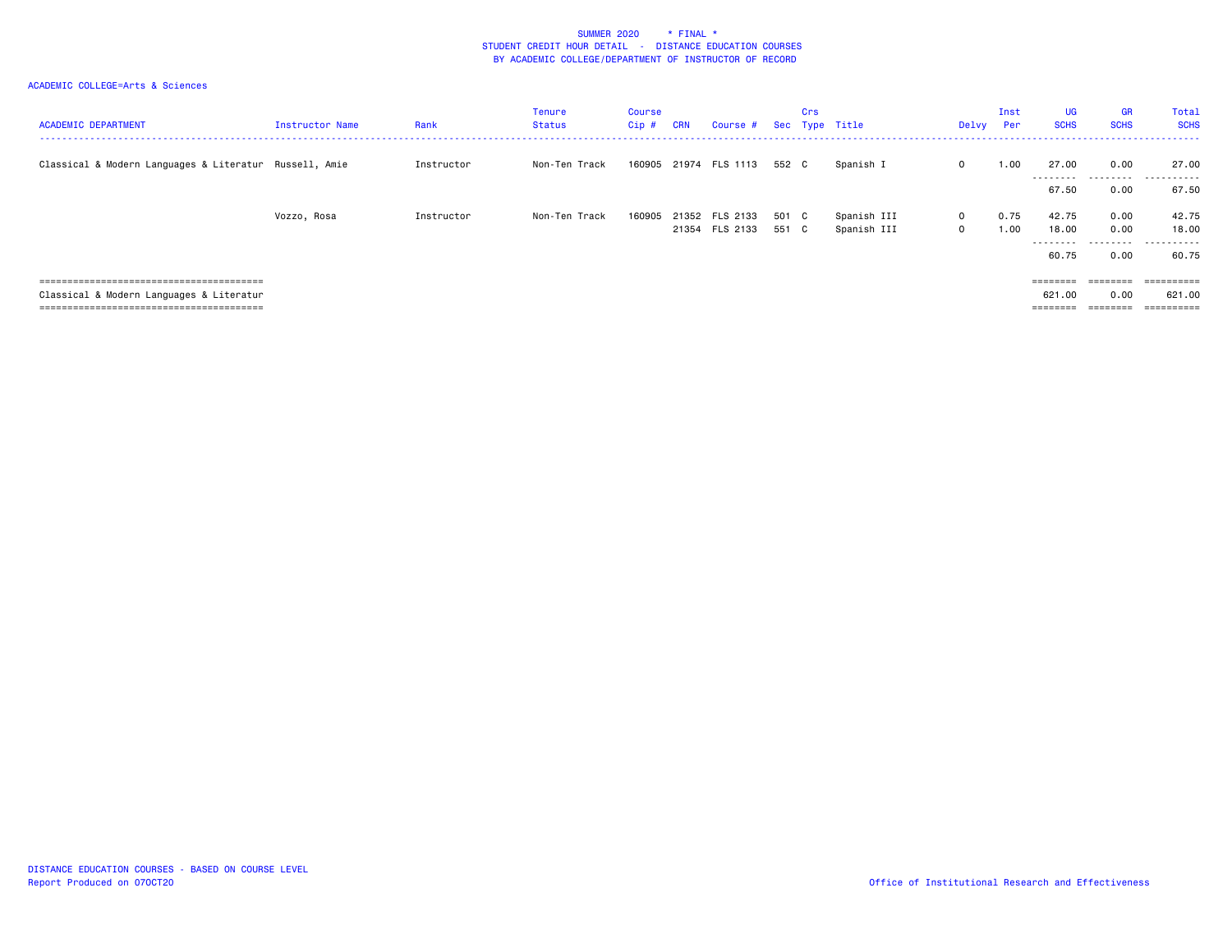SUMMER 2020 * FINAL *
STUDENT CREDIT HOUR DETAIL - DISTANCE EDUCATION COURSES
BY ACADEMIC COLLEGE/DEPARTMENT OF INSTRUCTOR OF RECORD

ACADEMIC COLLEGE=Arts & Sciences

| ACADEMIC DEPARTMENT | Instructor Name | Rank | Tenure Status | Course Cip # | CRN | Course # | Sec | Crs Type | Title | Delvy | Inst Per | UG SCHS | GR SCHS | Total SCHS |
|---|---|---|---|---|---|---|---|---|---|---|---|---|---|---|
| Classical & Modern Languages & Literatur | Russell, Amie | Instructor | Non-Ten Track | 160905 | 21974 | FLS 1113 | 552 | C | Spanish I | O | 1.00 | 27.00 | 0.00 | 27.00 |
| | | | | | | | | | | | | 67.50 | 0.00 | 67.50 |
| | Vozzo, Rosa | Instructor | Non-Ten Track | 160905 | 21352 | FLS 2133 | 501 | C | Spanish III | O | 0.75 | 42.75 | 0.00 | 42.75 |
| | | | | | 21354 | FLS 2133 | 551 | C | Spanish III | O | 1.00 | 18.00 | 0.00 | 18.00 |
| | | | | | | | | | | | | 60.75 | 0.00 | 60.75 |
| Classical & Modern Languages & Literatur | | | | | | | | | | | | 621.00 | 0.00 | 621.00 |

DISTANCE EDUCATION COURSES - BASED ON COURSE LEVEL
Report Produced on 07OCT20

Office of Institutional Research and Effectiveness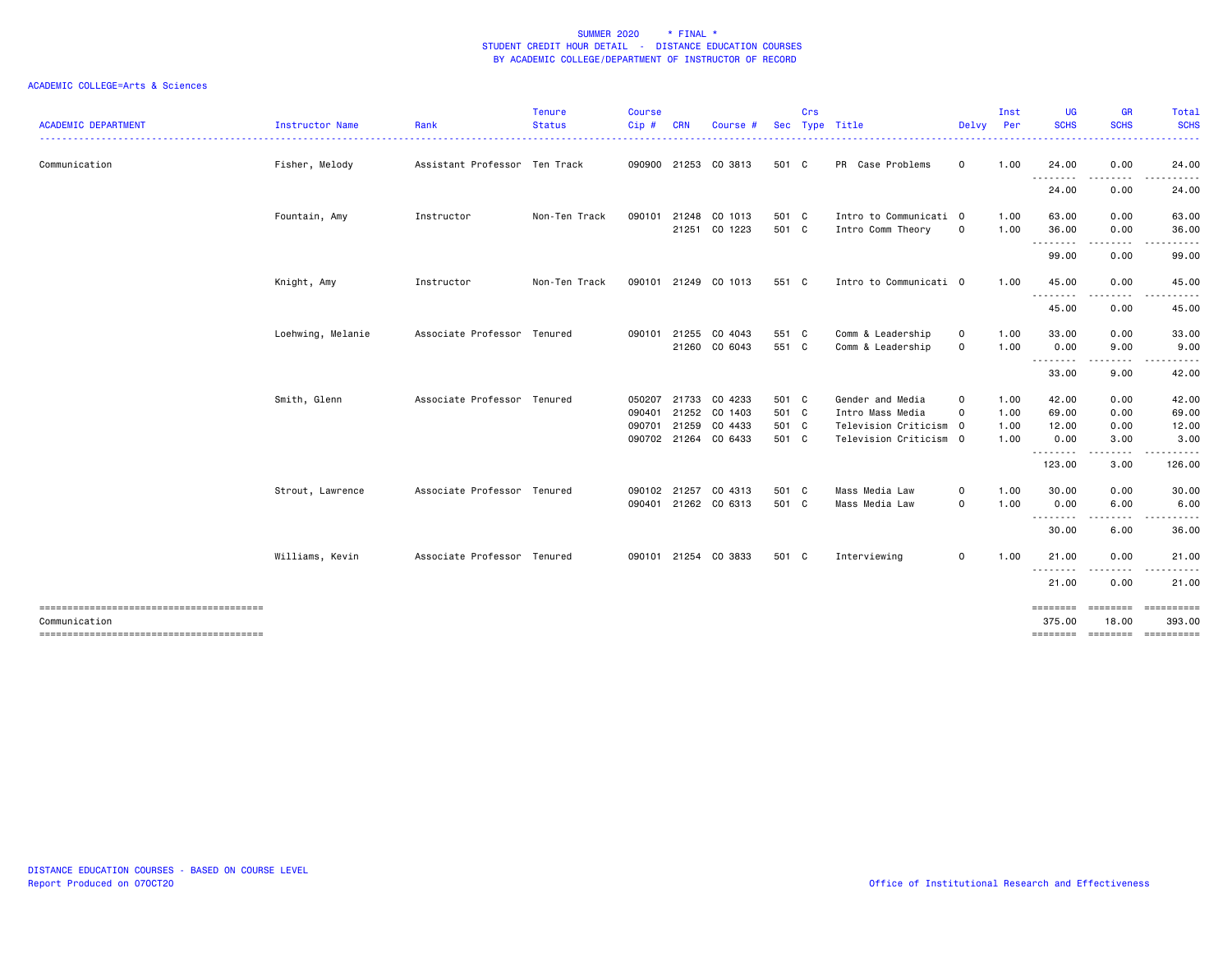SUMMER 2020 * FINAL *
STUDENT CREDIT HOUR DETAIL - DISTANCE EDUCATION COURSES
BY ACADEMIC COLLEGE/DEPARTMENT OF INSTRUCTOR OF RECORD

ACADEMIC COLLEGE=Arts & Sciences

| ACADEMIC DEPARTMENT | Instructor Name | Rank | Tenure Status | Course Cip # | CRN | Course # | Sec | Crs Type | Title | Delvy | Inst Per | UG SCHS | GR SCHS | Total SCHS |
|---|---|---|---|---|---|---|---|---|---|---|---|---|---|---|
| Communication | Fisher, Melody | Assistant Professor | Ten Track | 090900 | 21253 | CO 3813 | 501 | C | PR Case Problems | O | 1.00 | 24.00 | 0.00 | 24.00 |
| | | | | | | | | | | | | 24.00 | 0.00 | 24.00 |
| | Fountain, Amy | Instructor | Non-Ten Track | 090101 | 21248 | CO 1013 | 501 | C | Intro to Communicati | O | 1.00 | 63.00 | 0.00 | 63.00 |
| | | | | | 21251 | CO 1223 | 501 | C | Intro Comm Theory | O | 1.00 | 36.00 | 0.00 | 36.00 |
| | | | | | | | | | | | | 99.00 | 0.00 | 99.00 |
| | Knight, Amy | Instructor | Non-Ten Track | 090101 | 21249 | CO 1013 | 551 | C | Intro to Communicati | O | 1.00 | 45.00 | 0.00 | 45.00 |
| | | | | | | | | | | | | 45.00 | 0.00 | 45.00 |
| | Loehwing, Melanie | Associate Professor | Tenured | 090101 | 21255 | CO 4043 | 551 | C | Comm & Leadership | O | 1.00 | 33.00 | 0.00 | 33.00 |
| | | | | | 21260 | CO 6043 | 551 | C | Comm & Leadership | O | 1.00 | 0.00 | 9.00 | 9.00 |
| | | | | | | | | | | | | 33.00 | 9.00 | 42.00 |
| | Smith, Glenn | Associate Professor | Tenured | 050207 | 21733 | CO 4233 | 501 | C | Gender and Media | O | 1.00 | 42.00 | 0.00 | 42.00 |
| | | | | 090401 | 21252 | CO 1403 | 501 | C | Intro Mass Media | O | 1.00 | 69.00 | 0.00 | 69.00 |
| | | | | 090701 | 21259 | CO 4433 | 501 | C | Television Criticism | O | 1.00 | 12.00 | 0.00 | 12.00 |
| | | | | 090702 | 21264 | CO 6433 | 501 | C | Television Criticism | O | 1.00 | 0.00 | 3.00 | 3.00 |
| | | | | | | | | | | | | 123.00 | 3.00 | 126.00 |
| | Strout, Lawrence | Associate Professor | Tenured | 090102 | 21257 | CO 4313 | 501 | C | Mass Media Law | O | 1.00 | 30.00 | 0.00 | 30.00 |
| | | | | 090401 | 21262 | CO 6313 | 501 | C | Mass Media Law | O | 1.00 | 0.00 | 6.00 | 6.00 |
| | | | | | | | | | | | | 30.00 | 6.00 | 36.00 |
| | Williams, Kevin | Associate Professor | Tenured | 090101 | 21254 | CO 3833 | 501 | C | Interviewing | O | 1.00 | 21.00 | 0.00 | 21.00 |
| | | | | | | | | | | | | 21.00 | 0.00 | 21.00 |
| Communication | | | | | | | | | | | | 375.00 | 18.00 | 393.00 |

DISTANCE EDUCATION COURSES - BASED ON COURSE LEVEL
Report Produced on 07OCT20

Office of Institutional Research and Effectiveness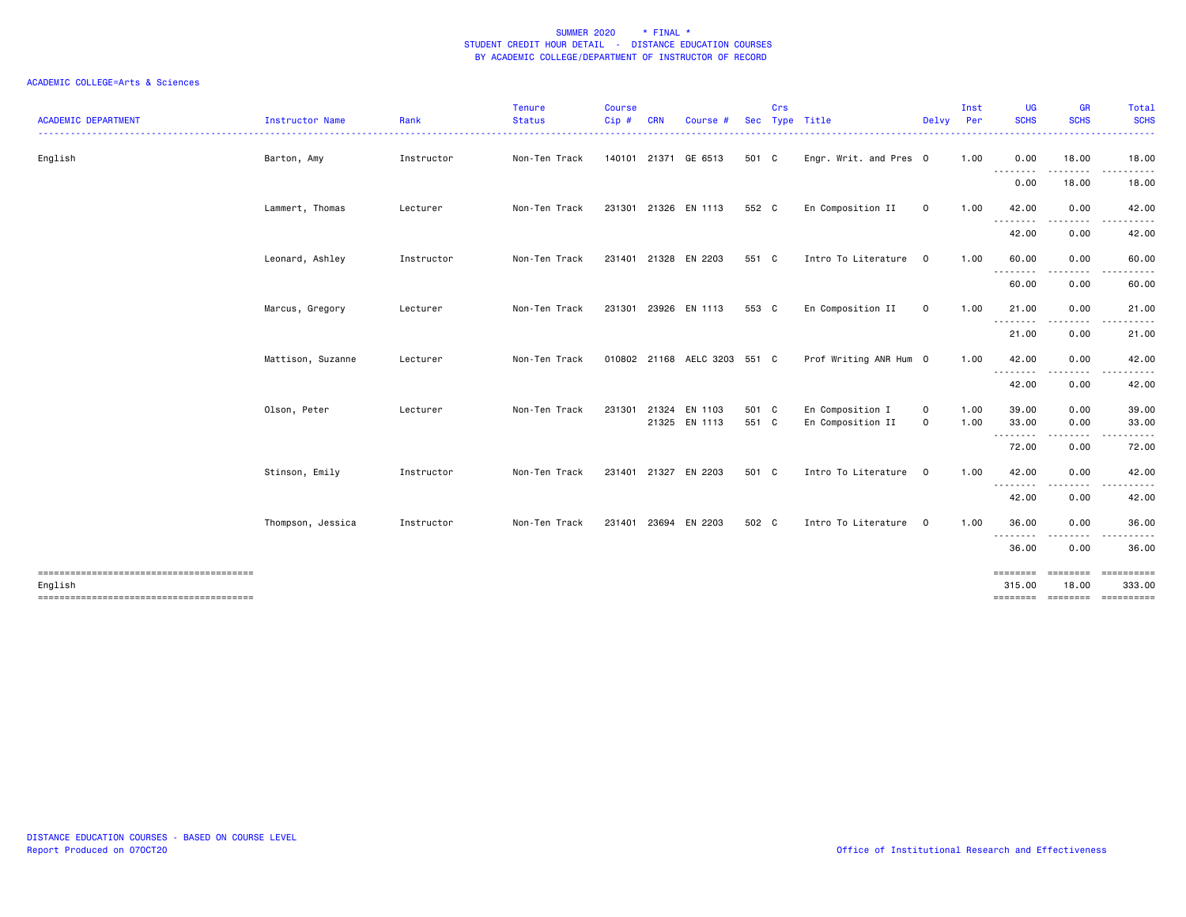SUMMER 2020 * FINAL *
STUDENT CREDIT HOUR DETAIL - DISTANCE EDUCATION COURSES
BY ACADEMIC COLLEGE/DEPARTMENT OF INSTRUCTOR OF RECORD

ACADEMIC COLLEGE=Arts & Sciences

| ACADEMIC DEPARTMENT | Instructor Name | Rank | Tenure Status | Course Cip # | CRN | Course # | Sec | Crs Type | Title | Delvy | Inst Per | UG SCHS | GR SCHS | Total SCHS |
|---|---|---|---|---|---|---|---|---|---|---|---|---|---|---|
| English | Barton, Amy | Instructor | Non-Ten Track | 140101 | 21371 | GE 6513 | 501 | C | Engr. Writ. and Pres | O | 1.00 | 0.00 | 18.00 | 18.00 |
| | | | | | | | | | | | | 0.00 | 18.00 | 18.00 |
| | Lammert, Thomas | Lecturer | Non-Ten Track | 231301 | 21326 | EN 1113 | 552 | C | En Composition II | O | 1.00 | 42.00 | 0.00 | 42.00 |
| | | | | | | | | | | | | 42.00 | 0.00 | 42.00 |
| | Leonard, Ashley | Instructor | Non-Ten Track | 231401 | 21328 | EN 2203 | 551 | C | Intro To Literature | O | 1.00 | 60.00 | 0.00 | 60.00 |
| | | | | | | | | | | | | 60.00 | 0.00 | 60.00 |
| | Marcus, Gregory | Lecturer | Non-Ten Track | 231301 | 23926 | EN 1113 | 553 | C | En Composition II | O | 1.00 | 21.00 | 0.00 | 21.00 |
| | | | | | | | | | | | | 21.00 | 0.00 | 21.00 |
| | Mattison, Suzanne | Lecturer | Non-Ten Track | 010802 | 21168 | AELC 3203 | 551 | C | Prof Writing ANR Hum | O | 1.00 | 42.00 | 0.00 | 42.00 |
| | | | | | | | | | | | | 42.00 | 0.00 | 42.00 |
| | Olson, Peter | Lecturer | Non-Ten Track | 231301 | 21324 | EN 1103 | 501 | C | En Composition I | O | 1.00 | 39.00 | 0.00 | 39.00 |
| | | | | | 21325 | EN 1113 | 551 | C | En Composition II | O | 1.00 | 33.00 | 0.00 | 33.00 |
| | | | | | | | | | | | | 72.00 | 0.00 | 72.00 |
| | Stinson, Emily | Instructor | Non-Ten Track | 231401 | 21327 | EN 2203 | 501 | C | Intro To Literature | O | 1.00 | 42.00 | 0.00 | 42.00 |
| | | | | | | | | | | | | 42.00 | 0.00 | 42.00 |
| | Thompson, Jessica | Instructor | Non-Ten Track | 231401 | 23694 | EN 2203 | 502 | C | Intro To Literature | O | 1.00 | 36.00 | 0.00 | 36.00 |
| | | | | | | | | | | | | 36.00 | 0.00 | 36.00 |
| English | | | | | | | | | | | | 315.00 | 18.00 | 333.00 |

DISTANCE EDUCATION COURSES - BASED ON COURSE LEVEL
Report Produced on 07OCT20

Office of Institutional Research and Effectiveness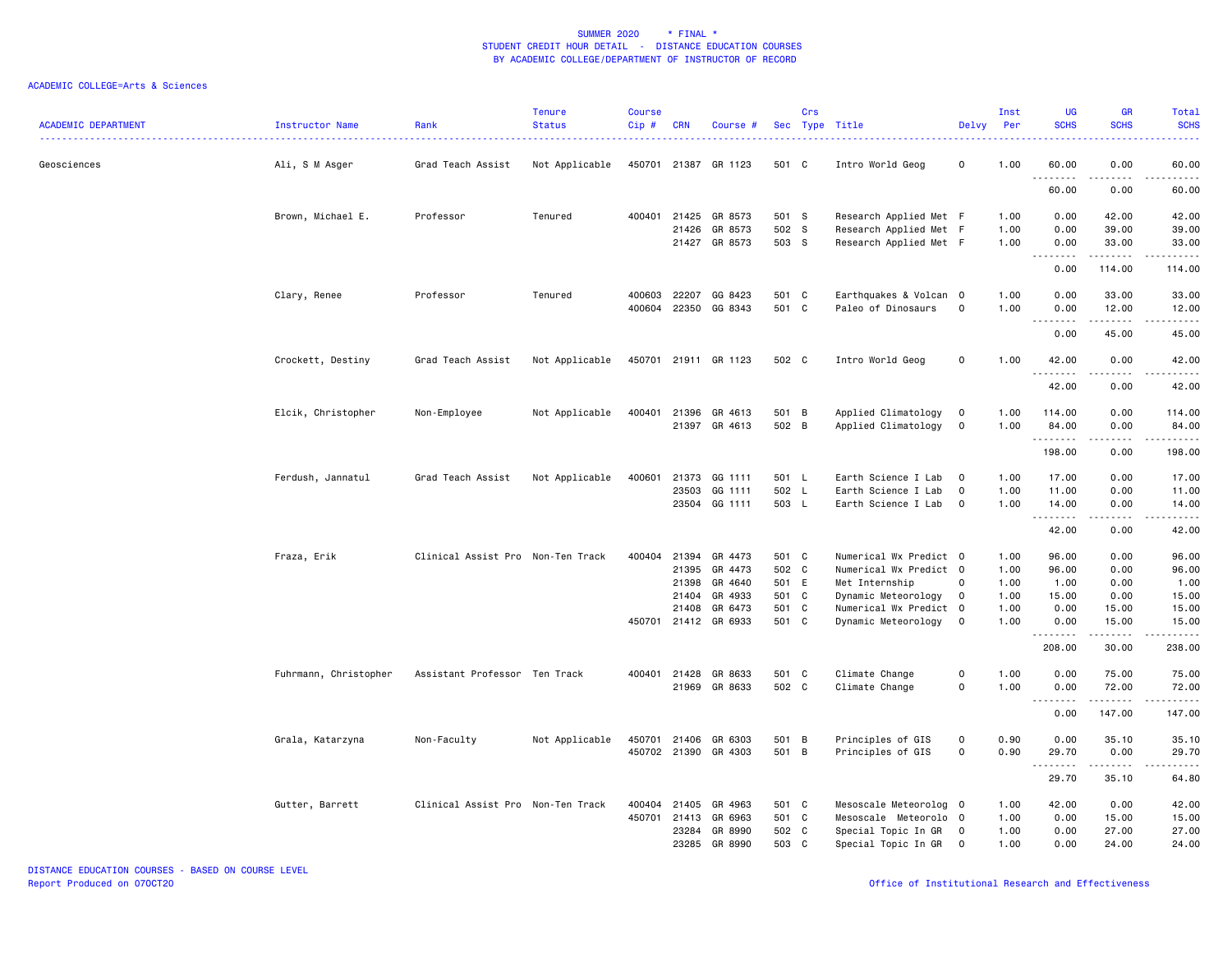SUMMER 2020 * FINAL *
STUDENT CREDIT HOUR DETAIL - DISTANCE EDUCATION COURSES
BY ACADEMIC COLLEGE/DEPARTMENT OF INSTRUCTOR OF RECORD

ACADEMIC COLLEGE=Arts & Sciences

| ACADEMIC DEPARTMENT | Instructor Name | Rank | Tenure Status | Course Cip # | CRN | Course # | Sec | Crs Type | Title | Delvy | Inst Per | UG SCHS | GR SCHS | Total SCHS |
|---|---|---|---|---|---|---|---|---|---|---|---|---|---|---|
| Geosciences | Ali, S M Asger | Grad Teach Assist | Not Applicable | 450701 | 21387 | GR 1123 | 501 | C | Intro World Geog | O | 1.00 | 60.00 | 0.00 | 60.00 |
| | | | | | | | | | | | | 60.00 | 0.00 | 60.00 |
| | Brown, Michael E. | Professor | Tenured | 400401 | 21425 | GR 8573 | 501 | S | Research Applied Met | F | 1.00 | 0.00 | 42.00 | 42.00 |
| | | | | | 21426 | GR 8573 | 502 | S | Research Applied Met | F | 1.00 | 0.00 | 39.00 | 39.00 |
| | | | | | 21427 | GR 8573 | 503 | S | Research Applied Met | F | 1.00 | 0.00 | 33.00 | 33.00 |
| | | | | | | | | | | | | 0.00 | 114.00 | 114.00 |
| | Clary, Renee | Professor | Tenured | 400603 | 22207 | GG 8423 | 501 | C | Earthquakes & Volcan | O | 1.00 | 0.00 | 33.00 | 33.00 |
| | | | | 400604 | 22350 | GG 8343 | 501 | C | Paleo of Dinosaurs | O | 1.00 | 0.00 | 12.00 | 12.00 |
| | | | | | | | | | | | | 0.00 | 45.00 | 45.00 |
| | Crockett, Destiny | Grad Teach Assist | Not Applicable | 450701 | 21911 | GR 1123 | 502 | C | Intro World Geog | O | 1.00 | 42.00 | 0.00 | 42.00 |
| | | | | | | | | | | | | 42.00 | 0.00 | 42.00 |
| | Elcik, Christopher | Non-Employee | Not Applicable | 400401 | 21396 | GR 4613 | 501 | B | Applied Climatology | O | 1.00 | 114.00 | 0.00 | 114.00 |
| | | | | | 21397 | GR 4613 | 502 | B | Applied Climatology | O | 1.00 | 84.00 | 0.00 | 84.00 |
| | | | | | | | | | | | | 198.00 | 0.00 | 198.00 |
| | Ferdush, Jannatul | Grad Teach Assist | Not Applicable | 400601 | 21373 | GG 1111 | 501 | L | Earth Science I Lab | O | 1.00 | 17.00 | 0.00 | 17.00 |
| | | | | | 23503 | GG 1111 | 502 | L | Earth Science I Lab | O | 1.00 | 11.00 | 0.00 | 11.00 |
| | | | | | 23504 | GG 1111 | 503 | L | Earth Science I Lab | O | 1.00 | 14.00 | 0.00 | 14.00 |
| | | | | | | | | | | | | 42.00 | 0.00 | 42.00 |
| | Fraza, Erik | Clinical Assist Pro | Non-Ten Track | 400404 | 21394 | GR 4473 | 501 | C | Numerical Wx Predict | O | 1.00 | 96.00 | 0.00 | 96.00 |
| | | | | | 21395 | GR 4473 | 502 | C | Numerical Wx Predict | O | 1.00 | 96.00 | 0.00 | 96.00 |
| | | | | | 21398 | GR 4640 | 501 | E | Met Internship | O | 1.00 | 1.00 | 0.00 | 1.00 |
| | | | | | 21404 | GR 4933 | 501 | C | Dynamic Meteorology | O | 1.00 | 15.00 | 0.00 | 15.00 |
| | | | | | 21408 | GR 6473 | 501 | C | Numerical Wx Predict | O | 1.00 | 0.00 | 15.00 | 15.00 |
| | | | | 450701 | 21412 | GR 6933 | 501 | C | Dynamic Meteorology | O | 1.00 | 0.00 | 15.00 | 15.00 |
| | | | | | | | | | | | | 208.00 | 30.00 | 238.00 |
| | Fuhrmann, Christopher | Assistant Professor | Ten Track | 400401 | 21428 | GR 8633 | 501 | C | Climate Change | O | 1.00 | 0.00 | 75.00 | 75.00 |
| | | | | | 21969 | GR 8633 | 502 | C | Climate Change | O | 1.00 | 0.00 | 72.00 | 72.00 |
| | | | | | | | | | | | | 0.00 | 147.00 | 147.00 |
| | Grala, Katarzyna | Non-Faculty | Not Applicable | 450701 | 21406 | GR 6303 | 501 | B | Principles of GIS | O | 0.90 | 0.00 | 35.10 | 35.10 |
| | | | | 450702 | 21390 | GR 4303 | 501 | B | Principles of GIS | O | 0.90 | 29.70 | 0.00 | 29.70 |
| | | | | | | | | | | | | 29.70 | 35.10 | 64.80 |
| | Gutter, Barrett | Clinical Assist Pro | Non-Ten Track | 400404 | 21405 | GR 4963 | 501 | C | Mesoscale Meteorolog | O | 1.00 | 42.00 | 0.00 | 42.00 |
| | | | | 450701 | 21413 | GR 6963 | 501 | C | Mesoscale Meteorolo | O | 1.00 | 0.00 | 15.00 | 15.00 |
| | | | | | 23284 | GR 8990 | 502 | C | Special Topic In GR | O | 1.00 | 0.00 | 27.00 | 27.00 |
| | | | | | 23285 | GR 8990 | 503 | C | Special Topic In GR | O | 1.00 | 0.00 | 24.00 | 24.00 |

DISTANCE EDUCATION COURSES - BASED ON COURSE LEVEL
Report Produced on 07OCT20
Office of Institutional Research and Effectiveness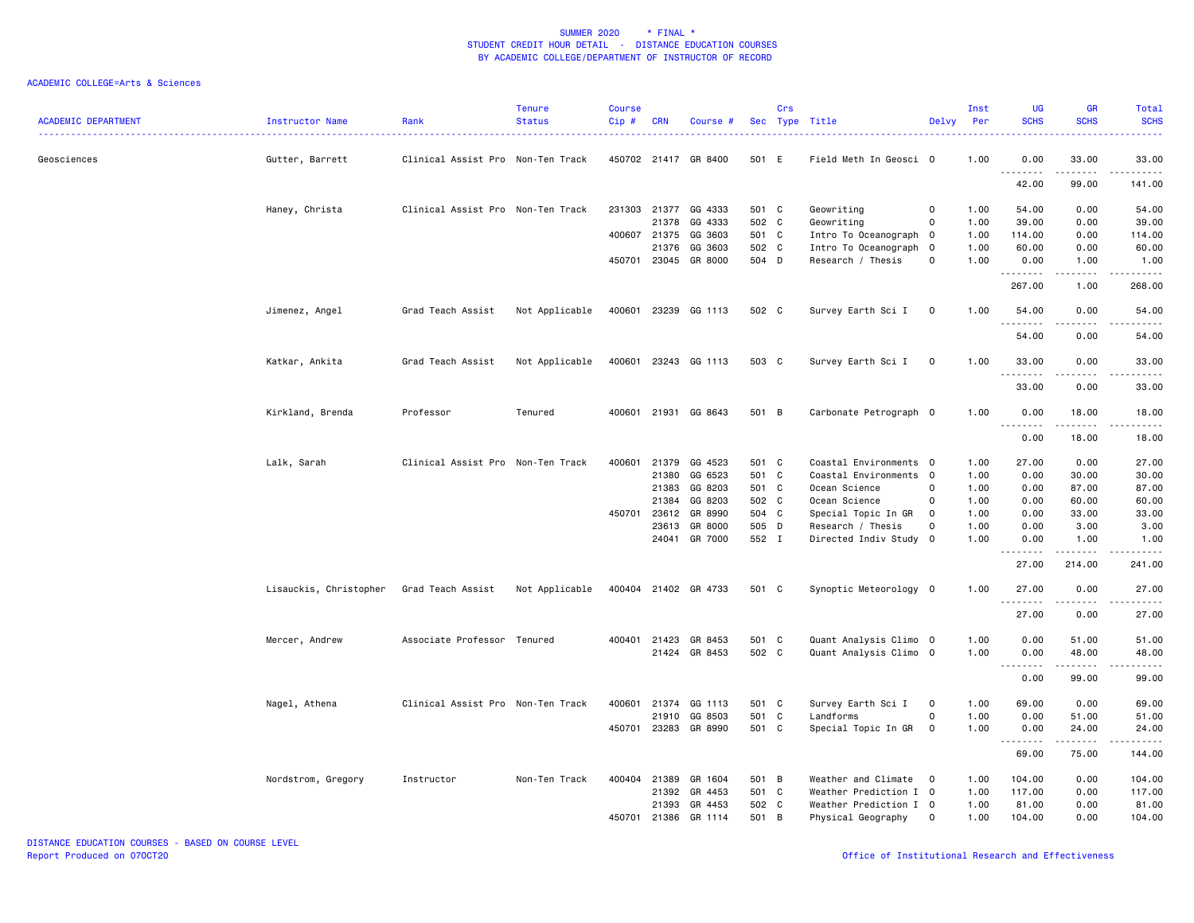SUMMER 2020 * FINAL *
STUDENT CREDIT HOUR DETAIL - DISTANCE EDUCATION COURSES
BY ACADEMIC COLLEGE/DEPARTMENT OF INSTRUCTOR OF RECORD

ACADEMIC COLLEGE=Arts & Sciences

| ACADEMIC DEPARTMENT | Instructor Name | Rank | Tenure Status | Course Cip # | CRN | Course # | Sec | Crs Type | Title | Delvy | Inst Per | UG SCHS | GR SCHS | Total SCHS |
|---|---|---|---|---|---|---|---|---|---|---|---|---|---|---|
| Geosciences | Gutter, Barrett | Clinical Assist Pro | Non-Ten Track | 450702 | 21417 | GR 8400 | 501 | E | Field Meth In Geosci | O | 1.00 | 0.00 | 33.00 | 33.00 |
| | | | | | | | | | | | | 42.00 | 99.00 | 141.00 |
| | Haney, Christa | Clinical Assist Pro | Non-Ten Track | 231303 | 21377 | GG 4333 | 501 | C | Geowriting | O | 1.00 | 54.00 | 0.00 | 54.00 |
| | | | | | 21378 | GG 4333 | 502 | C | Geowriting | O | 1.00 | 39.00 | 0.00 | 39.00 |
| | | | | 400607 | 21375 | GG 3603 | 501 | C | Intro To Oceanograph | O | 1.00 | 114.00 | 0.00 | 114.00 |
| | | | | | 21376 | GG 3603 | 502 | C | Intro To Oceanograph | O | 1.00 | 60.00 | 0.00 | 60.00 |
| | | | | 450701 | 23045 | GR 8000 | 504 | D | Research / Thesis | O | 1.00 | 0.00 | 1.00 | 1.00 |
| | | | | | | | | | | | | 267.00 | 1.00 | 268.00 |
| | Jimenez, Angel | Grad Teach Assist | Not Applicable | 400601 | 23239 | GG 1113 | 502 | C | Survey Earth Sci I | O | 1.00 | 54.00 | 0.00 | 54.00 |
| | | | | | | | | | | | | 54.00 | 0.00 | 54.00 |
| | Katkar, Ankita | Grad Teach Assist | Not Applicable | 400601 | 23243 | GG 1113 | 503 | C | Survey Earth Sci I | O | 1.00 | 33.00 | 0.00 | 33.00 |
| | | | | | | | | | | | | 33.00 | 0.00 | 33.00 |
| | Kirkland, Brenda | Professor | Tenured | 400601 | 21931 | GG 8643 | 501 | B | Carbonate Petrograph | O | 1.00 | 0.00 | 18.00 | 18.00 |
| | | | | | | | | | | | | 0.00 | 18.00 | 18.00 |
| | Lalk, Sarah | Clinical Assist Pro | Non-Ten Track | 400601 | 21379 | GG 4523 | 501 | C | Coastal Environments | O | 1.00 | 27.00 | 0.00 | 27.00 |
| | | | | | 21380 | GG 6523 | 501 | C | Coastal Environments | O | 1.00 | 0.00 | 30.00 | 30.00 |
| | | | | | 21383 | GG 8203 | 501 | C | Ocean Science | O | 1.00 | 0.00 | 87.00 | 87.00 |
| | | | | | 21384 | GG 8203 | 502 | C | Ocean Science | O | 1.00 | 0.00 | 60.00 | 60.00 |
| | | | | 450701 | 23612 | GR 8990 | 504 | C | Special Topic In GR | O | 1.00 | 0.00 | 33.00 | 33.00 |
| | | | | | 23613 | GR 8000 | 505 | D | Research / Thesis | O | 1.00 | 0.00 | 3.00 | 3.00 |
| | | | | | 24041 | GR 7000 | 552 | I | Directed Indiv Study | O | 1.00 | 0.00 | 1.00 | 1.00 |
| | | | | | | | | | | | | 27.00 | 214.00 | 241.00 |
| | Lisauckis, Christopher | Grad Teach Assist | Not Applicable | 400404 | 21402 | GR 4733 | 501 | C | Synoptic Meteorology | O | 1.00 | 27.00 | 0.00 | 27.00 |
| | | | | | | | | | | | | 27.00 | 0.00 | 27.00 |
| | Mercer, Andrew | Associate Professor | Tenured | 400401 | 21423 | GR 8453 | 501 | C | Quant Analysis Climo | O | 1.00 | 0.00 | 51.00 | 51.00 |
| | | | | | 21424 | GR 8453 | 502 | C | Quant Analysis Climo | O | 1.00 | 0.00 | 48.00 | 48.00 |
| | | | | | | | | | | | | 0.00 | 99.00 | 99.00 |
| | Nagel, Athena | Clinical Assist Pro | Non-Ten Track | 400601 | 21374 | GG 1113 | 501 | C | Survey Earth Sci I | O | 1.00 | 69.00 | 0.00 | 69.00 |
| | | | | | 21910 | GG 8503 | 501 | C | Landforms | O | 1.00 | 0.00 | 51.00 | 51.00 |
| | | | | 450701 | 23283 | GR 8990 | 501 | C | Special Topic In GR | O | 1.00 | 0.00 | 24.00 | 24.00 |
| | | | | | | | | | | | | 69.00 | 75.00 | 144.00 |
| | Nordstrom, Gregory | Instructor | Non-Ten Track | 400404 | 21389 | GR 1604 | 501 | B | Weather and Climate | O | 1.00 | 104.00 | 0.00 | 104.00 |
| | | | | | 21392 | GR 4453 | 501 | C | Weather Prediction I | O | 1.00 | 117.00 | 0.00 | 117.00 |
| | | | | | 21393 | GR 4453 | 502 | C | Weather Prediction I | O | 1.00 | 81.00 | 0.00 | 81.00 |
| | | | | 450701 | 21386 | GR 1114 | 501 | B | Physical Geography | O | 1.00 | 104.00 | 0.00 | 104.00 |

DISTANCE EDUCATION COURSES - BASED ON COURSE LEVEL
Report Produced on 07OCT20

Office of Institutional Research and Effectiveness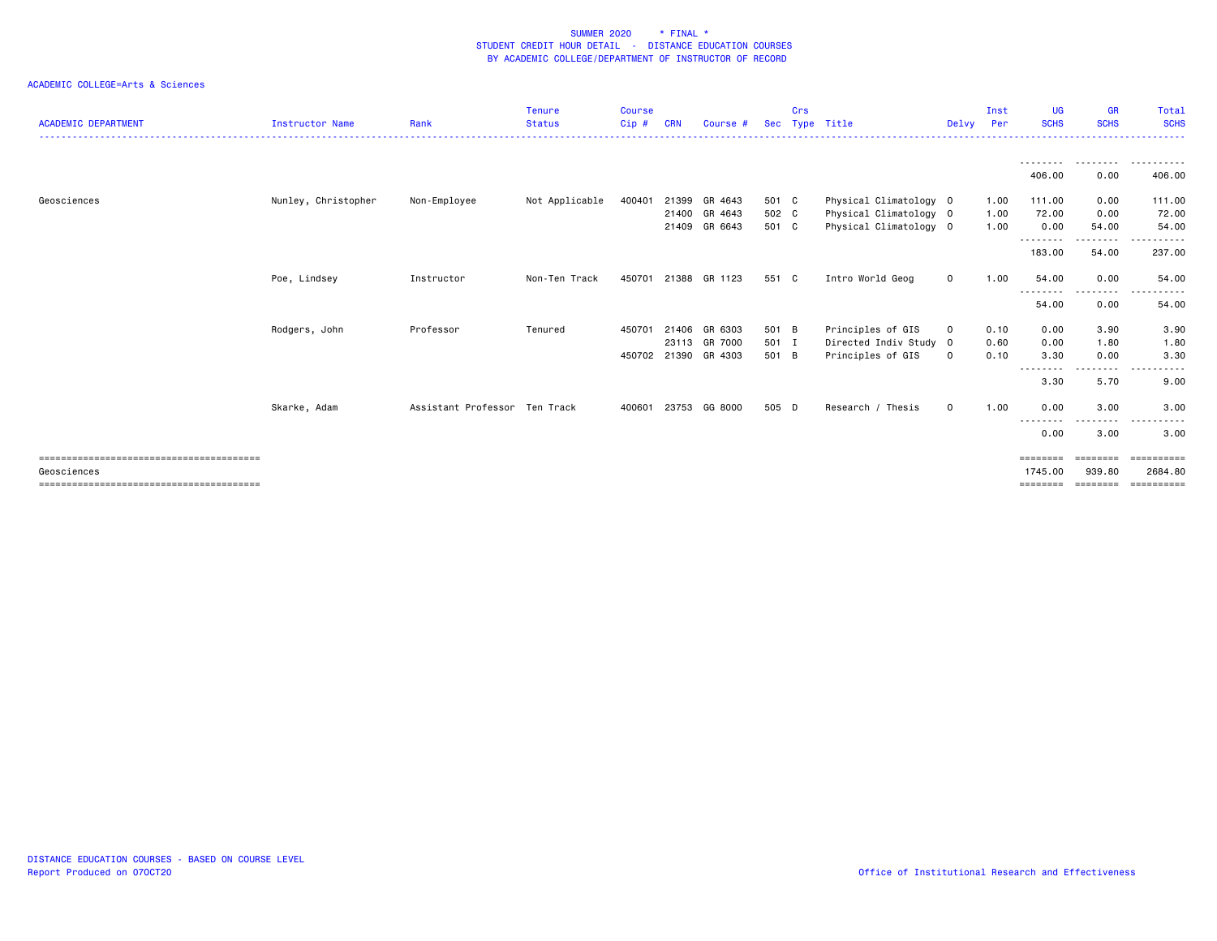SUMMER 2020 * FINAL *
STUDENT CREDIT HOUR DETAIL - DISTANCE EDUCATION COURSES
BY ACADEMIC COLLEGE/DEPARTMENT OF INSTRUCTOR OF RECORD

ACADEMIC COLLEGE=Arts & Sciences

| ACADEMIC DEPARTMENT | Instructor Name | Rank | Tenure Status | Course Cip # | CRN | Course # | Sec | Crs Type | Title | Delvy | Inst Per | UG SCHS | GR SCHS | Total SCHS |
|---|---|---|---|---|---|---|---|---|---|---|---|---|---|---|
| | | | | | | | | | | | | 406.00 | 0.00 | 406.00 |
| Geosciences | Nunley, Christopher | Non-Employee | Not Applicable | 400401 | 21399 | GR 4643 | 501 | C | Physical Climatology | O | 1.00 | 111.00 | 0.00 | 111.00 |
| | | | | | 21400 | GR 4643 | 502 | C | Physical Climatology | O | 1.00 | 72.00 | 0.00 | 72.00 |
| | | | | | 21409 | GR 6643 | 501 | C | Physical Climatology | O | 1.00 | 0.00 | 54.00 | 54.00 |
| | | | | | | | | | | | | 183.00 | 54.00 | 237.00 |
| | Poe, Lindsey | Instructor | Non-Ten Track | 450701 | 21388 | GR 1123 | 551 | C | Intro World Geog | O | 1.00 | 54.00 | 0.00 | 54.00 |
| | | | | | | | | | | | | 54.00 | 0.00 | 54.00 |
| | Rodgers, John | Professor | Tenured | 450701 | 21406 | GR 6303 | 501 | B | Principles of GIS | O | 0.10 | 0.00 | 3.90 | 3.90 |
| | | | | | 23113 | GR 7000 | 501 | I | Directed Indiv Study | O | 0.60 | 0.00 | 1.80 | 1.80 |
| | | | | 450702 | 21390 | GR 4303 | 501 | B | Principles of GIS | O | 0.10 | 3.30 | 0.00 | 3.30 |
| | | | | | | | | | | | | 3.30 | 5.70 | 9.00 |
| | Skarke, Adam | Assistant Professor | Ten Track | 400601 | 23753 | GG 8000 | 505 | D | Research / Thesis | O | 1.00 | 0.00 | 3.00 | 3.00 |
| | | | | | | | | | | | | 0.00 | 3.00 | 3.00 |
| Geosciences | | | | | | | | | | | | 1745.00 | 939.80 | 2684.80 |

DISTANCE EDUCATION COURSES - BASED ON COURSE LEVEL
Report Produced on 07OCT20

Office of Institutional Research and Effectiveness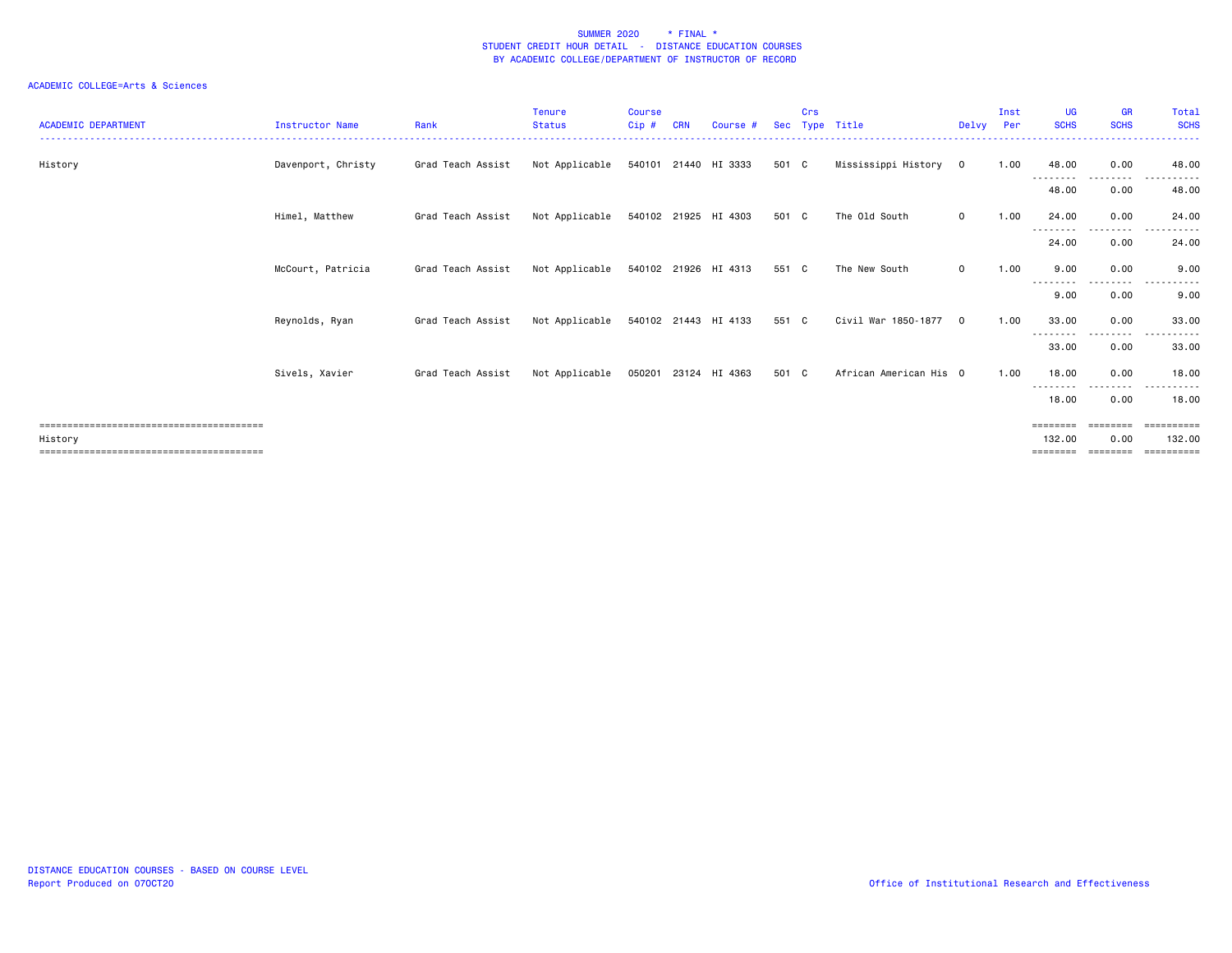SUMMER 2020 * FINAL *
STUDENT CREDIT HOUR DETAIL - DISTANCE EDUCATION COURSES
BY ACADEMIC COLLEGE/DEPARTMENT OF INSTRUCTOR OF RECORD

ACADEMIC COLLEGE=Arts & Sciences

| ACADEMIC DEPARTMENT | Instructor Name | Rank | Tenure Status | Course Cip # | CRN | Course # | Sec | Crs Type | Title | Delvy | Inst Per | UG SCHS | GR SCHS | Total SCHS |
|---|---|---|---|---|---|---|---|---|---|---|---|---|---|---|
| History | Davenport, Christy | Grad Teach Assist | Not Applicable | 540101 | 21440 | HI 3333 | 501 | C | Mississippi History | O | 1.00 | 48.00 | 0.00 | 48.00 |
| | | | | | | | | | | | | 48.00 | 0.00 | 48.00 |
| | Himel, Matthew | Grad Teach Assist | Not Applicable | 540102 | 21925 | HI 4303 | 501 | C | The Old South | O | 1.00 | 24.00 | 0.00 | 24.00 |
| | | | | | | | | | | | | 24.00 | 0.00 | 24.00 |
| | McCourt, Patricia | Grad Teach Assist | Not Applicable | 540102 | 21926 | HI 4313 | 551 | C | The New South | O | 1.00 | 9.00 | 0.00 | 9.00 |
| | | | | | | | | | | | | 9.00 | 0.00 | 9.00 |
| | Reynolds, Ryan | Grad Teach Assist | Not Applicable | 540102 | 21443 | HI 4133 | 551 | C | Civil War 1850-1877 | O | 1.00 | 33.00 | 0.00 | 33.00 |
| | | | | | | | | | | | | 33.00 | 0.00 | 33.00 |
| | Sivels, Xavier | Grad Teach Assist | Not Applicable | 050201 | 23124 | HI 4363 | 501 | C | African American His | O | 1.00 | 18.00 | 0.00 | 18.00 |
| | | | | | | | | | | | | 18.00 | 0.00 | 18.00 |
| History | | | | | | | | | | | | 132.00 | 0.00 | 132.00 |

DISTANCE EDUCATION COURSES - BASED ON COURSE LEVEL
Report Produced on 07OCT20

Office of Institutional Research and Effectiveness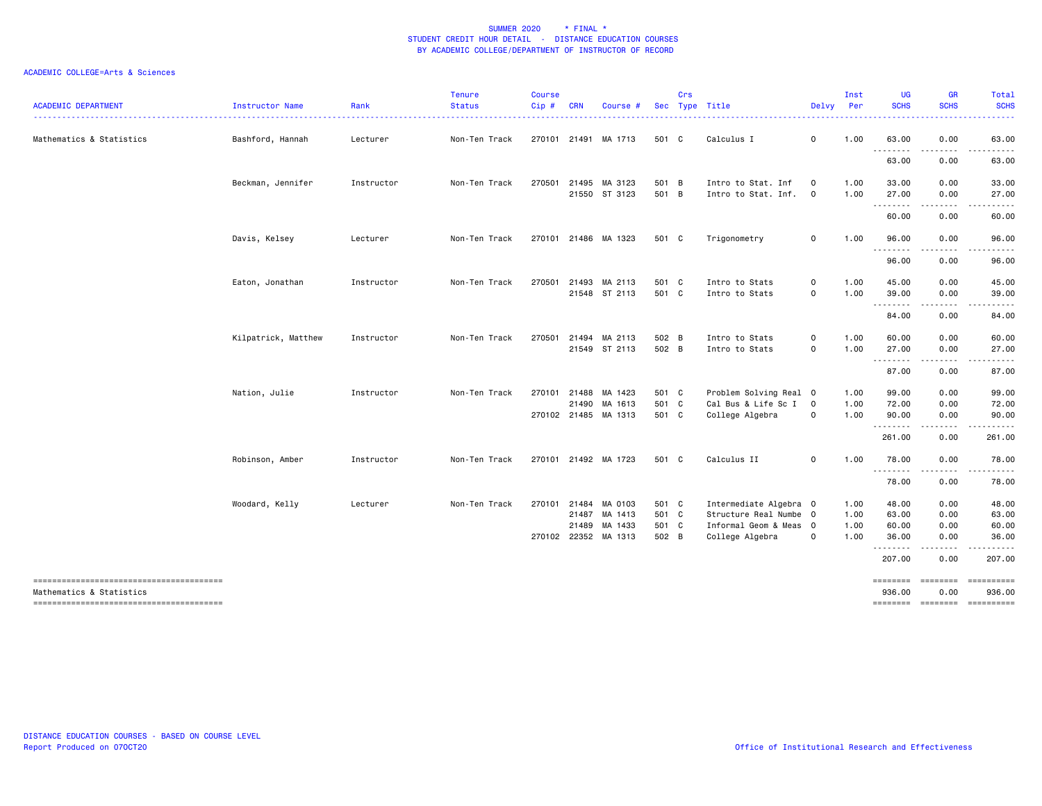SUMMER 2020 * FINAL *
STUDENT CREDIT HOUR DETAIL - DISTANCE EDUCATION COURSES
BY ACADEMIC COLLEGE/DEPARTMENT OF INSTRUCTOR OF RECORD

ACADEMIC COLLEGE=Arts & Sciences

| ACADEMIC DEPARTMENT | Instructor Name | Rank | Tenure Status | Course Cip # | CRN | Course # | Sec | Crs Type | Title | Delvy | Inst Per | UG SCHS | GR SCHS | Total SCHS |
|---|---|---|---|---|---|---|---|---|---|---|---|---|---|---|
| Mathematics & Statistics | Bashford, Hannah | Lecturer | Non-Ten Track | 270101 | 21491 | MA 1713 | 501 | C | Calculus I | O | 1.00 | 63.00 | 0.00 | 63.00 |
| | | | | | | | | | | | | 63.00 | 0.00 | 63.00 |
| | Beckman, Jennifer | Instructor | Non-Ten Track | 270501 | 21495 | MA 3123 | 501 | B | Intro to Stat. Inf | O | 1.00 | 33.00 | 0.00 | 33.00 |
| | | | | | 21550 | ST 3123 | 501 | B | Intro to Stat. Inf. | O | 1.00 | 27.00 | 0.00 | 27.00 |
| | | | | | | | | | | | | 60.00 | 0.00 | 60.00 |
| | Davis, Kelsey | Lecturer | Non-Ten Track | 270101 | 21486 | MA 1323 | 501 | C | Trigonometry | O | 1.00 | 96.00 | 0.00 | 96.00 |
| | | | | | | | | | | | | 96.00 | 0.00 | 96.00 |
| | Eaton, Jonathan | Instructor | Non-Ten Track | 270501 | 21493 | MA 2113 | 501 | C | Intro to Stats | O | 1.00 | 45.00 | 0.00 | 45.00 |
| | | | | | 21548 | ST 2113 | 501 | C | Intro to Stats | O | 1.00 | 39.00 | 0.00 | 39.00 |
| | | | | | | | | | | | | 84.00 | 0.00 | 84.00 |
| | Kilpatrick, Matthew | Instructor | Non-Ten Track | 270501 | 21494 | MA 2113 | 502 | B | Intro to Stats | O | 1.00 | 60.00 | 0.00 | 60.00 |
| | | | | | 21549 | ST 2113 | 502 | B | Intro to Stats | O | 1.00 | 27.00 | 0.00 | 27.00 |
| | | | | | | | | | | | | 87.00 | 0.00 | 87.00 |
| | Nation, Julie | Instructor | Non-Ten Track | 270101 | 21488 | MA 1423 | 501 | C | Problem Solving Real | O | 1.00 | 99.00 | 0.00 | 99.00 |
| | | | | | 21490 | MA 1613 | 501 | C | Cal Bus & Life Sc I | O | 1.00 | 72.00 | 0.00 | 72.00 |
| | | | | 270102 | 21485 | MA 1313 | 501 | C | College Algebra | O | 1.00 | 90.00 | 0.00 | 90.00 |
| | | | | | | | | | | | | 261.00 | 0.00 | 261.00 |
| | Robinson, Amber | Instructor | Non-Ten Track | 270101 | 21492 | MA 1723 | 501 | C | Calculus II | O | 1.00 | 78.00 | 0.00 | 78.00 |
| | | | | | | | | | | | | 78.00 | 0.00 | 78.00 |
| | Woodard, Kelly | Lecturer | Non-Ten Track | 270101 | 21484 | MA 0103 | 501 | C | Intermediate Algebra | O | 1.00 | 48.00 | 0.00 | 48.00 |
| | | | | | 21487 | MA 1413 | 501 | C | Structure Real Numbe | O | 1.00 | 63.00 | 0.00 | 63.00 |
| | | | | | 21489 | MA 1433 | 501 | C | Informal Geom & Meas | O | 1.00 | 60.00 | 0.00 | 60.00 |
| | | | | 270102 | 22352 | MA 1313 | 502 | B | College Algebra | O | 1.00 | 36.00 | 0.00 | 36.00 |
| | | | | | | | | | | | | 207.00 | 0.00 | 207.00 |
| Mathematics & Statistics | | | | | | | | | | | | 936.00 | 0.00 | 936.00 |

DISTANCE EDUCATION COURSES - BASED ON COURSE LEVEL
Report Produced on 07OCT20

Office of Institutional Research and Effectiveness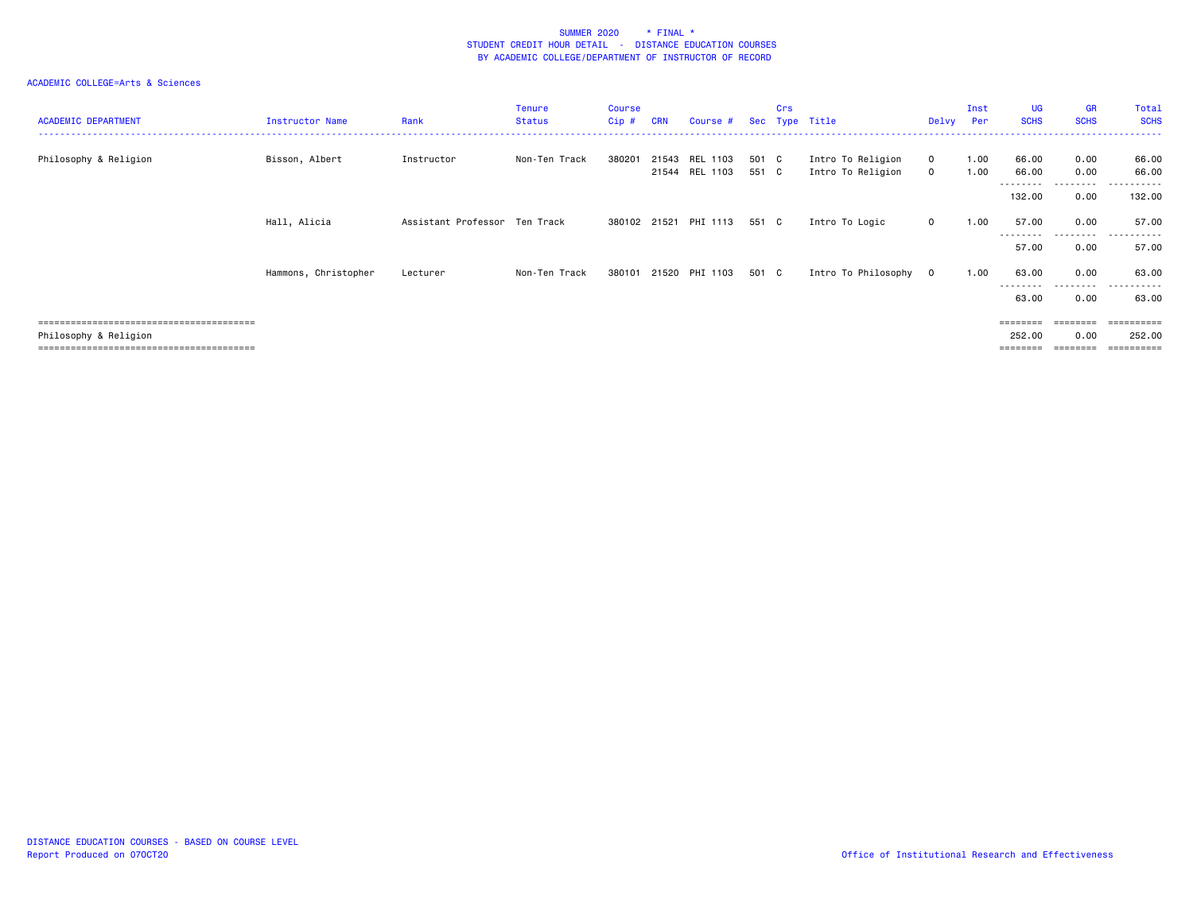SUMMER 2020 * FINAL *
STUDENT CREDIT HOUR DETAIL - DISTANCE EDUCATION COURSES
BY ACADEMIC COLLEGE/DEPARTMENT OF INSTRUCTOR OF RECORD

ACADEMIC COLLEGE=Arts & Sciences

| ACADEMIC DEPARTMENT | Instructor Name | Rank | Tenure Status | Course Cip # | CRN | Course # | Sec | Crs Type | Title | Delvy | Inst Per | UG SCHS | GR SCHS | Total SCHS |
|---|---|---|---|---|---|---|---|---|---|---|---|---|---|---|
| Philosophy & Religion | Bisson, Albert | Instructor | Non-Ten Track | 380201 | 21543 | REL 1103 | 501 | C | Intro To Religion | O | 1.00 | 66.00 | 0.00 | 66.00 |
| | | | | | 21544 | REL 1103 | 551 | C | Intro To Religion | O | 1.00 | 66.00 | 0.00 | 66.00 |
| | | | | | | | | | | | | 132.00 | 0.00 | 132.00 |
| | Hall, Alicia | Assistant Professor | Ten Track | 380102 | 21521 | PHI 1113 | 551 | C | Intro To Logic | O | 1.00 | 57.00 | 0.00 | 57.00 |
| | | | | | | | | | | | | 57.00 | 0.00 | 57.00 |
| | Hammons, Christopher | Lecturer | Non-Ten Track | 380101 | 21520 | PHI 1103 | 501 | C | Intro To Philosophy | O | 1.00 | 63.00 | 0.00 | 63.00 |
| | | | | | | | | | | | | 63.00 | 0.00 | 63.00 |
| Philosophy & Religion | | | | | | | | | | | | 252.00 | 0.00 | 252.00 |

DISTANCE EDUCATION COURSES - BASED ON COURSE LEVEL
Report Produced on 07OCT20

Office of Institutional Research and Effectiveness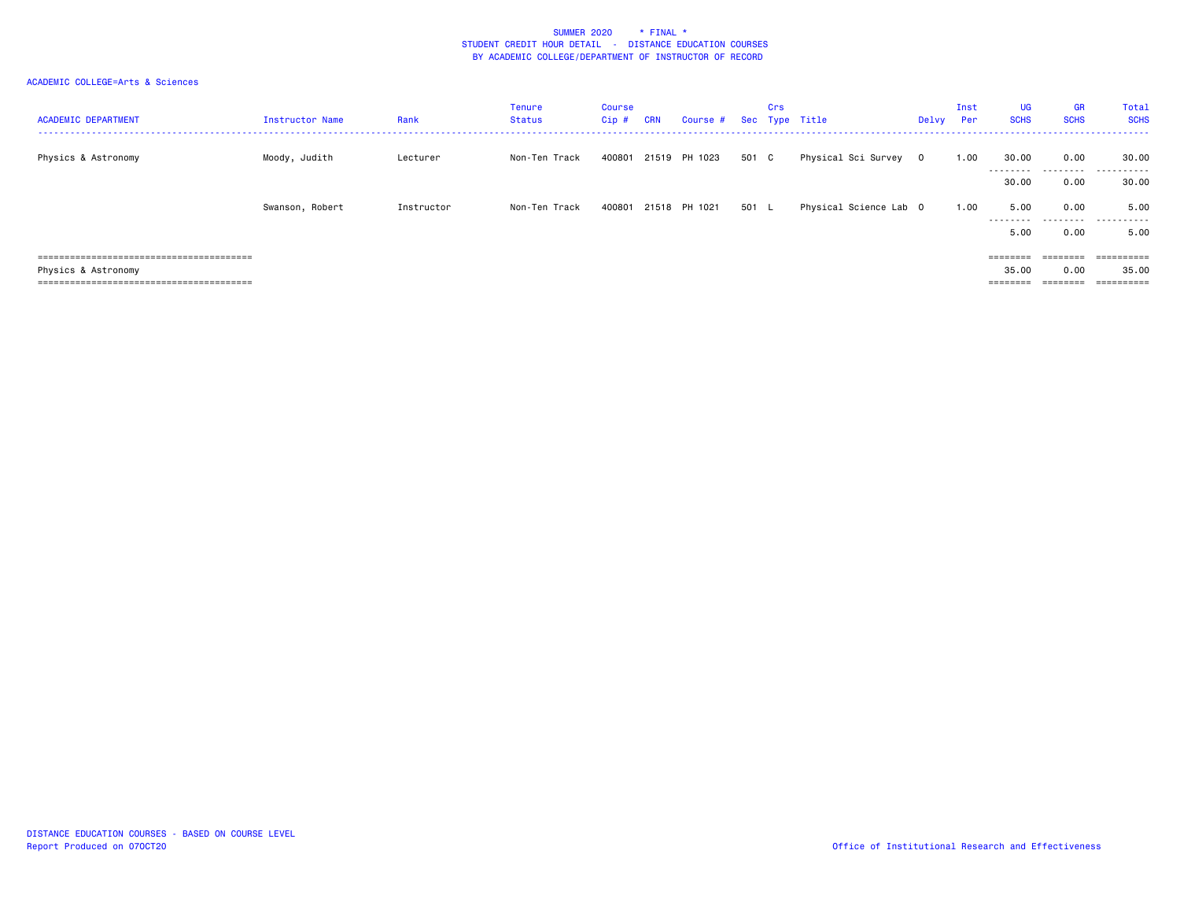SUMMER 2020 * FINAL *
STUDENT CREDIT HOUR DETAIL - DISTANCE EDUCATION COURSES
BY ACADEMIC COLLEGE/DEPARTMENT OF INSTRUCTOR OF RECORD

ACADEMIC COLLEGE=Arts & Sciences

| ACADEMIC DEPARTMENT | Instructor Name | Rank | Tenure Status | Course Cip # | CRN | Course # | Sec | Crs Type | Title | Delvy | Inst Per | UG SCHS | GR SCHS | Total SCHS |
|---|---|---|---|---|---|---|---|---|---|---|---|---|---|---|
| Physics & Astronomy | Moody, Judith | Lecturer | Non-Ten Track | 400801 | 21519 | PH 1023 | 501 | C | Physical Sci Survey | O | 1.00 | 30.00 | 0.00 | 30.00 |
| | | | | | | | | | | | | 30.00 | 0.00 | 30.00 |
| | Swanson, Robert | Instructor | Non-Ten Track | 400801 | 21518 | PH 1021 | 501 | L | Physical Science Lab | O | 1.00 | 5.00 | 0.00 | 5.00 |
| | | | | | | | | | | | | 5.00 | 0.00 | 5.00 |
| Physics & Astronomy | | | | | | | | | | | | 35.00 | 0.00 | 35.00 |

DISTANCE EDUCATION COURSES - BASED ON COURSE LEVEL
Report Produced on 07OCT20

Office of Institutional Research and Effectiveness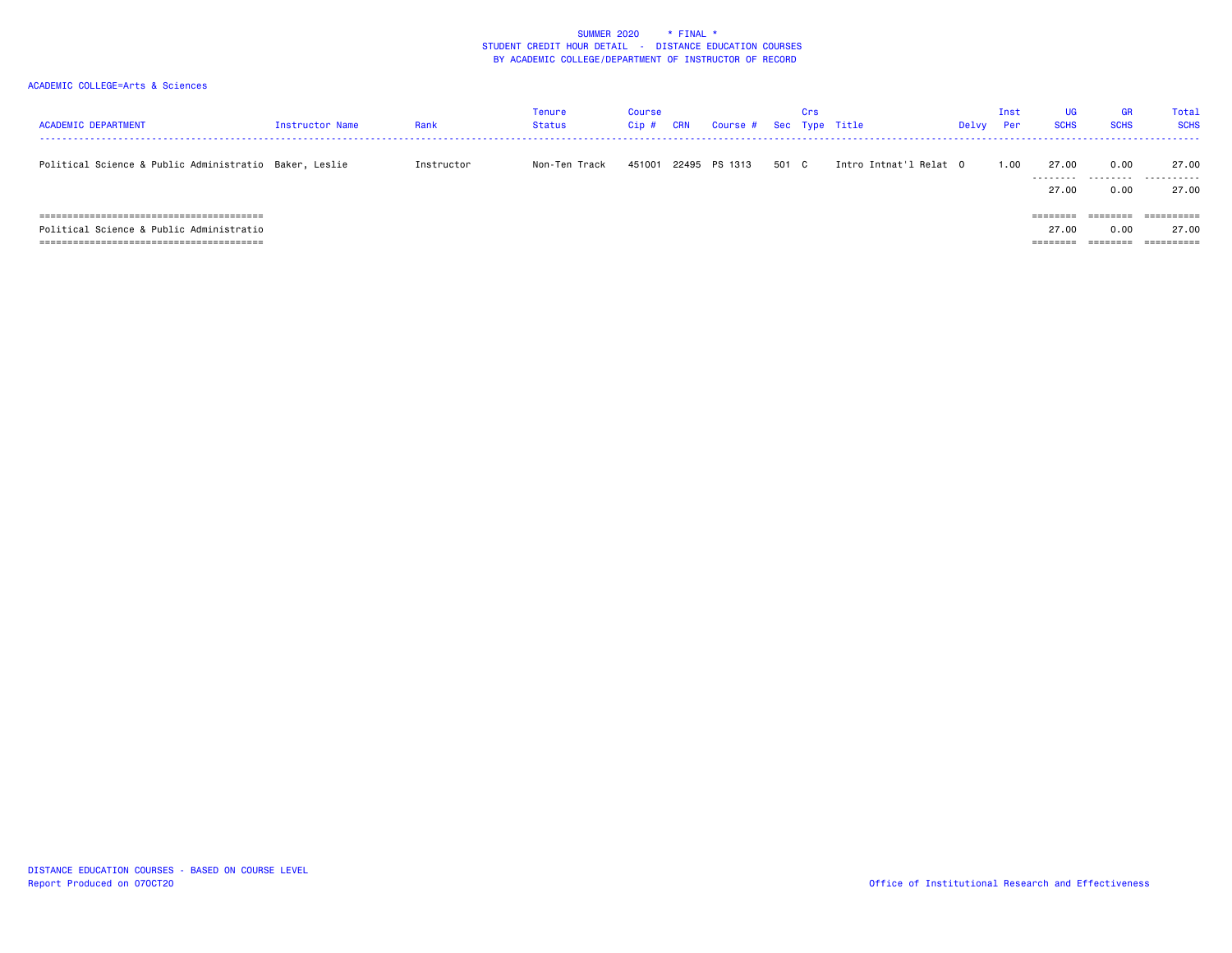SUMMER 2020 * FINAL *
STUDENT CREDIT HOUR DETAIL - DISTANCE EDUCATION COURSES
BY ACADEMIC COLLEGE/DEPARTMENT OF INSTRUCTOR OF RECORD

ACADEMIC COLLEGE=Arts & Sciences

| ACADEMIC DEPARTMENT | Instructor Name | Rank | Tenure Status | Course Cip # | CRN | Course # | Sec | Crs Type | Title | Delvy | Inst Per | UG SCHS | GR SCHS | Total SCHS |
|---|---|---|---|---|---|---|---|---|---|---|---|---|---|---|
| Political Science & Public Administratio | Baker, Leslie | Instructor | Non-Ten Track | 451001 | 22495 | PS 1313 | 501 | C | Intro Intnat'l Relat | O | 1.00 | 27.00 | 0.00 | 27.00 |
| | | | | | | | | | | | | 27.00 | 0.00 | 27.00 |
| Political Science & Public Administratio | | | | | | | | | | | | 27.00 | 0.00 | 27.00 |

DISTANCE EDUCATION COURSES - BASED ON COURSE LEVEL
Report Produced on 07OCT20

Office of Institutional Research and Effectiveness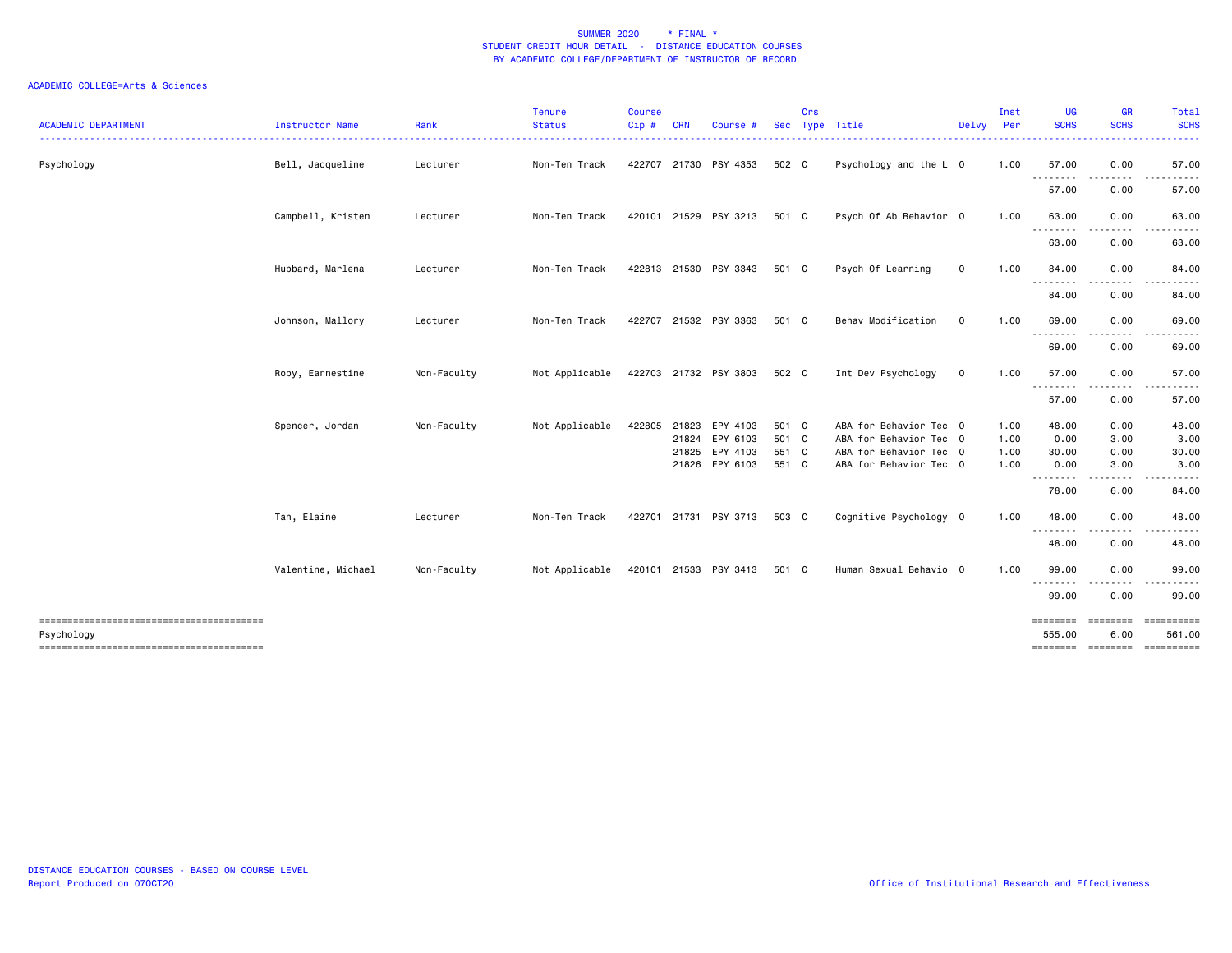SUMMER 2020 * FINAL *
STUDENT CREDIT HOUR DETAIL - DISTANCE EDUCATION COURSES
BY ACADEMIC COLLEGE/DEPARTMENT OF INSTRUCTOR OF RECORD

ACADEMIC COLLEGE=Arts & Sciences

| ACADEMIC DEPARTMENT | Instructor Name | Rank | Tenure Status | Course Cip # | CRN | Course # | Sec | Crs Type | Title | Delvy | Inst Per | UG SCHS | GR SCHS | Total SCHS |
|---|---|---|---|---|---|---|---|---|---|---|---|---|---|---|
| Psychology | Bell, Jacqueline | Lecturer | Non-Ten Track | 422707 | 21730 | PSY 4353 | 502 | C | Psychology and the L | O | 1.00 | 57.00 | 0.00 | 57.00 |
| | | | | | | | | | | | | 57.00 | 0.00 | 57.00 |
| | Campbell, Kristen | Lecturer | Non-Ten Track | 420101 | 21529 | PSY 3213 | 501 | C | Psych Of Ab Behavior | O | 1.00 | 63.00 | 0.00 | 63.00 |
| | | | | | | | | | | | | 63.00 | 0.00 | 63.00 |
| | Hubbard, Marlena | Lecturer | Non-Ten Track | 422813 | 21530 | PSY 3343 | 501 | C | Psych Of Learning | O | 1.00 | 84.00 | 0.00 | 84.00 |
| | | | | | | | | | | | | 84.00 | 0.00 | 84.00 |
| | Johnson, Mallory | Lecturer | Non-Ten Track | 422707 | 21532 | PSY 3363 | 501 | C | Behav Modification | O | 1.00 | 69.00 | 0.00 | 69.00 |
| | | | | | | | | | | | | 69.00 | 0.00 | 69.00 |
| | Roby, Earnestine | Non-Faculty | Not Applicable | 422703 | 21732 | PSY 3803 | 502 | C | Int Dev Psychology | O | 1.00 | 57.00 | 0.00 | 57.00 |
| | | | | | | | | | | | | 57.00 | 0.00 | 57.00 |
| | Spencer, Jordan | Non-Faculty | Not Applicable | 422805 | 21823 | EPY 4103 | 501 | C | ABA for Behavior Tec | O | 1.00 | 48.00 | 0.00 | 48.00 |
| | | | | | 21824 | EPY 6103 | 501 | C | ABA for Behavior Tec | O | 1.00 | 0.00 | 3.00 | 3.00 |
| | | | | | 21825 | EPY 4103 | 551 | C | ABA for Behavior Tec | O | 1.00 | 30.00 | 0.00 | 30.00 |
| | | | | | 21826 | EPY 6103 | 551 | C | ABA for Behavior Tec | O | 1.00 | 0.00 | 3.00 | 3.00 |
| | | | | | | | | | | | | 78.00 | 6.00 | 84.00 |
| | Tan, Elaine | Lecturer | Non-Ten Track | 422701 | 21731 | PSY 3713 | 503 | C | Cognitive Psychology | O | 1.00 | 48.00 | 0.00 | 48.00 |
| | | | | | | | | | | | | 48.00 | 0.00 | 48.00 |
| | Valentine, Michael | Non-Faculty | Not Applicable | 420101 | 21533 | PSY 3413 | 501 | C | Human Sexual Behavio | O | 1.00 | 99.00 | 0.00 | 99.00 |
| | | | | | | | | | | | | 99.00 | 0.00 | 99.00 |
| Psychology | | | | | | | | | | | | 555.00 | 6.00 | 561.00 |

DISTANCE EDUCATION COURSES - BASED ON COURSE LEVEL
Report Produced on 07OCT20

Office of Institutional Research and Effectiveness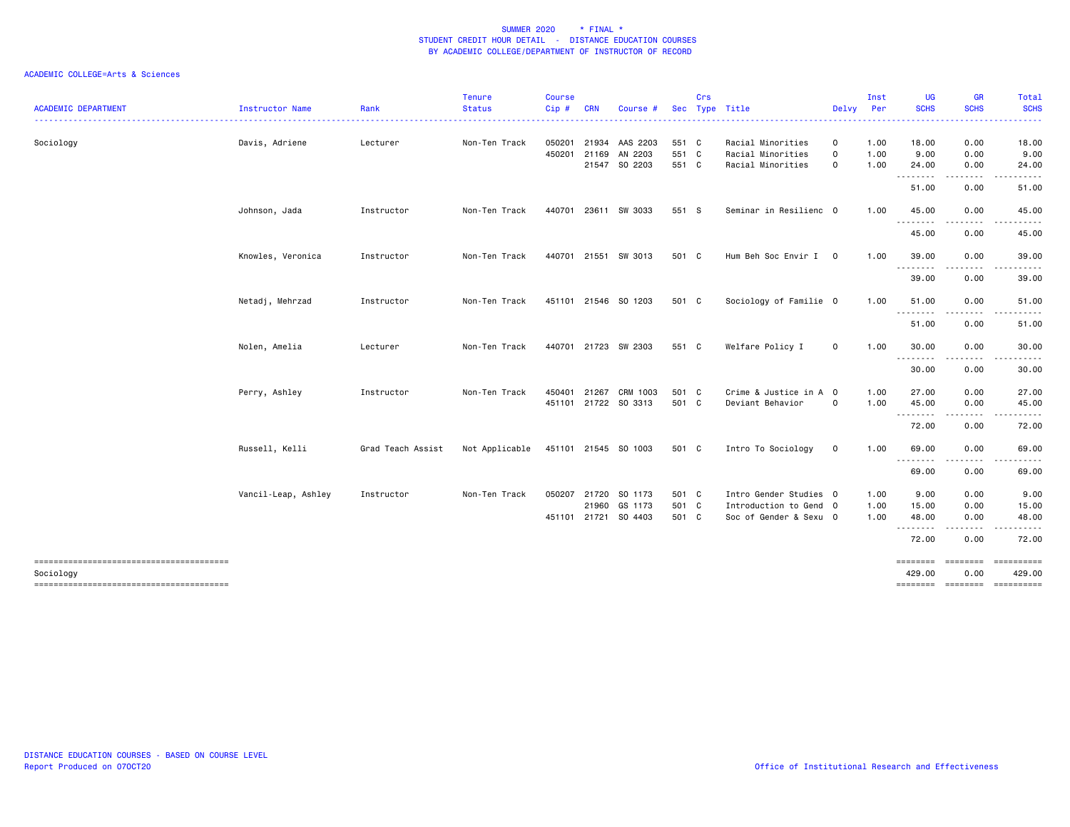SUMMER 2020 * FINAL *
STUDENT CREDIT HOUR DETAIL - DISTANCE EDUCATION COURSES
BY ACADEMIC COLLEGE/DEPARTMENT OF INSTRUCTOR OF RECORD

ACADEMIC COLLEGE=Arts & Sciences

| ACADEMIC DEPARTMENT | Instructor Name | Rank | Tenure Status | Course Cip # | CRN | Course # | Sec | Crs Type | Title | Delvy | Inst Per | UG SCHS | GR SCHS | Total SCHS |
|---|---|---|---|---|---|---|---|---|---|---|---|---|---|---|
| Sociology | Davis, Adriene | Lecturer | Non-Ten Track | 050201 | 21934 | AAS 2203 | 551 | C | Racial Minorities | O | 1.00 | 18.00 | 0.00 | 18.00 |
| | | | | 450201 | 21169 | AN 2203 | 551 | C | Racial Minorities | O | 1.00 | 9.00 | 0.00 | 9.00 |
| | | | | | 21547 | SO 2203 | 551 | C | Racial Minorities | O | 1.00 | 24.00 | 0.00 | 24.00 |
| | | | | | | | | | | | | 51.00 | 0.00 | 51.00 |
| | Johnson, Jada | Instructor | Non-Ten Track | 440701 | 23611 | SW 3033 | 551 | S | Seminar in Resilienc | O | 1.00 | 45.00 | 0.00 | 45.00 |
| | | | | | | | | | | | | 45.00 | 0.00 | 45.00 |
| | Knowles, Veronica | Instructor | Non-Ten Track | 440701 | 21551 | SW 3013 | 501 | C | Hum Beh Soc Envir I | O | 1.00 | 39.00 | 0.00 | 39.00 |
| | | | | | | | | | | | | 39.00 | 0.00 | 39.00 |
| | Netadj, Mehrzad | Instructor | Non-Ten Track | 451101 | 21546 | SO 1203 | 501 | C | Sociology of Familie | O | 1.00 | 51.00 | 0.00 | 51.00 |
| | | | | | | | | | | | | 51.00 | 0.00 | 51.00 |
| | Nolen, Amelia | Lecturer | Non-Ten Track | 440701 | 21723 | SW 2303 | 551 | C | Welfare Policy I | O | 1.00 | 30.00 | 0.00 | 30.00 |
| | | | | | | | | | | | | 30.00 | 0.00 | 30.00 |
| | Perry, Ashley | Instructor | Non-Ten Track | 450401 | 21267 | CRM 1003 | 501 | C | Crime & Justice in A | O | 1.00 | 27.00 | 0.00 | 27.00 |
| | | | | 451101 | 21722 | SO 3313 | 501 | C | Deviant Behavior | O | 1.00 | 45.00 | 0.00 | 45.00 |
| | | | | | | | | | | | | 72.00 | 0.00 | 72.00 |
| | Russell, Kelli | Grad Teach Assist | Not Applicable | 451101 | 21545 | SO 1003 | 501 | C | Intro To Sociology | O | 1.00 | 69.00 | 0.00 | 69.00 |
| | | | | | | | | | | | | 69.00 | 0.00 | 69.00 |
| | Vancil-Leap, Ashley | Instructor | Non-Ten Track | 050207 | 21720 | SO 1173 | 501 | C | Intro Gender Studies | O | 1.00 | 9.00 | 0.00 | 9.00 |
| | | | | | 21960 | GS 1173 | 501 | C | Introduction to Gend | O | 1.00 | 15.00 | 0.00 | 15.00 |
| | | | | 451101 | 21721 | SO 4403 | 501 | C | Soc of Gender & Sexu | O | 1.00 | 48.00 | 0.00 | 48.00 |
| | | | | | | | | | | | | 72.00 | 0.00 | 72.00 |
| Sociology | | | | | | | | | | | | 429.00 | 0.00 | 429.00 |

DISTANCE EDUCATION COURSES - BASED ON COURSE LEVEL
Report Produced on 07OCT20

Office of Institutional Research and Effectiveness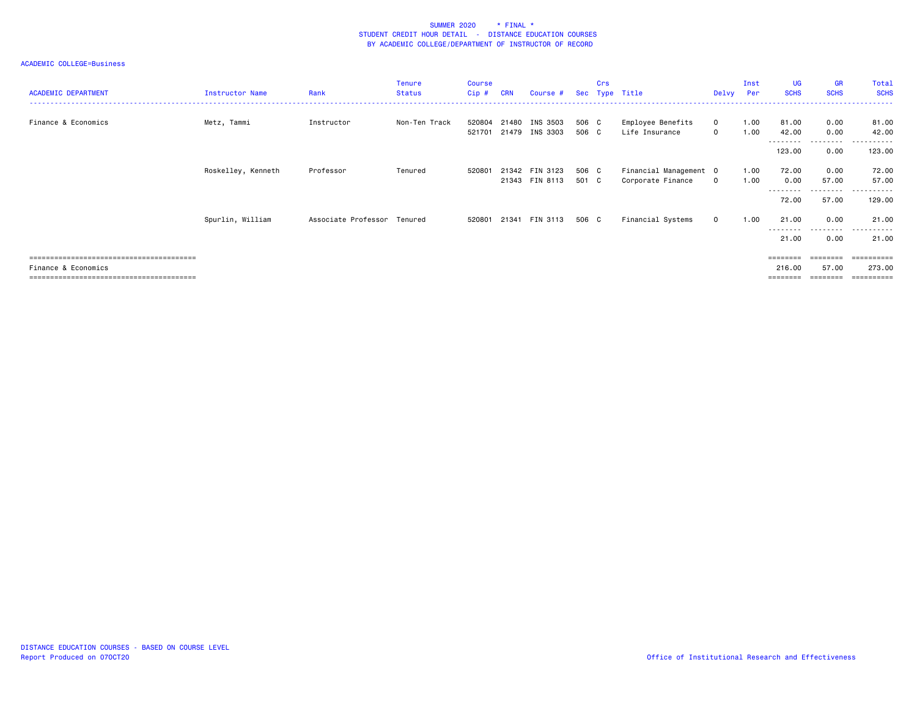SUMMER 2020 * FINAL *
STUDENT CREDIT HOUR DETAIL - DISTANCE EDUCATION COURSES
BY ACADEMIC COLLEGE/DEPARTMENT OF INSTRUCTOR OF RECORD

ACADEMIC COLLEGE=Business

| ACADEMIC DEPARTMENT | Instructor Name | Rank | Tenure Status | Course Cip # | CRN | Course # | Sec | Crs Type | Title | Delvy | Inst Per | UG SCHS | GR SCHS | Total SCHS |
|---|---|---|---|---|---|---|---|---|---|---|---|---|---|---|
| Finance & Economics | Metz, Tammi | Instructor | Non-Ten Track | 520804 | 21480 | INS 3503 | 506 | C | Employee Benefits | O | 1.00 | 81.00 | 0.00 | 81.00 |
| | | | | 521701 | 21479 | INS 3303 | 506 | C | Life Insurance | O | 1.00 | 42.00 | 0.00 | 42.00 |
| | | | | | | | | | | | | 123.00 | 0.00 | 123.00 |
| | Roskelley, Kenneth | Professor | Tenured | 520801 | 21342 | FIN 3123 | 506 | C | Financial Management | O | 1.00 | 72.00 | 0.00 | 72.00 |
| | | | | | 21343 | FIN 8113 | 501 | C | Corporate Finance | O | 1.00 | 0.00 | 57.00 | 57.00 |
| | | | | | | | | | | | | 72.00 | 57.00 | 129.00 |
| | Spurlin, William | Associate Professor | Tenured | 520801 | 21341 | FIN 3113 | 506 | C | Financial Systems | O | 1.00 | 21.00 | 0.00 | 21.00 |
| | | | | | | | | | | | | 21.00 | 0.00 | 21.00 |
| Finance & Economics | | | | | | | | | | | | 216.00 | 57.00 | 273.00 |

DISTANCE EDUCATION COURSES - BASED ON COURSE LEVEL
Report Produced on 07OCT20

Office of Institutional Research and Effectiveness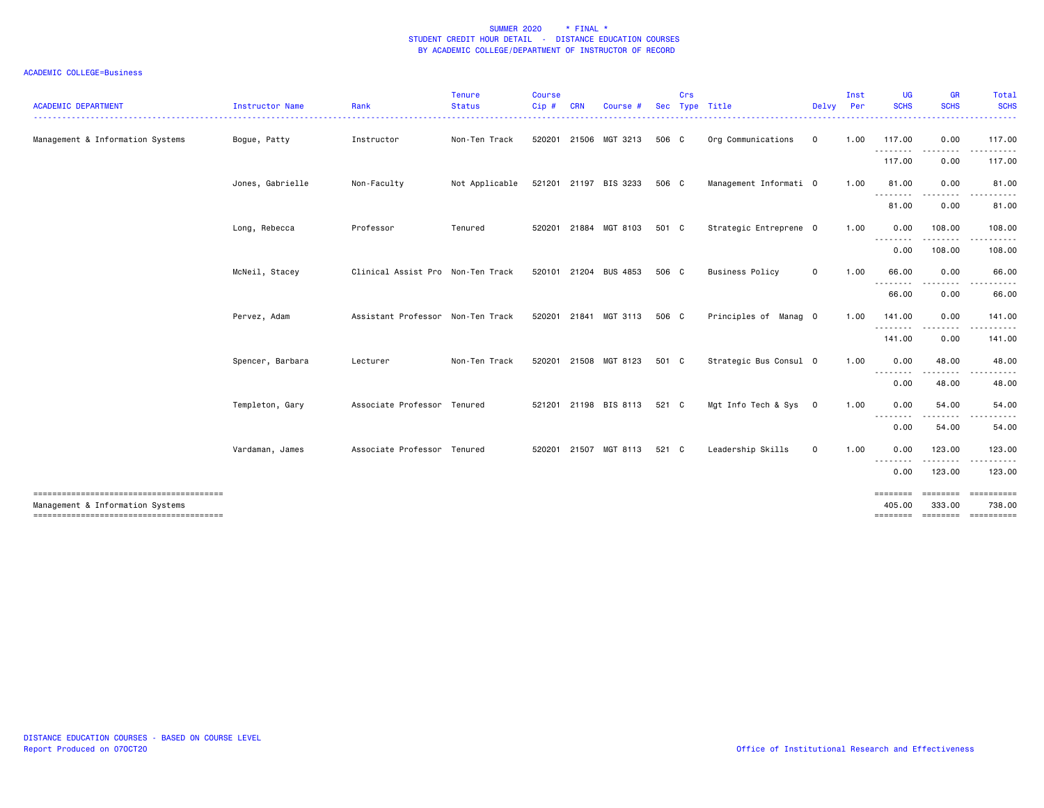SUMMER 2020 * FINAL *
STUDENT CREDIT HOUR DETAIL - DISTANCE EDUCATION COURSES
BY ACADEMIC COLLEGE/DEPARTMENT OF INSTRUCTOR OF RECORD

ACADEMIC COLLEGE=Business

| ACADEMIC DEPARTMENT | Instructor Name | Rank | Tenure Status | Course Cip # | CRN | Course # | Sec | Crs Type | Title | Delvy | Inst Per | UG SCHS | GR SCHS | Total SCHS |
|---|---|---|---|---|---|---|---|---|---|---|---|---|---|---|
| Management & Information Systems | Bogue, Patty | Instructor | Non-Ten Track | 520201 | 21506 | MGT 3213 | 506 | C | Org Communications | O | 1.00 | 117.00 | 0.00 | 117.00 |
| | | | | | | | | | | | | 117.00 | 0.00 | 117.00 |
| | Jones, Gabrielle | Non-Faculty | Not Applicable | 521201 | 21197 | BIS 3233 | 506 | C | Management Informati | O | 1.00 | 81.00 | 0.00 | 81.00 |
| | | | | | | | | | | | | 81.00 | 0.00 | 81.00 |
| | Long, Rebecca | Professor | Tenured | 520201 | 21884 | MGT 8103 | 501 | C | Strategic Entreprene | O | 1.00 | 0.00 | 108.00 | 108.00 |
| | | | | | | | | | | | | 0.00 | 108.00 | 108.00 |
| | McNeil, Stacey | Clinical Assist Pro | Non-Ten Track | 520101 | 21204 | BUS 4853 | 506 | C | Business Policy | O | 1.00 | 66.00 | 0.00 | 66.00 |
| | | | | | | | | | | | | 66.00 | 0.00 | 66.00 |
| | Pervez, Adam | Assistant Professor | Non-Ten Track | 520201 | 21841 | MGT 3113 | 506 | C | Principles of Manag | O | 1.00 | 141.00 | 0.00 | 141.00 |
| | | | | | | | | | | | | 141.00 | 0.00 | 141.00 |
| | Spencer, Barbara | Lecturer | Non-Ten Track | 520201 | 21508 | MGT 8123 | 501 | C | Strategic Bus Consul | O | 1.00 | 0.00 | 48.00 | 48.00 |
| | | | | | | | | | | | | 0.00 | 48.00 | 48.00 |
| | Templeton, Gary | Associate Professor | Tenured | 521201 | 21198 | BIS 8113 | 521 | C | Mgt Info Tech & Sys | O | 1.00 | 0.00 | 54.00 | 54.00 |
| | | | | | | | | | | | | 0.00 | 54.00 | 54.00 |
| | Vardaman, James | Associate Professor | Tenured | 520201 | 21507 | MGT 8113 | 521 | C | Leadership Skills | O | 1.00 | 0.00 | 123.00 | 123.00 |
| | | | | | | | | | | | | 0.00 | 123.00 | 123.00 |
| Management & Information Systems | | | | | | | | | | | | 405.00 | 333.00 | 738.00 |

DISTANCE EDUCATION COURSES - BASED ON COURSE LEVEL
Report Produced on 07OCT20

Office of Institutional Research and Effectiveness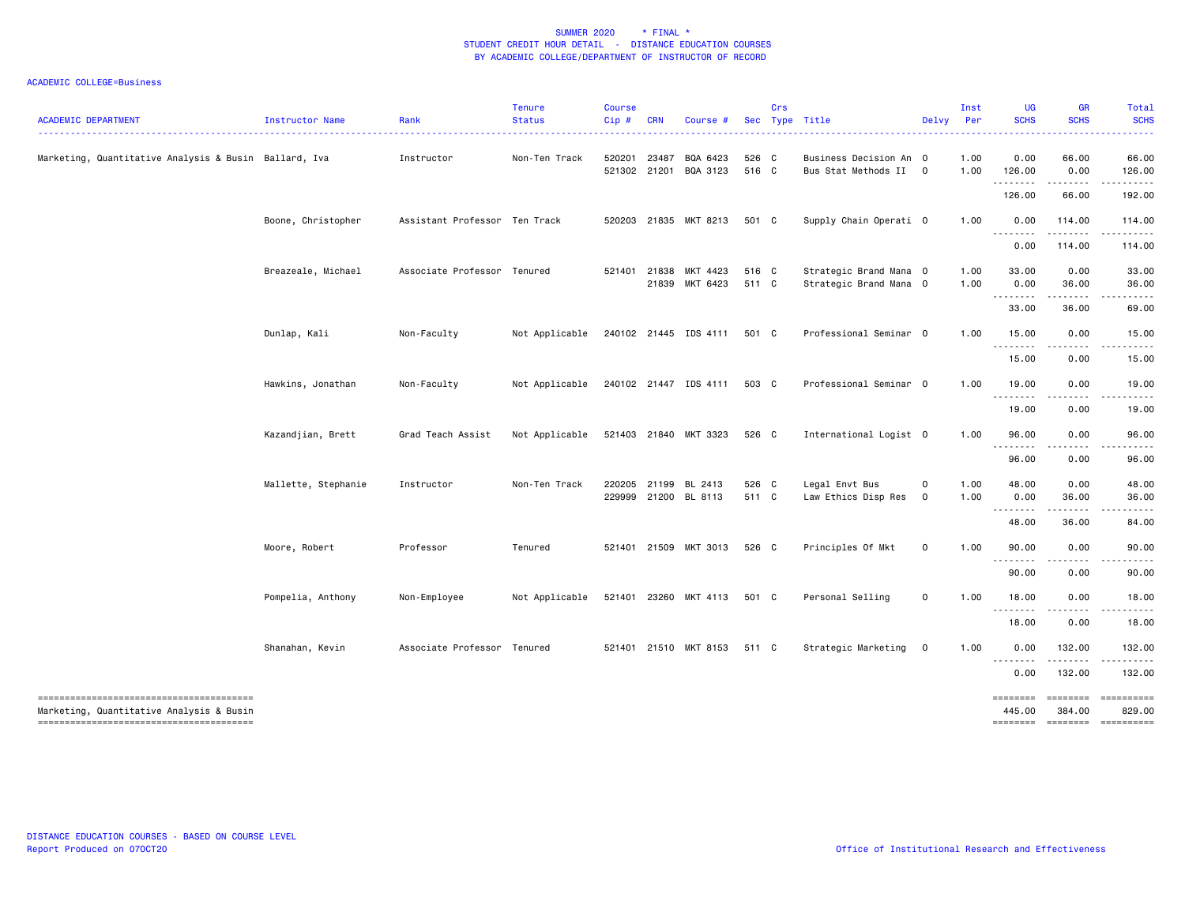SUMMER 2020 * FINAL *
STUDENT CREDIT HOUR DETAIL - DISTANCE EDUCATION COURSES
BY ACADEMIC COLLEGE/DEPARTMENT OF INSTRUCTOR OF RECORD

ACADEMIC COLLEGE=Business

| ACADEMIC DEPARTMENT | Instructor Name | Rank | Tenure Status | Course Cip # | CRN | Course # | Sec | Crs Type | Title | Delvy | Inst Per | UG SCHS | GR SCHS | Total SCHS |
|---|---|---|---|---|---|---|---|---|---|---|---|---|---|---|
| Marketing, Quantitative Analysis & Busin | Ballard, Iva | Instructor | Non-Ten Track | 520201 | 23487 | BQA 6423 | 526 | C | Business Decision An | O | 1.00 | 0.00 | 66.00 | 66.00 |
| | | | | 521302 | 21201 | BQA 3123 | 516 | C | Bus Stat Methods II | O | 1.00 | 126.00 | 0.00 | 126.00 |
| | | | | | | | | | | | | 126.00 | 66.00 | 192.00 |
| | Boone, Christopher | Assistant Professor | Ten Track | 520203 | 21835 | MKT 8213 | 501 | C | Supply Chain Operati | O | 1.00 | 0.00 | 114.00 | 114.00 |
| | | | | | | | | | | | | 0.00 | 114.00 | 114.00 |
| | Breazeale, Michael | Associate Professor | Tenured | 521401 | 21838 | MKT 4423 | 516 | C | Strategic Brand Mana | O | 1.00 | 33.00 | 0.00 | 33.00 |
| | | | | | 21839 | MKT 6423 | 511 | C | Strategic Brand Mana | O | 1.00 | 0.00 | 36.00 | 36.00 |
| | | | | | | | | | | | | 33.00 | 36.00 | 69.00 |
| | Dunlap, Kali | Non-Faculty | Not Applicable | 240102 | 21445 | IDS 4111 | 501 | C | Professional Seminar | O | 1.00 | 15.00 | 0.00 | 15.00 |
| | | | | | | | | | | | | 15.00 | 0.00 | 15.00 |
| | Hawkins, Jonathan | Non-Faculty | Not Applicable | 240102 | 21447 | IDS 4111 | 503 | C | Professional Seminar | O | 1.00 | 19.00 | 0.00 | 19.00 |
| | | | | | | | | | | | | 19.00 | 0.00 | 19.00 |
| | Kazandjian, Brett | Grad Teach Assist | Not Applicable | 521403 | 21840 | MKT 3323 | 526 | C | International Logist | O | 1.00 | 96.00 | 0.00 | 96.00 |
| | | | | | | | | | | | | 96.00 | 0.00 | 96.00 |
| | Mallette, Stephanie | Instructor | Non-Ten Track | 220205 | 21199 | BL 2413 | 526 | C | Legal Envt Bus | O | 1.00 | 48.00 | 0.00 | 48.00 |
| | | | | 229999 | 21200 | BL 8113 | 511 | C | Law Ethics Disp Res | O | 1.00 | 0.00 | 36.00 | 36.00 |
| | | | | | | | | | | | | 48.00 | 36.00 | 84.00 |
| | Moore, Robert | Professor | Tenured | 521401 | 21509 | MKT 3013 | 526 | C | Principles Of Mkt | O | 1.00 | 90.00 | 0.00 | 90.00 |
| | | | | | | | | | | | | 90.00 | 0.00 | 90.00 |
| | Pompelia, Anthony | Non-Employee | Not Applicable | 521401 | 23260 | MKT 4113 | 501 | C | Personal Selling | O | 1.00 | 18.00 | 0.00 | 18.00 |
| | | | | | | | | | | | | 18.00 | 0.00 | 18.00 |
| | Shanahan, Kevin | Associate Professor | Tenured | 521401 | 21510 | MKT 8153 | 511 | C | Strategic Marketing | O | 1.00 | 0.00 | 132.00 | 132.00 |
| | | | | | | | | | | | | 0.00 | 132.00 | 132.00 |
| Marketing, Quantitative Analysis & Busin | | | | | | | | | | | | 445.00 | 384.00 | 829.00 |

DISTANCE EDUCATION COURSES - BASED ON COURSE LEVEL
Report Produced on 07OCT20

Office of Institutional Research and Effectiveness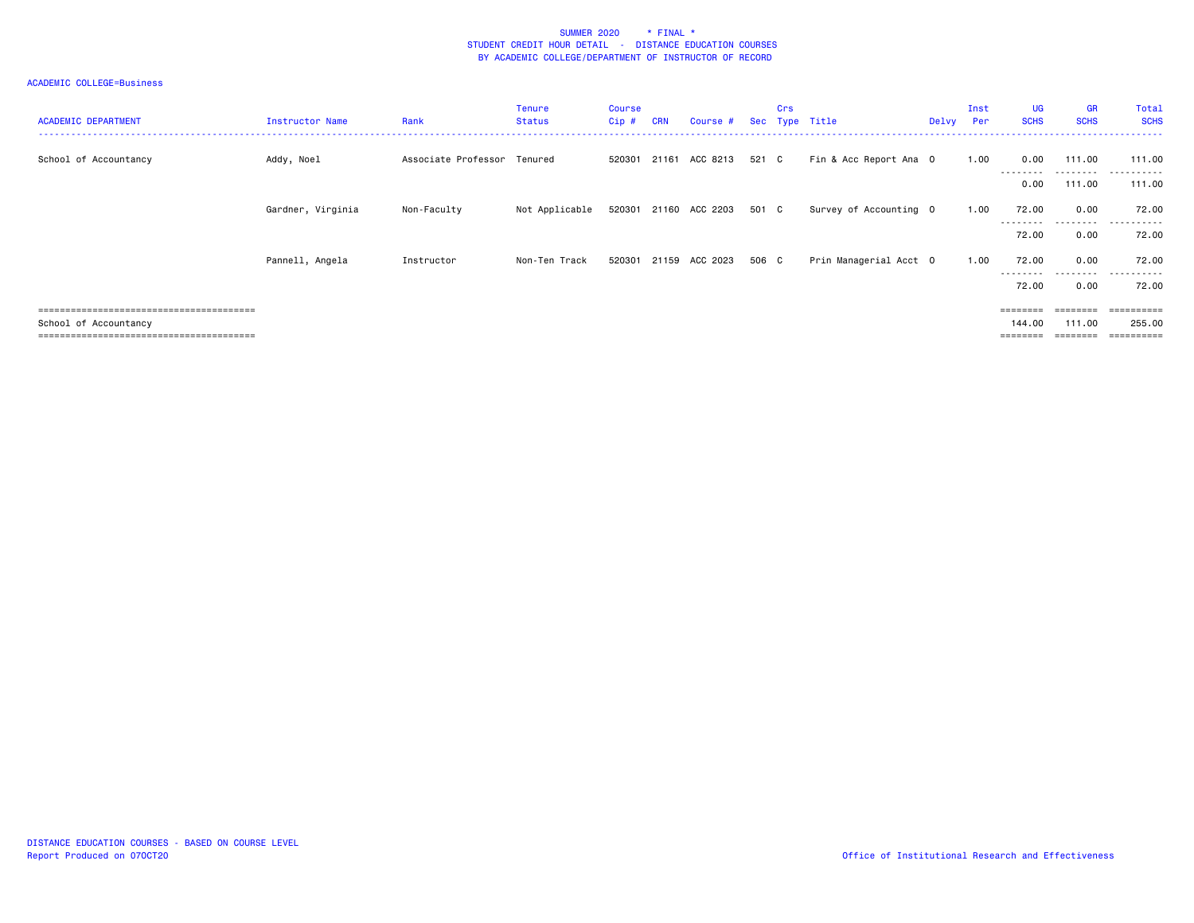SUMMER 2020 * FINAL *
STUDENT CREDIT HOUR DETAIL - DISTANCE EDUCATION COURSES
BY ACADEMIC COLLEGE/DEPARTMENT OF INSTRUCTOR OF RECORD

ACADEMIC COLLEGE=Business

| ACADEMIC DEPARTMENT | Instructor Name | Rank | Tenure Status | Course Cip # | CRN | Course # | Sec | Crs Type | Title | Delvy | Inst Per | UG SCHS | GR SCHS | Total SCHS |
|---|---|---|---|---|---|---|---|---|---|---|---|---|---|---|
| School of Accountancy | Addy, Noel | Associate Professor | Tenured | 520301 | 21161 | ACC 8213 | 521 | C | Fin & Acc Report Ana | O | 1.00 | 0.00 | 111.00 | 111.00 |
| | | | | | | | | | | | | 0.00 | 111.00 | 111.00 |
| | Gardner, Virginia | Non-Faculty | Not Applicable | 520301 | 21160 | ACC 2203 | 501 | C | Survey of Accounting | O | 1.00 | 72.00 | 0.00 | 72.00 |
| | | | | | | | | | | | | 72.00 | 0.00 | 72.00 |
| | Pannell, Angela | Instructor | Non-Ten Track | 520301 | 21159 | ACC 2023 | 506 | C | Prin Managerial Acct | O | 1.00 | 72.00 | 0.00 | 72.00 |
| | | | | | | | | | | | | 72.00 | 0.00 | 72.00 |
| School of Accountancy | | | | | | | | | | | | 144.00 | 111.00 | 255.00 |

DISTANCE EDUCATION COURSES - BASED ON COURSE LEVEL
Report Produced on 07OCT20

Office of Institutional Research and Effectiveness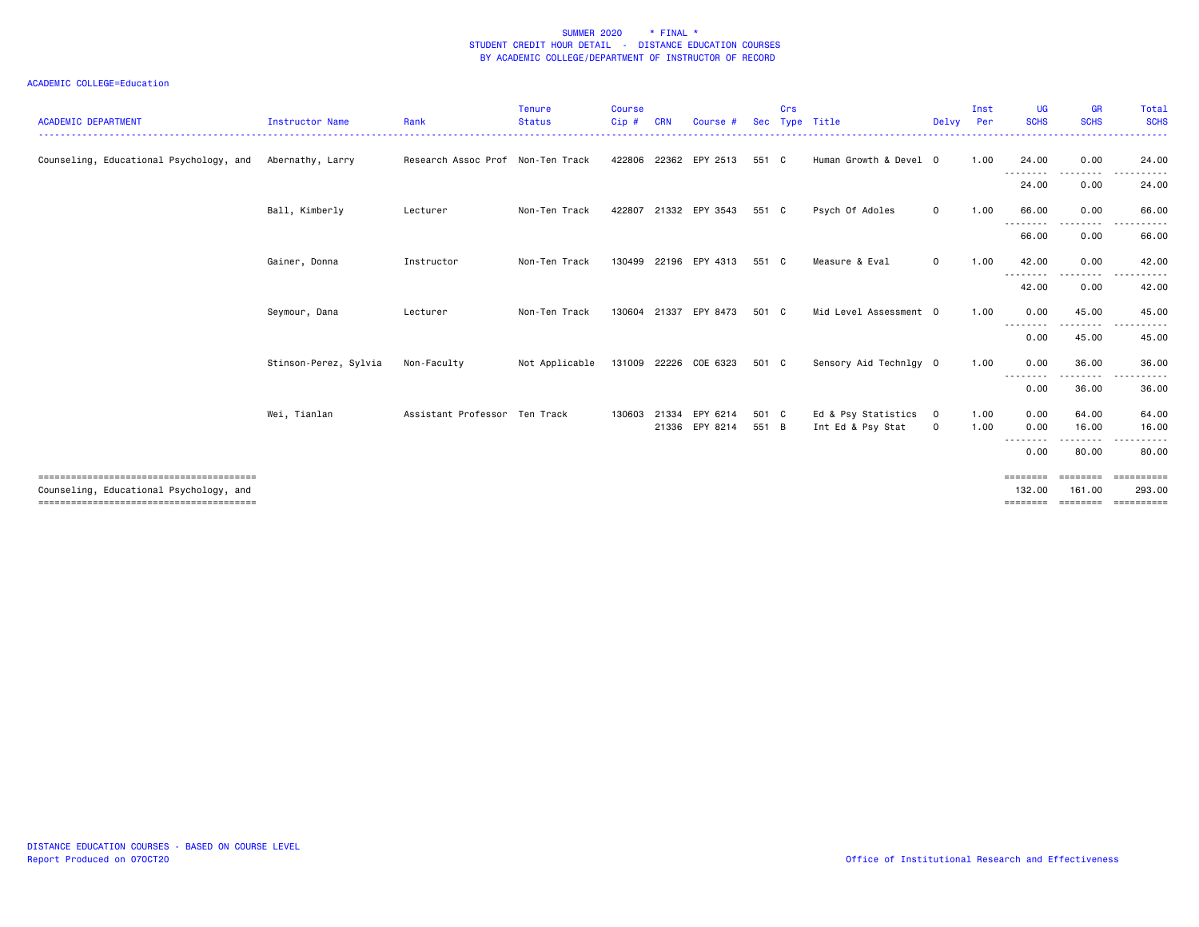SUMMER 2020 * FINAL *
STUDENT CREDIT HOUR DETAIL - DISTANCE EDUCATION COURSES
BY ACADEMIC COLLEGE/DEPARTMENT OF INSTRUCTOR OF RECORD

ACADEMIC COLLEGE=Education

| ACADEMIC DEPARTMENT | Instructor Name | Rank | Tenure Status | Course Cip # | CRN | Course # | Sec | Crs Type | Title | Delvy | Inst Per | UG SCHS | GR SCHS | Total SCHS |
|---|---|---|---|---|---|---|---|---|---|---|---|---|---|---|
| Counseling, Educational Psychology, and | Abernathy, Larry | Research Assoc Prof | Non-Ten Track | 422806 | 22362 | EPY 2513 | 551 | C | Human Growth & Devel | O | 1.00 | 24.00 | 0.00 | 24.00 |
| | | | | | | | | | | | | 24.00 | 0.00 | 24.00 |
| | Ball, Kimberly | Lecturer | Non-Ten Track | 422807 | 21332 | EPY 3543 | 551 | C | Psych Of Adoles | O | 1.00 | 66.00 | 0.00 | 66.00 |
| | | | | | | | | | | | | 66.00 | 0.00 | 66.00 |
| | Gainer, Donna | Instructor | Non-Ten Track | 130499 | 22196 | EPY 4313 | 551 | C | Measure & Eval | O | 1.00 | 42.00 | 0.00 | 42.00 |
| | | | | | | | | | | | | 42.00 | 0.00 | 42.00 |
| | Seymour, Dana | Lecturer | Non-Ten Track | 130604 | 21337 | EPY 8473 | 501 | C | Mid Level Assessment | O | 1.00 | 0.00 | 45.00 | 45.00 |
| | | | | | | | | | | | | 0.00 | 45.00 | 45.00 |
| | Stinson-Perez, Sylvia | Non-Faculty | Not Applicable | 131009 | 22226 | COE 6323 | 501 | C | Sensory Aid Technlgy | O | 1.00 | 0.00 | 36.00 | 36.00 |
| | | | | | | | | | | | | 0.00 | 36.00 | 36.00 |
| | Wei, Tianlan | Assistant Professor | Ten Track | 130603 | 21334 | EPY 6214 | 501 | C | Ed & Psy Statistics | O | 1.00 | 0.00 | 64.00 | 64.00 |
| | | | | | 21336 | EPY 8214 | 551 | B | Int Ed & Psy Stat | O | 1.00 | 0.00 | 16.00 | 16.00 |
| | | | | | | | | | | | | 0.00 | 80.00 | 80.00 |
| Counseling, Educational Psychology, and | | | | | | | | | | | | 132.00 | 161.00 | 293.00 |

DISTANCE EDUCATION COURSES - BASED ON COURSE LEVEL
Report Produced on 07OCT20

Office of Institutional Research and Effectiveness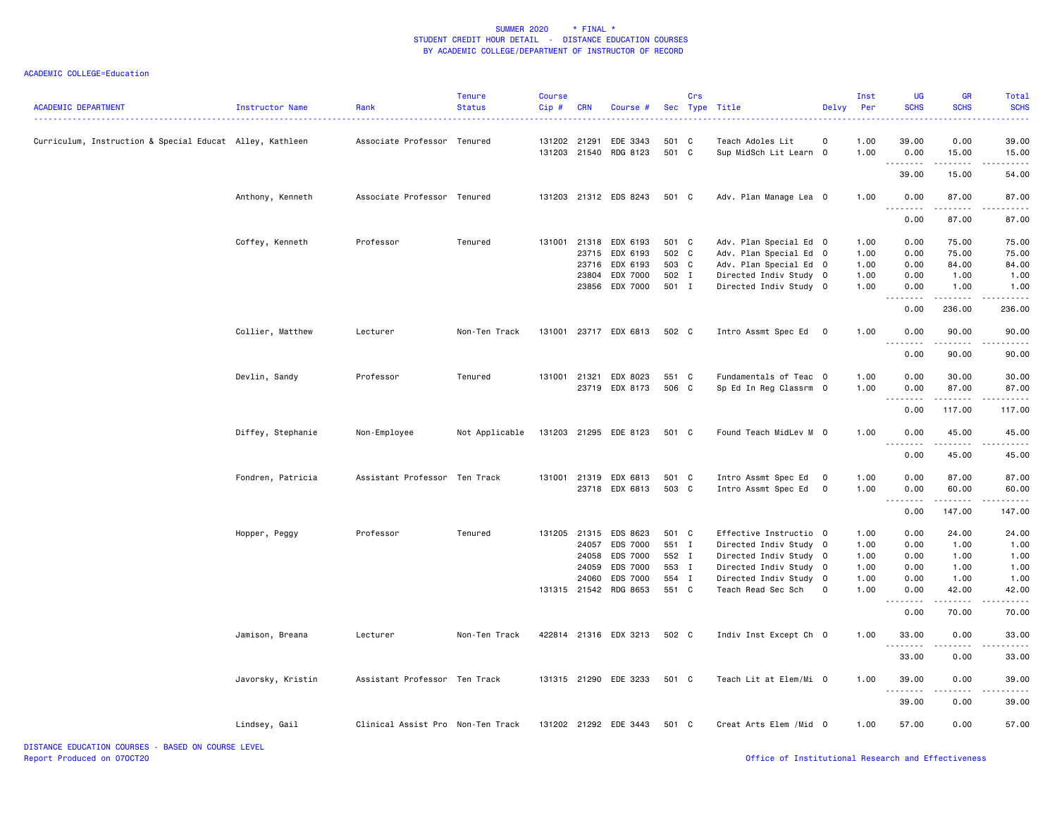SUMMER 2020 * FINAL *
STUDENT CREDIT HOUR DETAIL - DISTANCE EDUCATION COURSES
BY ACADEMIC COLLEGE/DEPARTMENT OF INSTRUCTOR OF RECORD

ACADEMIC COLLEGE=Education

| ACADEMIC DEPARTMENT | Instructor Name | Rank | Tenure Status | Course Cip # | CRN | Course # | Sec | Crs Type | Title | Delvy | Inst Per | UG SCHS | GR SCHS | Total SCHS |
|---|---|---|---|---|---|---|---|---|---|---|---|---|---|---|
| Curriculum, Instruction & Special Educat | Alley, Kathleen | Associate Professor | Tenured | 131202 | 21291 | EDE 3343 | 501 | C | Teach Adoles Lit | O | 1.00 | 39.00 | 0.00 | 39.00 |
| | | | | 131203 | 21540 | RDG 8123 | 501 | C | Sup MidSch Lit Learn | O | 1.00 | 0.00 | 15.00 | 15.00 |
| | | | | | | | | | | | | 39.00 | 15.00 | 54.00 |
| | Anthony, Kenneth | Associate Professor | Tenured | 131203 | 21312 | EDS 8243 | 501 | C | Adv. Plan Manage Lea | O | 1.00 | 0.00 | 87.00 | 87.00 |
| | | | | | | | | | | | | 0.00 | 87.00 | 87.00 |
| | Coffey, Kenneth | Professor | Tenured | 131001 | 21318 | EDX 6193 | 501 | C | Adv. Plan Special Ed | O | 1.00 | 0.00 | 75.00 | 75.00 |
| | | | | | 23715 | EDX 6193 | 502 | C | Adv. Plan Special Ed | O | 1.00 | 0.00 | 75.00 | 75.00 |
| | | | | | 23716 | EDX 6193 | 503 | C | Adv. Plan Special Ed | O | 1.00 | 0.00 | 84.00 | 84.00 |
| | | | | | 23804 | EDX 7000 | 502 | I | Directed Indiv Study | O | 1.00 | 0.00 | 1.00 | 1.00 |
| | | | | | 23856 | EDX 7000 | 501 | I | Directed Indiv Study | O | 1.00 | 0.00 | 1.00 | 1.00 |
| | | | | | | | | | | | | 0.00 | 236.00 | 236.00 |
| | Collier, Matthew | Lecturer | Non-Ten Track | 131001 | 23717 | EDX 6813 | 502 | C | Intro Assmt Spec Ed | O | 1.00 | 0.00 | 90.00 | 90.00 |
| | | | | | | | | | | | | 0.00 | 90.00 | 90.00 |
| | Devlin, Sandy | Professor | Tenured | 131001 | 21321 | EDX 8023 | 551 | C | Fundamentals of Teac | O | 1.00 | 0.00 | 30.00 | 30.00 |
| | | | | | 23719 | EDX 8173 | 506 | C | Sp Ed In Reg Classrm | O | 1.00 | 0.00 | 87.00 | 87.00 |
| | | | | | | | | | | | | 0.00 | 117.00 | 117.00 |
| | Diffey, Stephanie | Non-Employee | Not Applicable | 131203 | 21295 | EDE 8123 | 501 | C | Found Teach MidLev M | O | 1.00 | 0.00 | 45.00 | 45.00 |
| | | | | | | | | | | | | 0.00 | 45.00 | 45.00 |
| | Fondren, Patricia | Assistant Professor | Ten Track | 131001 | 21319 | EDX 6813 | 501 | C | Intro Assmt Spec Ed | O | 1.00 | 0.00 | 87.00 | 87.00 |
| | | | | | 23718 | EDX 6813 | 503 | C | Intro Assmt Spec Ed | O | 1.00 | 0.00 | 60.00 | 60.00 |
| | | | | | | | | | | | | 0.00 | 147.00 | 147.00 |
| | Hopper, Peggy | Professor | Tenured | 131205 | 21315 | EDS 8623 | 501 | C | Effective Instructio | O | 1.00 | 0.00 | 24.00 | 24.00 |
| | | | | | 24057 | EDS 7000 | 551 | I | Directed Indiv Study | O | 1.00 | 0.00 | 1.00 | 1.00 |
| | | | | | 24058 | EDS 7000 | 552 | I | Directed Indiv Study | O | 1.00 | 0.00 | 1.00 | 1.00 |
| | | | | | 24059 | EDS 7000 | 553 | I | Directed Indiv Study | O | 1.00 | 0.00 | 1.00 | 1.00 |
| | | | | | 24060 | EDS 7000 | 554 | I | Directed Indiv Study | O | 1.00 | 0.00 | 1.00 | 1.00 |
| | | | | 131315 | 21542 | RDG 8653 | 551 | C | Teach Read Sec Sch | O | 1.00 | 0.00 | 42.00 | 42.00 |
| | | | | | | | | | | | | 0.00 | 70.00 | 70.00 |
| | Jamison, Breana | Lecturer | Non-Ten Track | 422814 | 21316 | EDX 3213 | 502 | C | Indiv Inst Except Ch | O | 1.00 | 33.00 | 0.00 | 33.00 |
| | | | | | | | | | | | | 33.00 | 0.00 | 33.00 |
| | Javorsky, Kristin | Assistant Professor | Ten Track | 131315 | 21290 | EDE 3233 | 501 | C | Teach Lit at Elem/Mi | O | 1.00 | 39.00 | 0.00 | 39.00 |
| | | | | | | | | | | | | 39.00 | 0.00 | 39.00 |
| | Lindsey, Gail | Clinical Assist Pro | Non-Ten Track | 131202 | 21292 | EDE 3443 | 501 | C | Creat Arts Elem /Mid | O | 1.00 | 57.00 | 0.00 | 57.00 |

DISTANCE EDUCATION COURSES - BASED ON COURSE LEVEL
Report Produced on 07OCT20

Office of Institutional Research and Effectiveness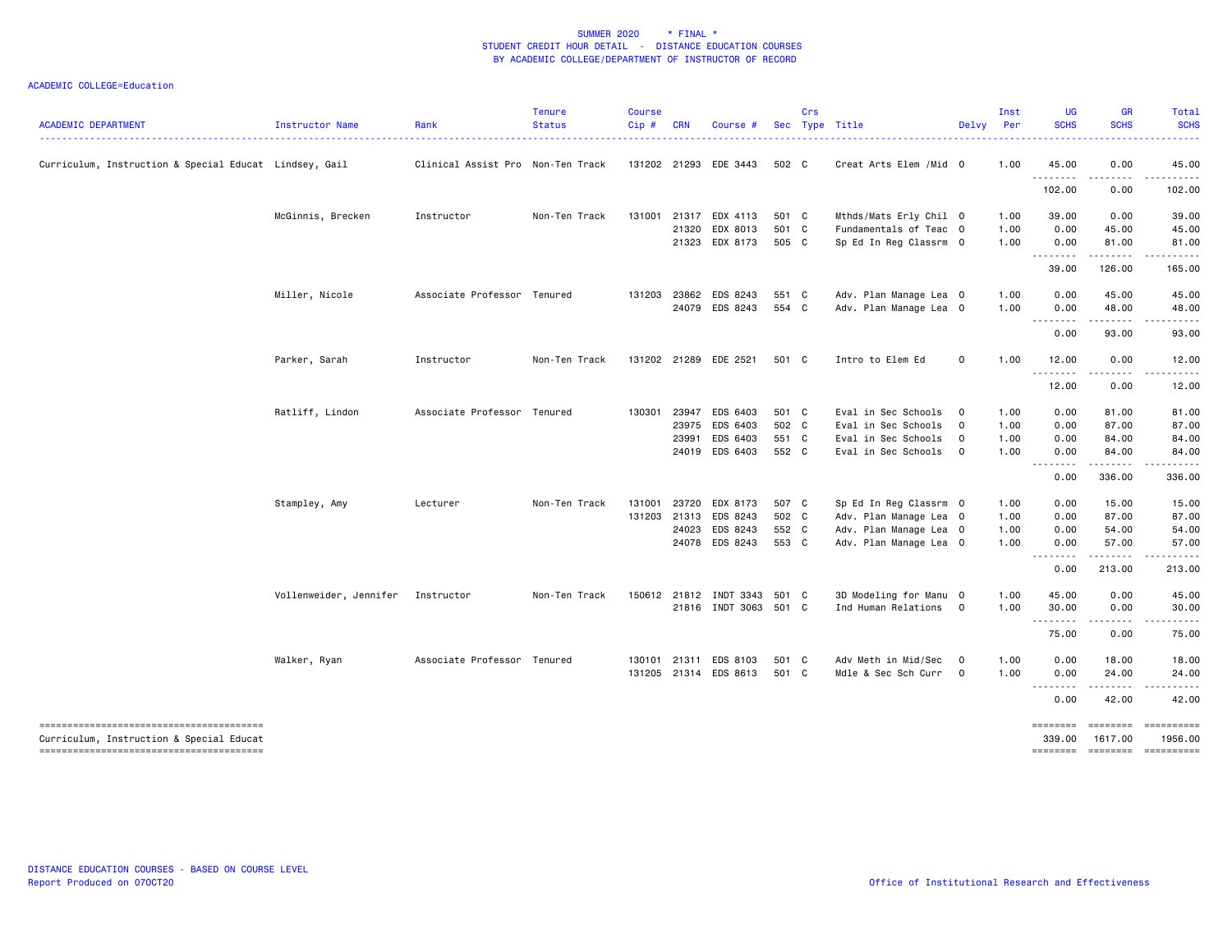SUMMER 2020 * FINAL *
STUDENT CREDIT HOUR DETAIL - DISTANCE EDUCATION COURSES
BY ACADEMIC COLLEGE/DEPARTMENT OF INSTRUCTOR OF RECORD

ACADEMIC COLLEGE=Education

| ACADEMIC DEPARTMENT | Instructor Name | Rank | Tenure Status | Course Cip # | CRN | Course # | Sec | Crs Type | Title | Delvy | Inst Per | UG SCHS | GR SCHS | Total SCHS |
|---|---|---|---|---|---|---|---|---|---|---|---|---|---|---|
| Curriculum, Instruction & Special Educat | Lindsey, Gail | Clinical Assist Pro | Non-Ten Track | 131202 | 21293 | EDE 3443 | 502 | C | Creat Arts Elem /Mid | O | 1.00 | 45.00 | 0.00 | 45.00 |
| | | | | | | | | | | | | 102.00 | 0.00 | 102.00 |
| | McGinnis, Brecken | Instructor | Non-Ten Track | 131001 | 21317 | EDX 4113 | 501 | C | Mthds/Mats Erly Chil | O | 1.00 | 39.00 | 0.00 | 39.00 |
| | | | | | 21320 | EDX 8013 | 501 | C | Fundamentals of Teac | O | 1.00 | 0.00 | 45.00 | 45.00 |
| | | | | | 21323 | EDX 8173 | 505 | C | Sp Ed In Reg Classrm | O | 1.00 | 0.00 | 81.00 | 81.00 |
| | | | | | | | | | | | | 39.00 | 126.00 | 165.00 |
| | Miller, Nicole | Associate Professor | Tenured | 131203 | 23862 | EDS 8243 | 551 | C | Adv. Plan Manage Lea | O | 1.00 | 0.00 | 45.00 | 45.00 |
| | | | | | 24079 | EDS 8243 | 554 | C | Adv. Plan Manage Lea | O | 1.00 | 0.00 | 48.00 | 48.00 |
| | | | | | | | | | | | | 0.00 | 93.00 | 93.00 |
| | Parker, Sarah | Instructor | Non-Ten Track | 131202 | 21289 | EDE 2521 | 501 | C | Intro to Elem Ed | O | 1.00 | 12.00 | 0.00 | 12.00 |
| | | | | | | | | | | | | 12.00 | 0.00 | 12.00 |
| | Ratliff, Lindon | Associate Professor | Tenured | 130301 | 23947 | EDS 6403 | 501 | C | Eval in Sec Schools | O | 1.00 | 0.00 | 81.00 | 81.00 |
| | | | | | 23975 | EDS 6403 | 502 | C | Eval in Sec Schools | O | 1.00 | 0.00 | 87.00 | 87.00 |
| | | | | | 23991 | EDS 6403 | 551 | C | Eval in Sec Schools | O | 1.00 | 0.00 | 84.00 | 84.00 |
| | | | | | 24019 | EDS 6403 | 552 | C | Eval in Sec Schools | O | 1.00 | 0.00 | 84.00 | 84.00 |
| | | | | | | | | | | | | 0.00 | 336.00 | 336.00 |
| | Stampley, Amy | Lecturer | Non-Ten Track | 131001 | 23720 | EDX 8173 | 507 | C | Sp Ed In Reg Classrm | O | 1.00 | 0.00 | 15.00 | 15.00 |
| | | | | 131203 | 21313 | EDS 8243 | 502 | C | Adv. Plan Manage Lea | O | 1.00 | 0.00 | 87.00 | 87.00 |
| | | | | | 24023 | EDS 8243 | 552 | C | Adv. Plan Manage Lea | O | 1.00 | 0.00 | 54.00 | 54.00 |
| | | | | | 24078 | EDS 8243 | 553 | C | Adv. Plan Manage Lea | O | 1.00 | 0.00 | 57.00 | 57.00 |
| | | | | | | | | | | | | 0.00 | 213.00 | 213.00 |
| | Vollenweider, Jennifer | Instructor | Non-Ten Track | 150612 | 21812 | INDT 3343 | 501 | C | 3D Modeling for Manu | O | 1.00 | 45.00 | 0.00 | 45.00 |
| | | | | | 21816 | INDT 3063 | 501 | C | Ind Human Relations | O | 1.00 | 30.00 | 0.00 | 30.00 |
| | | | | | | | | | | | | 75.00 | 0.00 | 75.00 |
| | Walker, Ryan | Associate Professor | Tenured | 130101 | 21311 | EDS 8103 | 501 | C | Adv Meth in Mid/Sec | O | 1.00 | 0.00 | 18.00 | 18.00 |
| | | | | 131205 | 21314 | EDS 8613 | 501 | C | Mdle & Sec Sch Curr | O | 1.00 | 0.00 | 24.00 | 24.00 |
| | | | | | | | | | | | | 0.00 | 42.00 | 42.00 |
| Curriculum, Instruction & Special Educat | | | | | | | | | | | | 339.00 | 1617.00 | 1956.00 |

DISTANCE EDUCATION COURSES - BASED ON COURSE LEVEL
Report Produced on 07OCT20

Office of Institutional Research and Effectiveness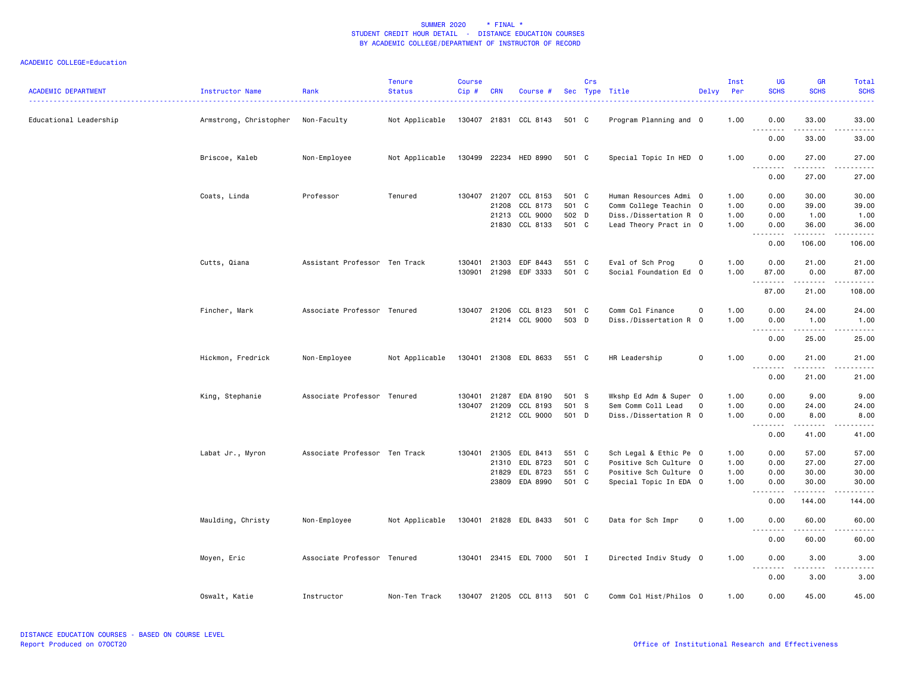SUMMER 2020 * FINAL *
STUDENT CREDIT HOUR DETAIL - DISTANCE EDUCATION COURSES
BY ACADEMIC COLLEGE/DEPARTMENT OF INSTRUCTOR OF RECORD

ACADEMIC COLLEGE=Education

| ACADEMIC DEPARTMENT | Instructor Name | Rank | Tenure Status | Course Cip # | CRN | Course # | Sec | Crs Type | Title | Delvy | Inst Per | UG SCHS | GR SCHS | Total SCHS |
|---|---|---|---|---|---|---|---|---|---|---|---|---|---|---|
| Educational Leadership | Armstrong, Christopher | Non-Faculty | Not Applicable | 130407 | 21831 | CCL 8143 | 501 | C | Program Planning and | O | 1.00 | 0.00 | 33.00 | 33.00 |
| | | | | | | | | | | | | 0.00 | 33.00 | 33.00 |
| | Briscoe, Kaleb | Non-Employee | Not Applicable | 130499 | 22234 | HED 8990 | 501 | C | Special Topic In HED | O | 1.00 | 0.00 | 27.00 | 27.00 |
| | | | | | | | | | | | | 0.00 | 27.00 | 27.00 |
| | Coats, Linda | Professor | Tenured | 130407 | 21207 | CCL 8153 | 501 | C | Human Resources Admi | O | 1.00 | 0.00 | 30.00 | 30.00 |
| | | | | | 21208 | CCL 8173 | 501 | C | Comm College Teachin | O | 1.00 | 0.00 | 39.00 | 39.00 |
| | | | | | 21213 | CCL 9000 | 502 | D | Diss./Dissertation R | O | 1.00 | 0.00 | 1.00 | 1.00 |
| | | | | | 21830 | CCL 8133 | 501 | C | Lead Theory Pract in | O | 1.00 | 0.00 | 36.00 | 36.00 |
| | | | | | | | | | | | | 0.00 | 106.00 | 106.00 |
| | Cutts, Qiana | Assistant Professor | Ten Track | 130401 | 21303 | EDF 8443 | 551 | C | Eval of Sch Prog | O | 1.00 | 0.00 | 21.00 | 21.00 |
| | | | | 130901 | 21298 | EDF 3333 | 501 | C | Social Foundation Ed | O | 1.00 | 87.00 | 0.00 | 87.00 |
| | | | | | | | | | | | | 87.00 | 21.00 | 108.00 |
| | Fincher, Mark | Associate Professor | Tenured | 130407 | 21206 | CCL 8123 | 501 | C | Comm Col Finance | O | 1.00 | 0.00 | 24.00 | 24.00 |
| | | | | | 21214 | CCL 9000 | 503 | D | Diss./Dissertation R | O | 1.00 | 0.00 | 1.00 | 1.00 |
| | | | | | | | | | | | | 0.00 | 25.00 | 25.00 |
| | Hickmon, Fredrick | Non-Employee | Not Applicable | 130401 | 21308 | EDL 8633 | 551 | C | HR Leadership | O | 1.00 | 0.00 | 21.00 | 21.00 |
| | | | | | | | | | | | | 0.00 | 21.00 | 21.00 |
| | King, Stephanie | Associate Professor | Tenured | 130401 | 21287 | EDA 8190 | 501 | S | Wkshp Ed Adm & Super | O | 1.00 | 0.00 | 9.00 | 9.00 |
| | | | | 130407 | 21209 | CCL 8193 | 501 | S | Sem Comm Coll Lead | O | 1.00 | 0.00 | 24.00 | 24.00 |
| | | | | | 21212 | CCL 9000 | 501 | D | Diss./Dissertation R | O | 1.00 | 0.00 | 8.00 | 8.00 |
| | | | | | | | | | | | | 0.00 | 41.00 | 41.00 |
| | Labat Jr., Myron | Associate Professor | Ten Track | 130401 | 21305 | EDL 8413 | 551 | C | Sch Legal & Ethic Pe | O | 1.00 | 0.00 | 57.00 | 57.00 |
| | | | | | 21310 | EDL 8723 | 501 | C | Positive Sch Culture | O | 1.00 | 0.00 | 27.00 | 27.00 |
| | | | | | 21829 | EDL 8723 | 551 | C | Positive Sch Culture | O | 1.00 | 0.00 | 30.00 | 30.00 |
| | | | | | 23809 | EDA 8990 | 501 | C | Special Topic In EDA | O | 1.00 | 0.00 | 30.00 | 30.00 |
| | | | | | | | | | | | | 0.00 | 144.00 | 144.00 |
| | Maulding, Christy | Non-Employee | Not Applicable | 130401 | 21828 | EDL 8433 | 501 | C | Data for Sch Impr | O | 1.00 | 0.00 | 60.00 | 60.00 |
| | | | | | | | | | | | | 0.00 | 60.00 | 60.00 |
| | Moyen, Eric | Associate Professor | Tenured | 130401 | 23415 | EDL 7000 | 501 | I | Directed Indiv Study | O | 1.00 | 0.00 | 3.00 | 3.00 |
| | | | | | | | | | | | | 0.00 | 3.00 | 3.00 |
| | Oswalt, Katie | Instructor | Non-Ten Track | 130407 | 21205 | CCL 8113 | 501 | C | Comm Col Hist/Philos | O | 1.00 | 0.00 | 45.00 | 45.00 |

DISTANCE EDUCATION COURSES - BASED ON COURSE LEVEL
Report Produced on 07OCT20

Office of Institutional Research and Effectiveness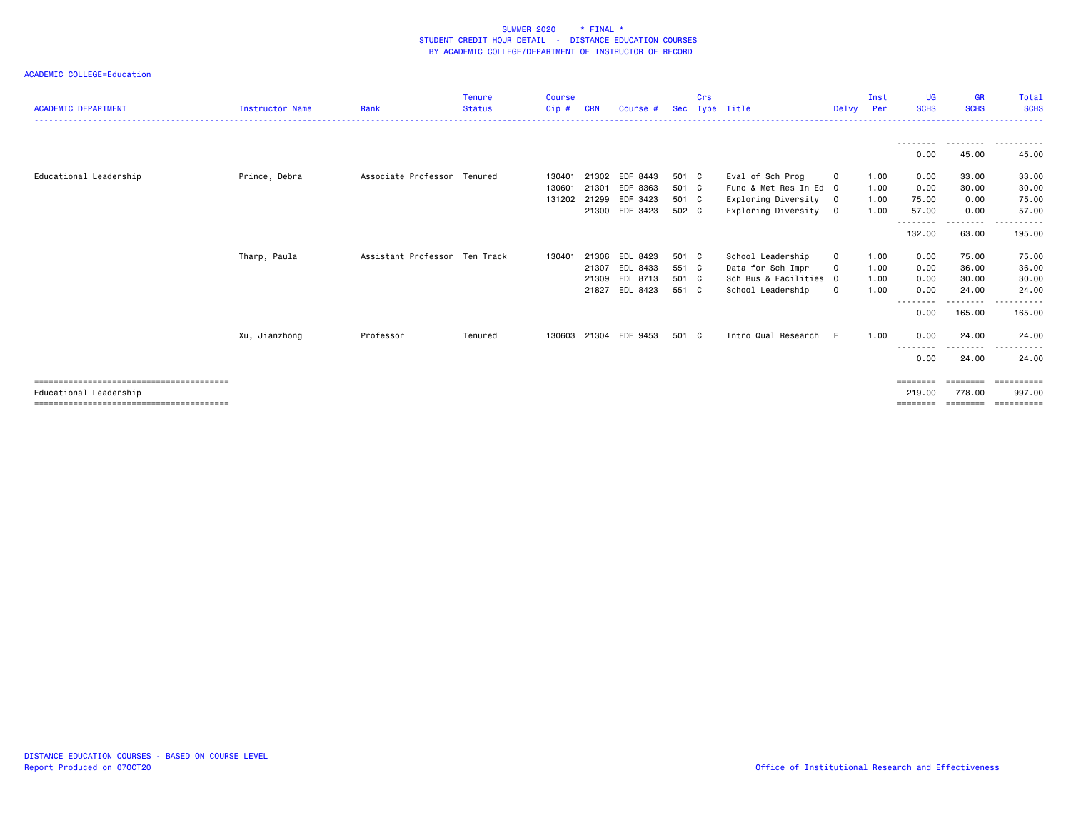SUMMER 2020 * FINAL *
STUDENT CREDIT HOUR DETAIL - DISTANCE EDUCATION COURSES
BY ACADEMIC COLLEGE/DEPARTMENT OF INSTRUCTOR OF RECORD

ACADEMIC COLLEGE=Education

| ACADEMIC DEPARTMENT | Instructor Name | Rank | Tenure Status | Course Cip # | CRN | Course # | Sec | Crs Type | Title | Delvy | Inst Per | UG SCHS | GR SCHS | Total SCHS |
|---|---|---|---|---|---|---|---|---|---|---|---|---|---|---|
| | | | | | | | | | | | | 0.00 | 45.00 | 45.00 |
| Educational Leadership | Prince, Debra | Associate Professor | Tenured | 130401 | 21302 | EDF 8443 | 501 | C | Eval of Sch Prog | O | 1.00 | 0.00 | 33.00 | 33.00 |
| | | | | 130601 | 21301 | EDF 8363 | 501 | C | Func & Met Res In Ed | O | 1.00 | 0.00 | 30.00 | 30.00 |
| | | | | 131202 | 21299 | EDF 3423 | 501 | C | Exploring Diversity | O | 1.00 | 75.00 | 0.00 | 75.00 |
| | | | | | 21300 | EDF 3423 | 502 | C | Exploring Diversity | O | 1.00 | 57.00 | 0.00 | 57.00 |
| | | | | | | | | | | | | 132.00 | 63.00 | 195.00 |
| | Tharp, Paula | Assistant Professor | Ten Track | 130401 | 21306 | EDL 8423 | 501 | C | School Leadership | O | 1.00 | 0.00 | 75.00 | 75.00 |
| | | | | | 21307 | EDL 8433 | 551 | C | Data for Sch Impr | O | 1.00 | 0.00 | 36.00 | 36.00 |
| | | | | | 21309 | EDL 8713 | 501 | C | Sch Bus & Facilities | O | 1.00 | 0.00 | 30.00 | 30.00 |
| | | | | | 21827 | EDL 8423 | 551 | C | School Leadership | O | 1.00 | 0.00 | 24.00 | 24.00 |
| | | | | | | | | | | | | 0.00 | 165.00 | 165.00 |
| | Xu, Jianzhong | Professor | Tenured | 130603 | 21304 | EDF 9453 | 501 | C | Intro Qual Research | F | 1.00 | 0.00 | 24.00 | 24.00 |
| | | | | | | | | | | | | 0.00 | 24.00 | 24.00 |
| Educational Leadership | | | | | | | | | | | | 219.00 | 778.00 | 997.00 |

DISTANCE EDUCATION COURSES - BASED ON COURSE LEVEL
Report Produced on 07OCT20

Office of Institutional Research and Effectiveness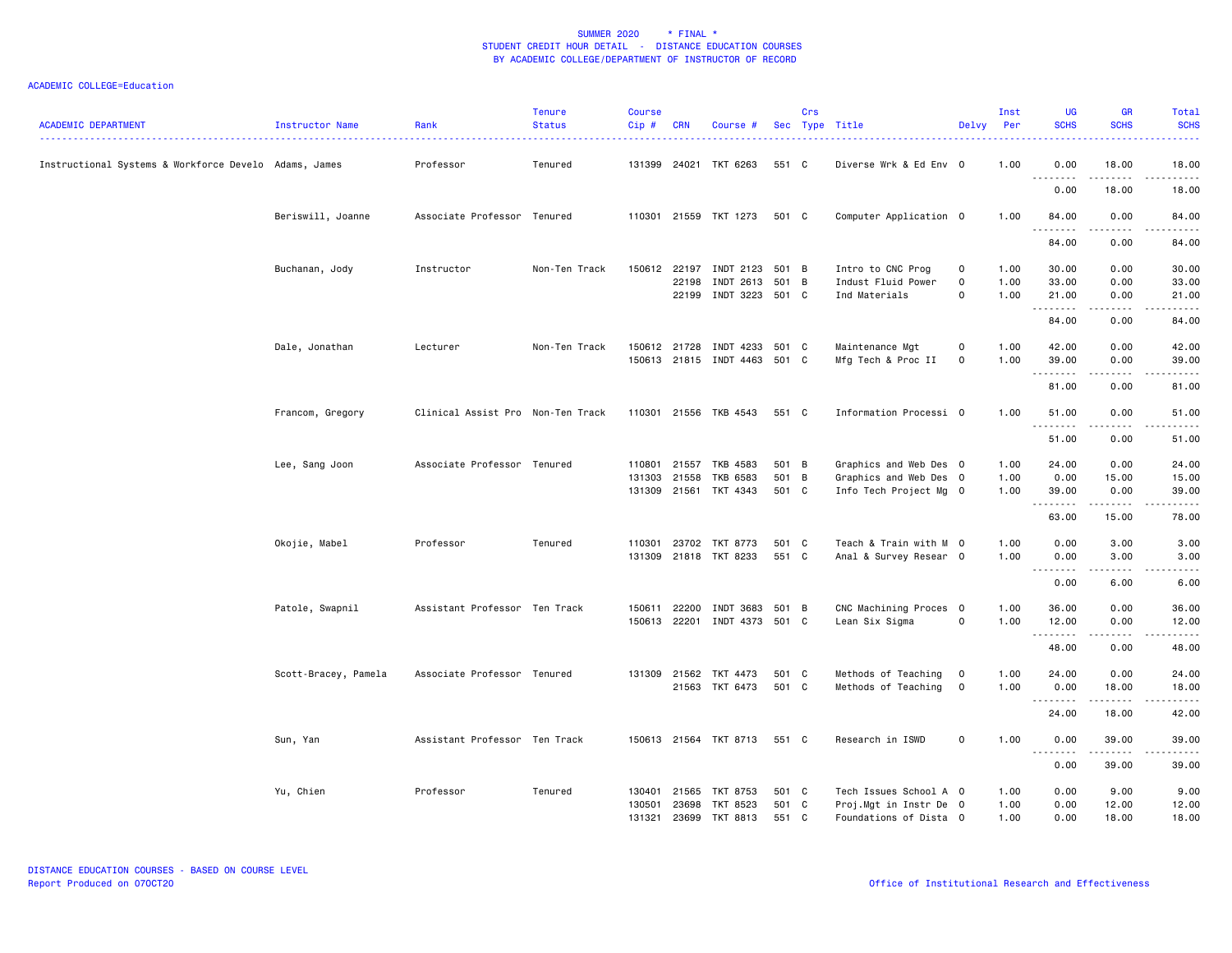SUMMER 2020 * FINAL *
STUDENT CREDIT HOUR DETAIL - DISTANCE EDUCATION COURSES
BY ACADEMIC COLLEGE/DEPARTMENT OF INSTRUCTOR OF RECORD

ACADEMIC COLLEGE=Education

| ACADEMIC DEPARTMENT | Instructor Name | Rank | Tenure Status | Course Cip # | CRN | Course # | Sec | Crs Type | Title | Delvy | Inst Per | UG SCHS | GR SCHS | Total SCHS |
|---|---|---|---|---|---|---|---|---|---|---|---|---|---|---|
| Instructional Systems & Workforce Develo | Adams, James | Professor | Tenured | 131399 | 24021 | TKT 6263 | 551 | C | Diverse Wrk & Ed Env | O | 1.00 | 0.00 | 18.00 | 18.00 |
| | | | | | | | | | | | | 0.00 | 18.00 | 18.00 |
| | Beriswill, Joanne | Associate Professor | Tenured | 110301 | 21559 | TKT 1273 | 501 | C | Computer Application | O | 1.00 | 84.00 | 0.00 | 84.00 |
| | | | | | | | | | | | | 84.00 | 0.00 | 84.00 |
| | Buchanan, Jody | Instructor | Non-Ten Track | 150612 | 22197 | INDT 2123 | 501 | B | Intro to CNC Prog | O | 1.00 | 30.00 | 0.00 | 30.00 |
| | | | | | 22198 | INDT 2613 | 501 | B | Indust Fluid Power | O | 1.00 | 33.00 | 0.00 | 33.00 |
| | | | | | 22199 | INDT 3223 | 501 | C | Ind Materials | O | 1.00 | 21.00 | 0.00 | 21.00 |
| | | | | | | | | | | | | 84.00 | 0.00 | 84.00 |
| | Dale, Jonathan | Lecturer | Non-Ten Track | 150612 | 21728 | INDT 4233 | 501 | C | Maintenance Mgt | O | 1.00 | 42.00 | 0.00 | 42.00 |
| | | | | 150613 | 21815 | INDT 4463 | 501 | C | Mfg Tech & Proc II | O | 1.00 | 39.00 | 0.00 | 39.00 |
| | | | | | | | | | | | | 81.00 | 0.00 | 81.00 |
| | Francom, Gregory | Clinical Assist Pro | Non-Ten Track | 110301 | 21556 | TKB 4543 | 551 | C | Information Processi | O | 1.00 | 51.00 | 0.00 | 51.00 |
| | | | | | | | | | | | | 51.00 | 0.00 | 51.00 |
| | Lee, Sang Joon | Associate Professor | Tenured | 110801 | 21557 | TKB 4583 | 501 | B | Graphics and Web Des | O | 1.00 | 24.00 | 0.00 | 24.00 |
| | | | | 131303 | 21558 | TKB 6583 | 501 | B | Graphics and Web Des | O | 1.00 | 0.00 | 15.00 | 15.00 |
| | | | | 131309 | 21561 | TKT 4343 | 501 | C | Info Tech Project Mg | O | 1.00 | 39.00 | 0.00 | 39.00 |
| | | | | | | | | | | | | 63.00 | 15.00 | 78.00 |
| | Okojie, Mabel | Professor | Tenured | 110301 | 23702 | TKT 8773 | 501 | C | Teach & Train with M | O | 1.00 | 0.00 | 3.00 | 3.00 |
| | | | | 131309 | 21818 | TKT 8233 | 551 | C | Anal & Survey Resear | O | 1.00 | 0.00 | 3.00 | 3.00 |
| | | | | | | | | | | | | 0.00 | 6.00 | 6.00 |
| | Patole, Swapnil | Assistant Professor | Ten Track | 150611 | 22200 | INDT 3683 | 501 | B | CNC Machining Proces | O | 1.00 | 36.00 | 0.00 | 36.00 |
| | | | | 150613 | 22201 | INDT 4373 | 501 | C | Lean Six Sigma | O | 1.00 | 12.00 | 0.00 | 12.00 |
| | | | | | | | | | | | | 48.00 | 0.00 | 48.00 |
| | Scott-Bracey, Pamela | Associate Professor | Tenured | 131309 | 21562 | TKT 4473 | 501 | C | Methods of Teaching | O | 1.00 | 24.00 | 0.00 | 24.00 |
| | | | | | 21563 | TKT 6473 | 501 | C | Methods of Teaching | O | 1.00 | 0.00 | 18.00 | 18.00 |
| | | | | | | | | | | | | 24.00 | 18.00 | 42.00 |
| | Sun, Yan | Assistant Professor | Ten Track | 150613 | 21564 | TKT 8713 | 551 | C | Research in ISWD | O | 1.00 | 0.00 | 39.00 | 39.00 |
| | | | | | | | | | | | | 0.00 | 39.00 | 39.00 |
| | Yu, Chien | Professor | Tenured | 130401 | 21565 | TKT 8753 | 501 | C | Tech Issues School A | O | 1.00 | 0.00 | 9.00 | 9.00 |
| | | | | 130501 | 23698 | TKT 8523 | 501 | C | Proj.Mgt in Instr De | O | 1.00 | 0.00 | 12.00 | 12.00 |
| | | | | 131321 | 23699 | TKT 8813 | 551 | C | Foundations of Dista | O | 1.00 | 0.00 | 18.00 | 18.00 |

DISTANCE EDUCATION COURSES - BASED ON COURSE LEVEL
Report Produced on 07OCT20

Office of Institutional Research and Effectiveness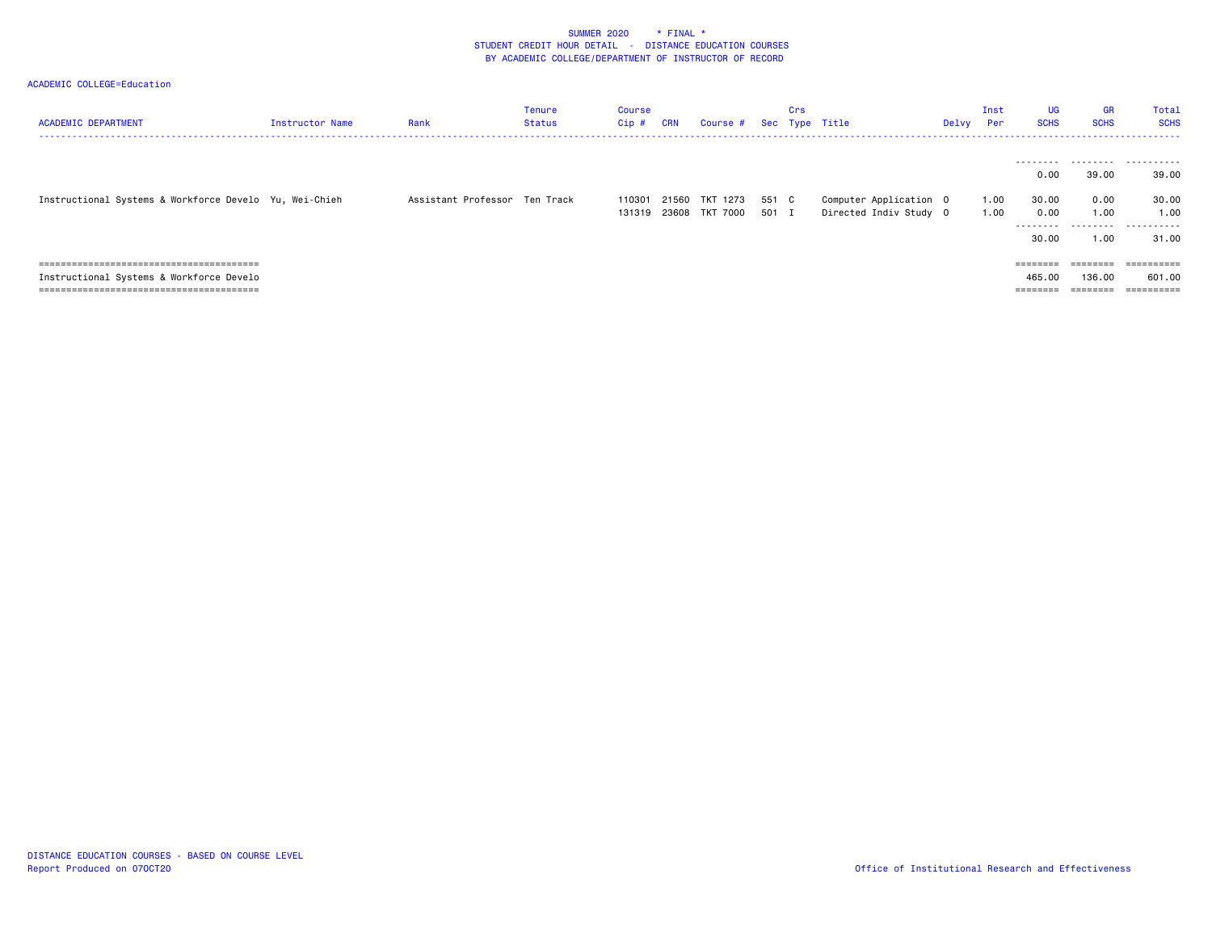SUMMER 2020 * FINAL *
STUDENT CREDIT HOUR DETAIL - DISTANCE EDUCATION COURSES
BY ACADEMIC COLLEGE/DEPARTMENT OF INSTRUCTOR OF RECORD

ACADEMIC COLLEGE=Education

| ACADEMIC DEPARTMENT | Instructor Name | Rank | Tenure Status | Course Cip # | CRN | Course # | Sec | Crs Type | Title | Delvy | Inst Per | UG SCHS | GR SCHS | Total SCHS |
|---|---|---|---|---|---|---|---|---|---|---|---|---|---|---|
| | | | | | | | | | | | | -------- | -------- | ---------- |
| | | | | | | | | | | | | 0.00 | 39.00 | 39.00 |
| Instructional Systems & Workforce Develo | Yu, Wei-Chieh | Assistant Professor | Ten Track | 110301 | 21560 | TKT 1273 | 551 | C | Computer Application | O | 1.00 | 30.00 | 0.00 | 30.00 |
| | | | | 131319 | 23608 | TKT 7000 | 501 | I | Directed Indiv Study | O | 1.00 | 0.00 | 1.00 | 1.00 |
| | | | | | | | | | | | | -------- | -------- | ---------- |
| | | | | | | | | | | | | 30.00 | 1.00 | 31.00 |
| ======================================== | | | | | | | | | | | | ======== | ======== | ========== |
| Instructional Systems & Workforce Develo | | | | | | | | | | | | 465.00 | 136.00 | 601.00 |
| ======================================== | | | | | | | | | | | | ======== | ======== | ========== |

DISTANCE EDUCATION COURSES - BASED ON COURSE LEVEL
Report Produced on 07OCT20

Office of Institutional Research and Effectiveness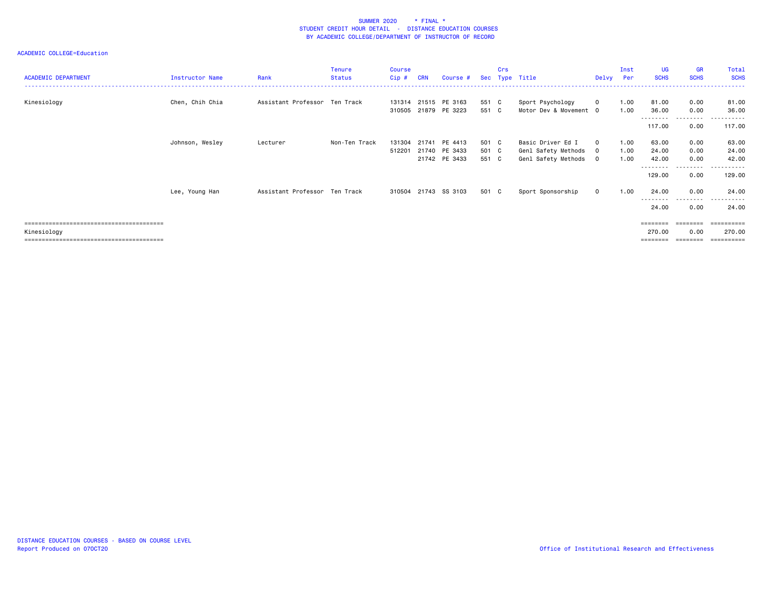SUMMER 2020 * FINAL *
STUDENT CREDIT HOUR DETAIL - DISTANCE EDUCATION COURSES
BY ACADEMIC COLLEGE/DEPARTMENT OF INSTRUCTOR OF RECORD

ACADEMIC COLLEGE=Education

| ACADEMIC DEPARTMENT | Instructor Name | Rank | Tenure Status | Course Cip # | CRN | Course # | Sec | Crs Type | Title | Delvy | Inst Per | UG SCHS | GR SCHS | Total SCHS |
|---|---|---|---|---|---|---|---|---|---|---|---|---|---|---|
| Kinesiology | Chen, Chih Chia | Assistant Professor | Ten Track | 131314 | 21515 | PE 3163 | 551 | C | Sport Psychology | O | 1.00 | 81.00 | 0.00 | 81.00 |
| | | | | 310505 | 21879 | PE 3223 | 551 | C | Motor Dev & Movement | O | 1.00 | 36.00 | 0.00 | 36.00 |
| | | | | | | | | | | | | 117.00 | 0.00 | 117.00 |
| | Johnson, Wesley | Lecturer | Non-Ten Track | 131304 | 21741 | PE 4413 | 501 | C | Basic Driver Ed I | O | 1.00 | 63.00 | 0.00 | 63.00 |
| | | | | 512201 | 21740 | PE 3433 | 501 | C | Genl Safety Methods | O | 1.00 | 24.00 | 0.00 | 24.00 |
| | | | | | 21742 | PE 3433 | 551 | C | Genl Safety Methods | O | 1.00 | 42.00 | 0.00 | 42.00 |
| | | | | | | | | | | | | 129.00 | 0.00 | 129.00 |
| | Lee, Young Han | Assistant Professor | Ten Track | 310504 | 21743 | SS 3103 | 501 | C | Sport Sponsorship | O | 1.00 | 24.00 | 0.00 | 24.00 |
| | | | | | | | | | | | | 24.00 | 0.00 | 24.00 |
| Kinesiology | | | | | | | | | | | | 270.00 | 0.00 | 270.00 |

DISTANCE EDUCATION COURSES - BASED ON COURSE LEVEL
Report Produced on 07OCT20

Office of Institutional Research and Effectiveness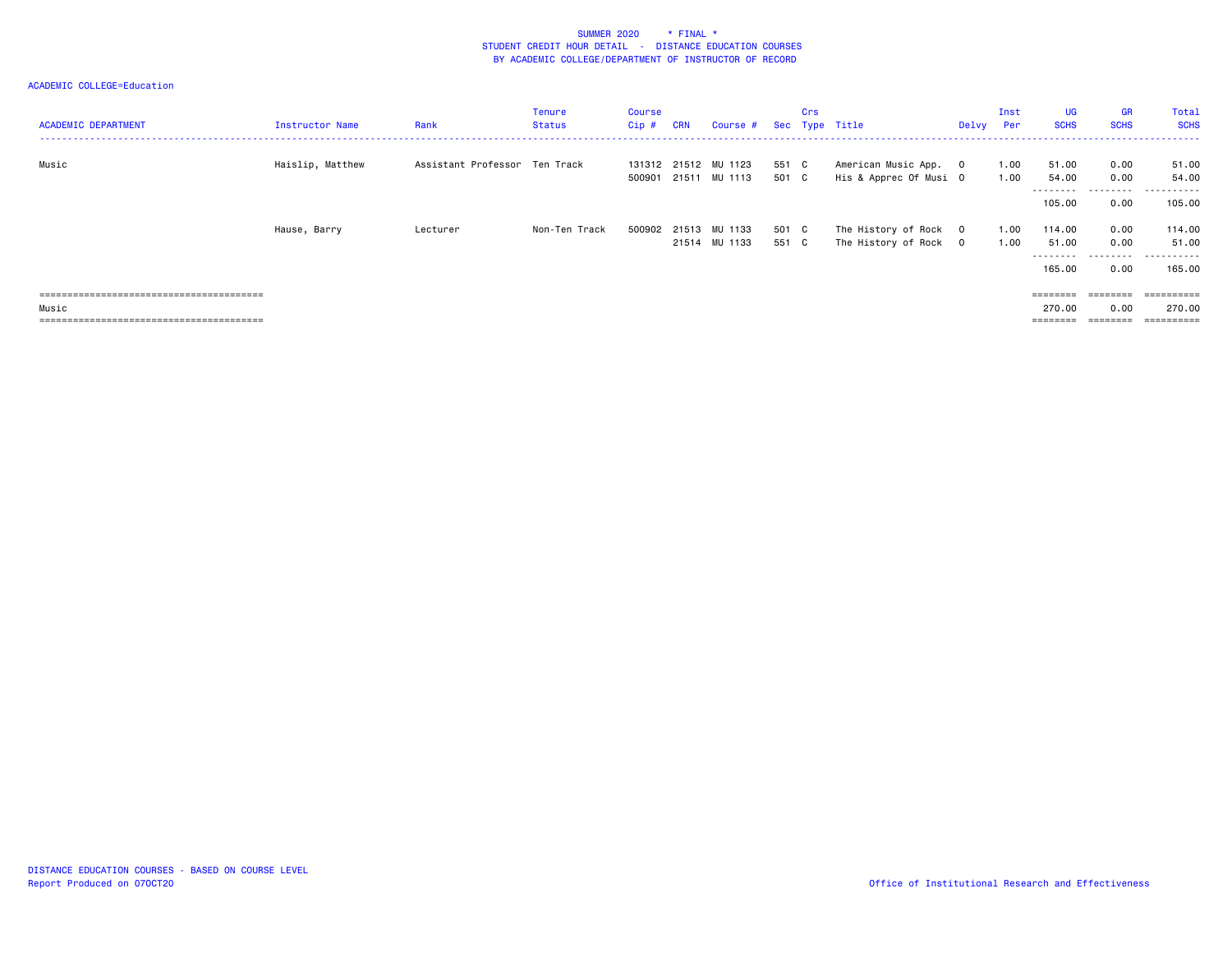SUMMER 2020 * FINAL *
STUDENT CREDIT HOUR DETAIL - DISTANCE EDUCATION COURSES
BY ACADEMIC COLLEGE/DEPARTMENT OF INSTRUCTOR OF RECORD

ACADEMIC COLLEGE=Education

| ACADEMIC DEPARTMENT | Instructor Name | Rank | Tenure Status | Course Cip # | CRN | Course # | Sec | Crs Type | Title | Delvy | Inst Per | UG SCHS | GR SCHS | Total SCHS |
|---|---|---|---|---|---|---|---|---|---|---|---|---|---|---|
| Music | Haislip, Matthew | Assistant Professor | Ten Track | 131312 | 21512 | MU 1123 | 551 | C | American Music App. | O | 1.00 | 51.00 | 0.00 | 51.00 |
| | | | | 500901 | 21511 | MU 1113 | 501 | C | His & Apprec Of Musi | O | 1.00 | 54.00 | 0.00 | 54.00 |
| | | | | | | | | | | | | 105.00 | 0.00 | 105.00 |
| | Hause, Barry | Lecturer | Non-Ten Track | 500902 | 21513 | MU 1133 | 501 | C | The History of Rock | O | 1.00 | 114.00 | 0.00 | 114.00 |
| | | | | | 21514 | MU 1133 | 551 | C | The History of Rock | O | 1.00 | 51.00 | 0.00 | 51.00 |
| | | | | | | | | | | | | 165.00 | 0.00 | 165.00 |
| Music | | | | | | | | | | | | 270.00 | 0.00 | 270.00 |

DISTANCE EDUCATION COURSES - BASED ON COURSE LEVEL
Report Produced on 07OCT20

Office of Institutional Research and Effectiveness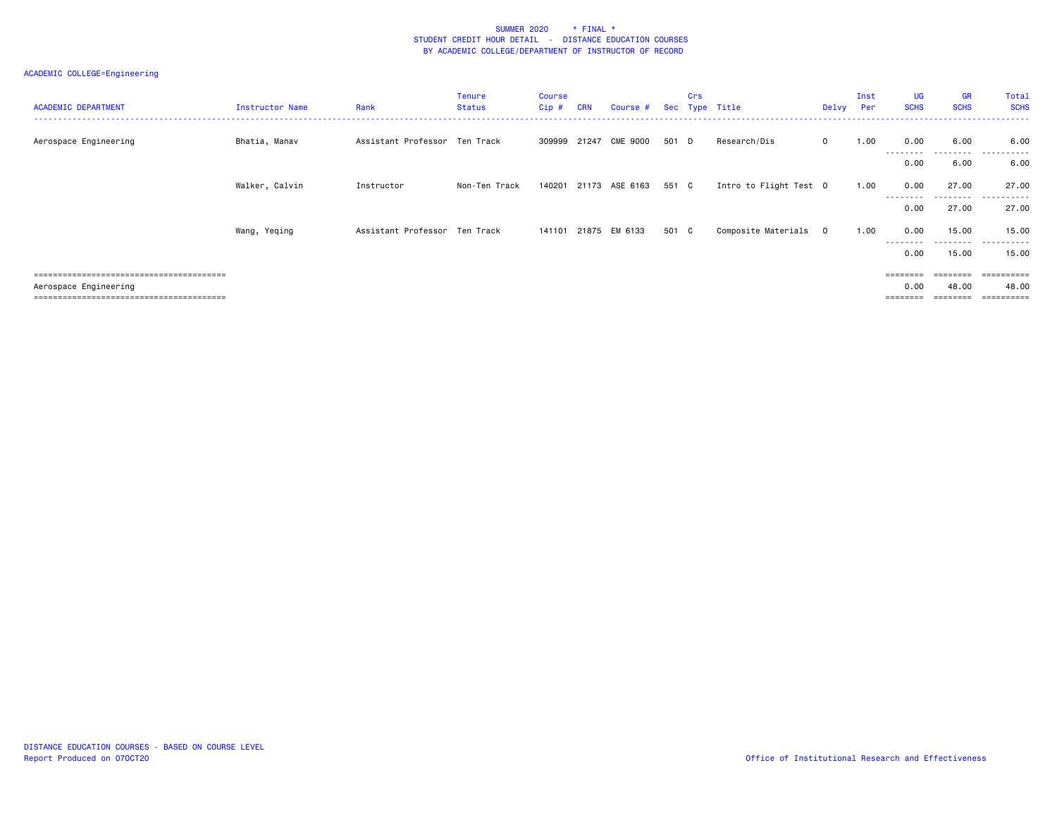SUMMER 2020 * FINAL *
STUDENT CREDIT HOUR DETAIL - DISTANCE EDUCATION COURSES
BY ACADEMIC COLLEGE/DEPARTMENT OF INSTRUCTOR OF RECORD

ACADEMIC COLLEGE=Engineering

| ACADEMIC DEPARTMENT | Instructor Name | Rank | Tenure Status | Course Cip # | CRN | Course # | Sec | Crs Type | Title | Delvy | Inst Per | UG SCHS | GR SCHS | Total SCHS |
|---|---|---|---|---|---|---|---|---|---|---|---|---|---|---|
| Aerospace Engineering | Bhatia, Manav | Assistant Professor | Ten Track | 309999 | 21247 | CME 9000 | 501 | D | Research/Dis | O | 1.00 | 0.00 | 6.00 | 6.00 |
| | | | | | | | | | | | | 0.00 | 6.00 | 6.00 |
| | Walker, Calvin | Instructor | Non-Ten Track | 140201 | 21173 | ASE 6163 | 551 | C | Intro to Flight Test | O | 1.00 | 0.00 | 27.00 | 27.00 |
| | | | | | | | | | | | | 0.00 | 27.00 | 27.00 |
| | Wang, Yeqing | Assistant Professor | Ten Track | 141101 | 21875 | EM 6133 | 501 | C | Composite Materials | O | 1.00 | 0.00 | 15.00 | 15.00 |
| | | | | | | | | | | | | 0.00 | 15.00 | 15.00 |
| Aerospace Engineering | | | | | | | | | | | | 0.00 | 48.00 | 48.00 |

DISTANCE EDUCATION COURSES - BASED ON COURSE LEVEL
Report Produced on 07OCT20

Office of Institutional Research and Effectiveness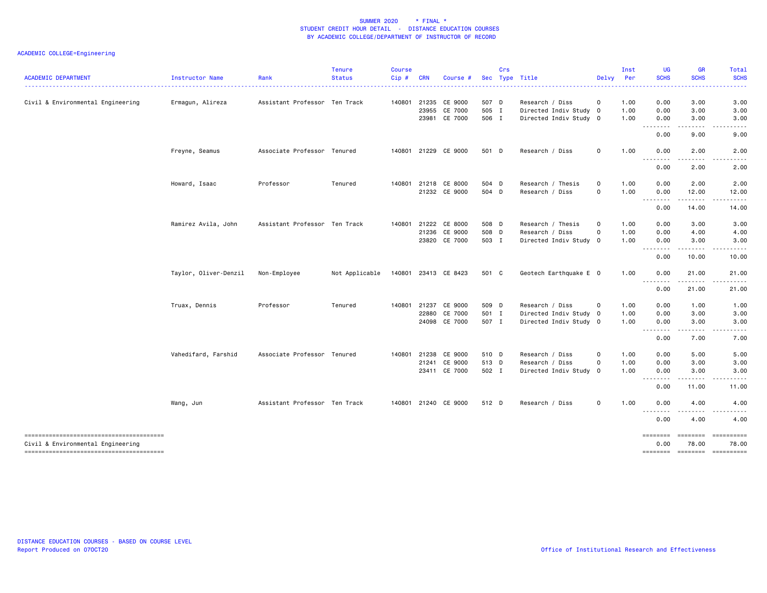SUMMER 2020 * FINAL *
STUDENT CREDIT HOUR DETAIL - DISTANCE EDUCATION COURSES
BY ACADEMIC COLLEGE/DEPARTMENT OF INSTRUCTOR OF RECORD

ACADEMIC COLLEGE=Engineering

| ACADEMIC DEPARTMENT | Instructor Name | Rank | Tenure Status | Course Cip # | CRN | Course # | Sec | Crs Type | Title | Delvy | Inst Per | UG SCHS | GR SCHS | Total SCHS |
|---|---|---|---|---|---|---|---|---|---|---|---|---|---|---|
| Civil & Environmental Engineering | Ermagun, Alireza | Assistant Professor | Ten Track | 140801 | 21235 | CE 9000 | 507 | D | Research / Diss | O | 1.00 | 0.00 | 3.00 | 3.00 |
| | | | | | 23955 | CE 7000 | 505 | I | Directed Indiv Study | O | 1.00 | 0.00 | 3.00 | 3.00 |
| | | | | | 23981 | CE 7000 | 506 | I | Directed Indiv Study | O | 1.00 | 0.00 | 3.00 | 3.00 |
| | | | | | | | | | | | | 0.00 | 9.00 | 9.00 |
| | Freyne, Seamus | Associate Professor | Tenured | 140801 | 21229 | CE 9000 | 501 | D | Research / Diss | O | 1.00 | 0.00 | 2.00 | 2.00 |
| | | | | | | | | | | | | 0.00 | 2.00 | 2.00 |
| | Howard, Isaac | Professor | Tenured | 140801 | 21218 | CE 8000 | 504 | D | Research / Thesis | O | 1.00 | 0.00 | 2.00 | 2.00 |
| | | | | | 21232 | CE 9000 | 504 | D | Research / Diss | O | 1.00 | 0.00 | 12.00 | 12.00 |
| | | | | | | | | | | | | 0.00 | 14.00 | 14.00 |
| | Ramirez Avila, John | Assistant Professor | Ten Track | 140801 | 21222 | CE 8000 | 508 | D | Research / Thesis | O | 1.00 | 0.00 | 3.00 | 3.00 |
| | | | | | 21236 | CE 9000 | 508 | D | Research / Diss | O | 1.00 | 0.00 | 4.00 | 4.00 |
| | | | | | 23820 | CE 7000 | 503 | I | Directed Indiv Study | O | 1.00 | 0.00 | 3.00 | 3.00 |
| | | | | | | | | | | | | 0.00 | 10.00 | 10.00 |
| | Taylor, Oliver-Denzil | Non-Employee | Not Applicable | 140801 | 23413 | CE 8423 | 501 | C | Geotech Earthquake E | O | 1.00 | 0.00 | 21.00 | 21.00 |
| | | | | | | | | | | | | 0.00 | 21.00 | 21.00 |
| | Truax, Dennis | Professor | Tenured | 140801 | 21237 | CE 9000 | 509 | D | Research / Diss | O | 1.00 | 0.00 | 1.00 | 1.00 |
| | | | | | 22880 | CE 7000 | 501 | I | Directed Indiv Study | O | 1.00 | 0.00 | 3.00 | 3.00 |
| | | | | | 24098 | CE 7000 | 507 | I | Directed Indiv Study | O | 1.00 | 0.00 | 3.00 | 3.00 |
| | | | | | | | | | | | | 0.00 | 7.00 | 7.00 |
| | Vahedifard, Farshid | Associate Professor | Tenured | 140801 | 21238 | CE 9000 | 510 | D | Research / Diss | O | 1.00 | 0.00 | 5.00 | 5.00 |
| | | | | | 21241 | CE 9000 | 513 | D | Research / Diss | O | 1.00 | 0.00 | 3.00 | 3.00 |
| | | | | | 23411 | CE 7000 | 502 | I | Directed Indiv Study | O | 1.00 | 0.00 | 3.00 | 3.00 |
| | | | | | | | | | | | | 0.00 | 11.00 | 11.00 |
| | Wang, Jun | Assistant Professor | Ten Track | 140801 | 21240 | CE 9000 | 512 | D | Research / Diss | O | 1.00 | 0.00 | 4.00 | 4.00 |
| | | | | | | | | | | | | 0.00 | 4.00 | 4.00 |
| Civil & Environmental Engineering | | | | | | | | | | | | 0.00 | 78.00 | 78.00 |

DISTANCE EDUCATION COURSES - BASED ON COURSE LEVEL
Report Produced on 07OCT20

Office of Institutional Research and Effectiveness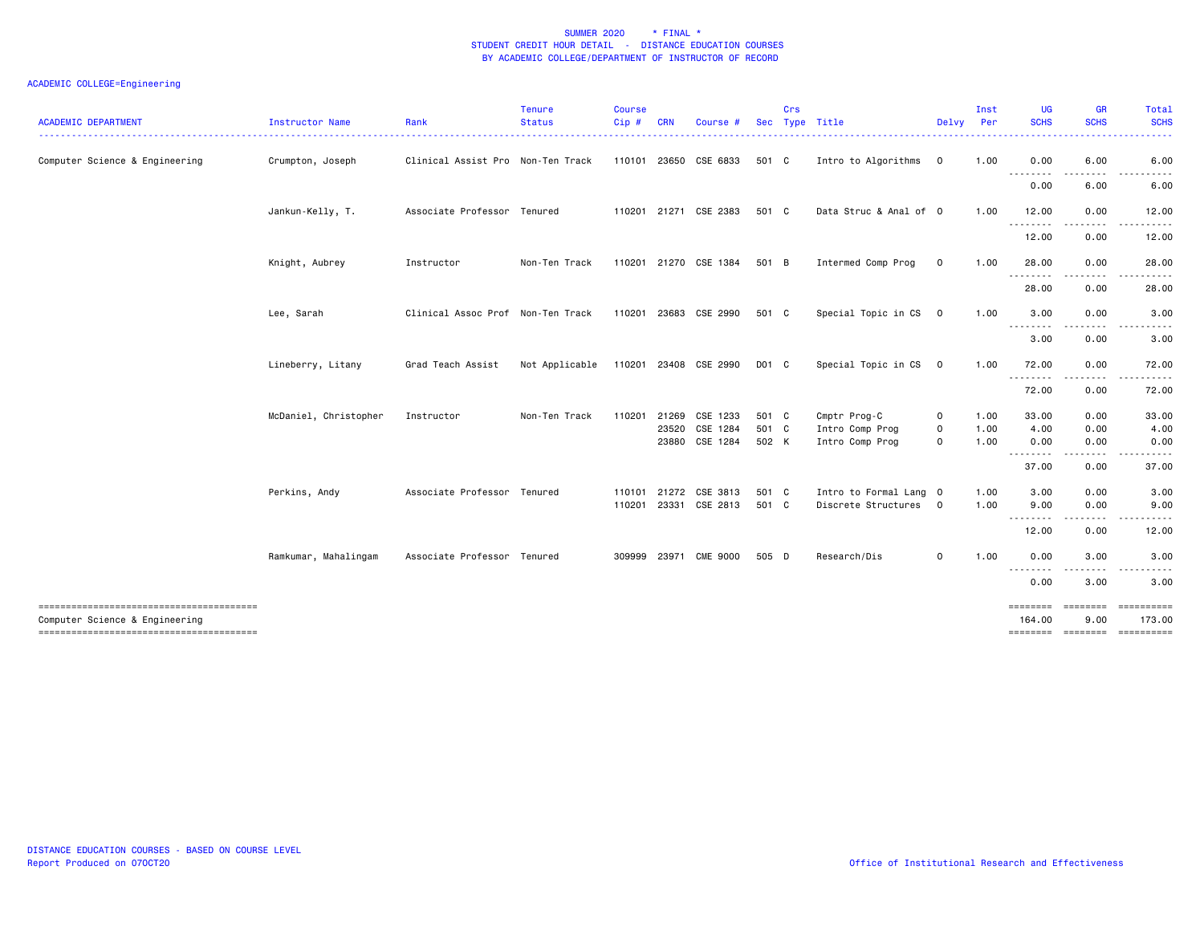SUMMER 2020 * FINAL *
STUDENT CREDIT HOUR DETAIL - DISTANCE EDUCATION COURSES
BY ACADEMIC COLLEGE/DEPARTMENT OF INSTRUCTOR OF RECORD

ACADEMIC COLLEGE=Engineering

| ACADEMIC DEPARTMENT | Instructor Name | Rank | Tenure Status | Course Cip # | CRN | Course # | Sec | Crs Type | Title | Delvy | Inst Per | UG SCHS | GR SCHS | Total SCHS |
|---|---|---|---|---|---|---|---|---|---|---|---|---|---|---|
| Computer Science & Engineering | Crumpton, Joseph | Clinical Assist Pro | Non-Ten Track | 110101 | 23650 | CSE 6833 | 501 | C | Intro to Algorithms | O | 1.00 | 0.00 | 6.00 | 6.00 |
| | | | | | | | | | | | | 0.00 | 6.00 | 6.00 |
| | Jankun-Kelly, T. | Associate Professor | Tenured | 110201 | 21271 | CSE 2383 | 501 | C | Data Struc & Anal of | O | 1.00 | 12.00 | 0.00 | 12.00 |
| | | | | | | | | | | | | 12.00 | 0.00 | 12.00 |
| | Knight, Aubrey | Instructor | Non-Ten Track | 110201 | 21270 | CSE 1384 | 501 | B | Intermed Comp Prog | O | 1.00 | 28.00 | 0.00 | 28.00 |
| | | | | | | | | | | | | 28.00 | 0.00 | 28.00 |
| | Lee, Sarah | Clinical Assoc Prof | Non-Ten Track | 110201 | 23683 | CSE 2990 | 501 | C | Special Topic in CS | O | 1.00 | 3.00 | 0.00 | 3.00 |
| | | | | | | | | | | | | 3.00 | 0.00 | 3.00 |
| | Lineberry, Litany | Grad Teach Assist | Not Applicable | 110201 | 23408 | CSE 2990 | D01 | C | Special Topic in CS | O | 1.00 | 72.00 | 0.00 | 72.00 |
| | | | | | | | | | | | | 72.00 | 0.00 | 72.00 |
| | McDaniel, Christopher | Instructor | Non-Ten Track | 110201 | 21269 | CSE 1233 | 501 | C | Cmptr Prog-C | O | 1.00 | 33.00 | 0.00 | 33.00 |
| | | | | | 23520 | CSE 1284 | 501 | C | Intro Comp Prog | O | 1.00 | 4.00 | 0.00 | 4.00 |
| | | | | | 23880 | CSE 1284 | 502 | K | Intro Comp Prog | O | 1.00 | 0.00 | 0.00 | 0.00 |
| | | | | | | | | | | | | 37.00 | 0.00 | 37.00 |
| | Perkins, Andy | Associate Professor | Tenured | 110101 | 21272 | CSE 3813 | 501 | C | Intro to Formal Lang | O | 1.00 | 3.00 | 0.00 | 3.00 |
| | | | | 110201 | 23331 | CSE 2813 | 501 | C | Discrete Structures | O | 1.00 | 9.00 | 0.00 | 9.00 |
| | | | | | | | | | | | | 12.00 | 0.00 | 12.00 |
| | Ramkumar, Mahalingam | Associate Professor | Tenured | 309999 | 23971 | CME 9000 | 505 | D | Research/Dis | O | 1.00 | 0.00 | 3.00 | 3.00 |
| | | | | | | | | | | | | 0.00 | 3.00 | 3.00 |
| Computer Science & Engineering | | | | | | | | | | | | 164.00 | 9.00 | 173.00 |

DISTANCE EDUCATION COURSES - BASED ON COURSE LEVEL
Report Produced on 07OCT20

Office of Institutional Research and Effectiveness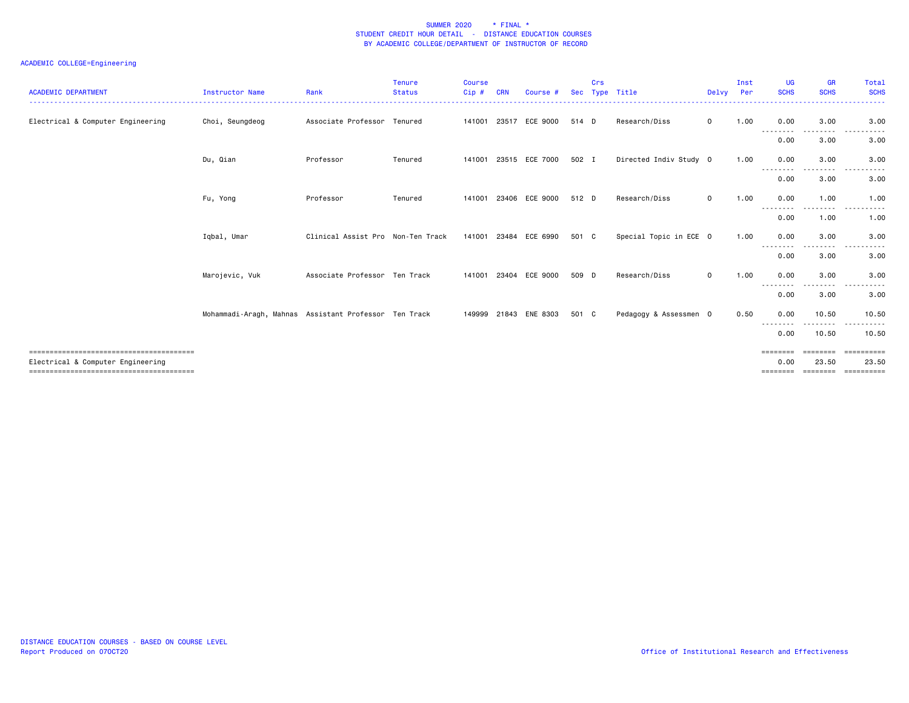SUMMER 2020 * FINAL *
STUDENT CREDIT HOUR DETAIL - DISTANCE EDUCATION COURSES
BY ACADEMIC COLLEGE/DEPARTMENT OF INSTRUCTOR OF RECORD

ACADEMIC COLLEGE=Engineering

| ACADEMIC DEPARTMENT | Instructor Name | Rank | Tenure Status | Course Cip # | CRN | Course # | Sec | Crs Type | Title | Delvy | Inst Per | UG SCHS | GR SCHS | Total SCHS |
|---|---|---|---|---|---|---|---|---|---|---|---|---|---|---|
| Electrical & Computer Engineering | Choi, Seungdeog | Associate Professor | Tenured | 141001 | 23517 | ECE 9000 | 514 | D | Research/Diss | O | 1.00 | 0.00 | 3.00 | 3.00 |
| | | | | | | | | | | | | 0.00 | 3.00 | 3.00 |
| | Du, Qian | Professor | Tenured | 141001 | 23515 | ECE 7000 | 502 | I | Directed Indiv Study | O | 1.00 | 0.00 | 3.00 | 3.00 |
| | | | | | | | | | | | | 0.00 | 3.00 | 3.00 |
| | Fu, Yong | Professor | Tenured | 141001 | 23406 | ECE 9000 | 512 | D | Research/Diss | O | 1.00 | 0.00 | 1.00 | 1.00 |
| | | | | | | | | | | | | 0.00 | 1.00 | 1.00 |
| | Iqbal, Umar | Clinical Assist Pro | Non-Ten Track | 141001 | 23484 | ECE 6990 | 501 | C | Special Topic in ECE | O | 1.00 | 0.00 | 3.00 | 3.00 |
| | | | | | | | | | | | | 0.00 | 3.00 | 3.00 |
| | Marojevic, Vuk | Associate Professor | Ten Track | 141001 | 23404 | ECE 9000 | 509 | D | Research/Diss | O | 1.00 | 0.00 | 3.00 | 3.00 |
| | | | | | | | | | | | | 0.00 | 3.00 | 3.00 |
| | Mohammadi-Aragh, Mahnas | Assistant Professor | Ten Track | 149999 | 21843 | ENE 8303 | 501 | C | Pedagogy & Assessmen | O | 0.50 | 0.00 | 10.50 | 10.50 |
| | | | | | | | | | | | | 0.00 | 10.50 | 10.50 |
| Electrical & Computer Engineering | | | | | | | | | | | | 0.00 | 23.50 | 23.50 |

DISTANCE EDUCATION COURSES - BASED ON COURSE LEVEL
Report Produced on 07OCT20

Office of Institutional Research and Effectiveness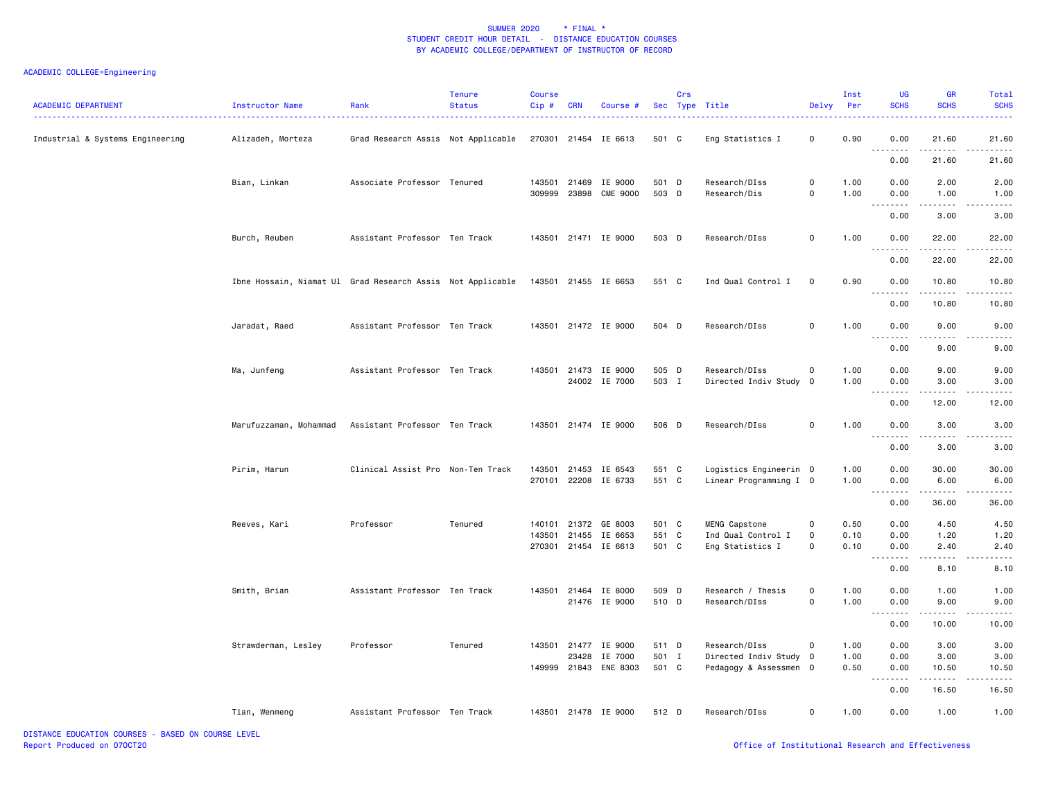SUMMER 2020 * FINAL *
STUDENT CREDIT HOUR DETAIL - DISTANCE EDUCATION COURSES
BY ACADEMIC COLLEGE/DEPARTMENT OF INSTRUCTOR OF RECORD

ACADEMIC COLLEGE=Engineering

| ACADEMIC DEPARTMENT | Instructor Name | Rank | Tenure Status | Course Cip # | CRN | Course # | Sec | Crs Type | Title | Delvy | Inst Per | UG SCHS | GR SCHS | Total SCHS |
|---|---|---|---|---|---|---|---|---|---|---|---|---|---|---|
| Industrial & Systems Engineering | Alizadeh, Morteza | Grad Research Assis | Not Applicable | 270301 | 21454 | IE 6613 | 501 | C | Eng Statistics I | O | 0.90 | 0.00 | 21.60 | 21.60 |
| | | | | | | | | | | | | 0.00 | 21.60 | 21.60 |
| | Bian, Linkan | Associate Professor | Tenured | 143501 | 21469 | IE 9000 | 501 | D | Research/DIss | O | 1.00 | 0.00 | 2.00 | 2.00 |
| | | | | 309999 | 23898 | CME 9000 | 503 | D | Research/Dis | O | 1.00 | 0.00 | 1.00 | 1.00 |
| | | | | | | | | | | | | 0.00 | 3.00 | 3.00 |
| | Burch, Reuben | Assistant Professor | Ten Track | 143501 | 21471 | IE 9000 | 503 | D | Research/DIss | O | 1.00 | 0.00 | 22.00 | 22.00 |
| | | | | | | | | | | | | 0.00 | 22.00 | 22.00 |
| | Ibne Hossain, Niamat Ul | Grad Research Assis | Not Applicable | 143501 | 21455 | IE 6653 | 551 | C | Ind Qual Control I | O | 0.90 | 0.00 | 10.80 | 10.80 |
| | | | | | | | | | | | | 0.00 | 10.80 | 10.80 |
| | Jaradat, Raed | Assistant Professor | Ten Track | 143501 | 21472 | IE 9000 | 504 | D | Research/DIss | O | 1.00 | 0.00 | 9.00 | 9.00 |
| | | | | | | | | | | | | 0.00 | 9.00 | 9.00 |
| | Ma, Junfeng | Assistant Professor | Ten Track | 143501 | 21473 | IE 9000 | 505 | D | Research/DIss | O | 1.00 | 0.00 | 9.00 | 9.00 |
| | | | | | 24002 | IE 7000 | 503 | I | Directed Indiv Study | O | 1.00 | 0.00 | 3.00 | 3.00 |
| | | | | | | | | | | | | 0.00 | 12.00 | 12.00 |
| | Marufuzzaman, Mohammad | Assistant Professor | Ten Track | 143501 | 21474 | IE 9000 | 506 | D | Research/DIss | O | 1.00 | 0.00 | 3.00 | 3.00 |
| | | | | | | | | | | | | 0.00 | 3.00 | 3.00 |
| | Pirim, Harun | Clinical Assist Pro | Non-Ten Track | 143501 | 21453 | IE 6543 | 551 | C | Logistics Engineerin | O | 1.00 | 0.00 | 30.00 | 30.00 |
| | | | | 270101 | 22208 | IE 6733 | 551 | C | Linear Programming I | O | 1.00 | 0.00 | 6.00 | 6.00 |
| | | | | | | | | | | | | 0.00 | 36.00 | 36.00 |
| | Reeves, Kari | Professor | Tenured | 140101 | 21372 | GE 8003 | 501 | C | MENG Capstone | O | 0.50 | 0.00 | 4.50 | 4.50 |
| | | | | 143501 | 21455 | IE 6653 | 551 | C | Ind Qual Control I | O | 0.10 | 0.00 | 1.20 | 1.20 |
| | | | | 270301 | 21454 | IE 6613 | 501 | C | Eng Statistics I | O | 0.10 | 0.00 | 2.40 | 2.40 |
| | | | | | | | | | | | | 0.00 | 8.10 | 8.10 |
| | Smith, Brian | Assistant Professor | Ten Track | 143501 | 21464 | IE 8000 | 509 | D | Research / Thesis | O | 1.00 | 0.00 | 1.00 | 1.00 |
| | | | | | 21476 | IE 9000 | 510 | D | Research/DIss | O | 1.00 | 0.00 | 9.00 | 9.00 |
| | | | | | | | | | | | | 0.00 | 10.00 | 10.00 |
| | Strawderman, Lesley | Professor | Tenured | 143501 | 21477 | IE 9000 | 511 | D | Research/DIss | O | 1.00 | 0.00 | 3.00 | 3.00 |
| | | | | | 23428 | IE 7000 | 501 | I | Directed Indiv Study | O | 1.00 | 0.00 | 3.00 | 3.00 |
| | | | | 149999 | 21843 | ENE 8303 | 501 | C | Pedagogy & Assessmen | O | 0.50 | 0.00 | 10.50 | 10.50 |
| | | | | | | | | | | | | 0.00 | 16.50 | 16.50 |
| | Tian, Wenmeng | Assistant Professor | Ten Track | 143501 | 21478 | IE 9000 | 512 | D | Research/DIss | O | 1.00 | 0.00 | 1.00 | 1.00 |

DISTANCE EDUCATION COURSES - BASED ON COURSE LEVEL
Report Produced on 07OCT20

Office of Institutional Research and Effectiveness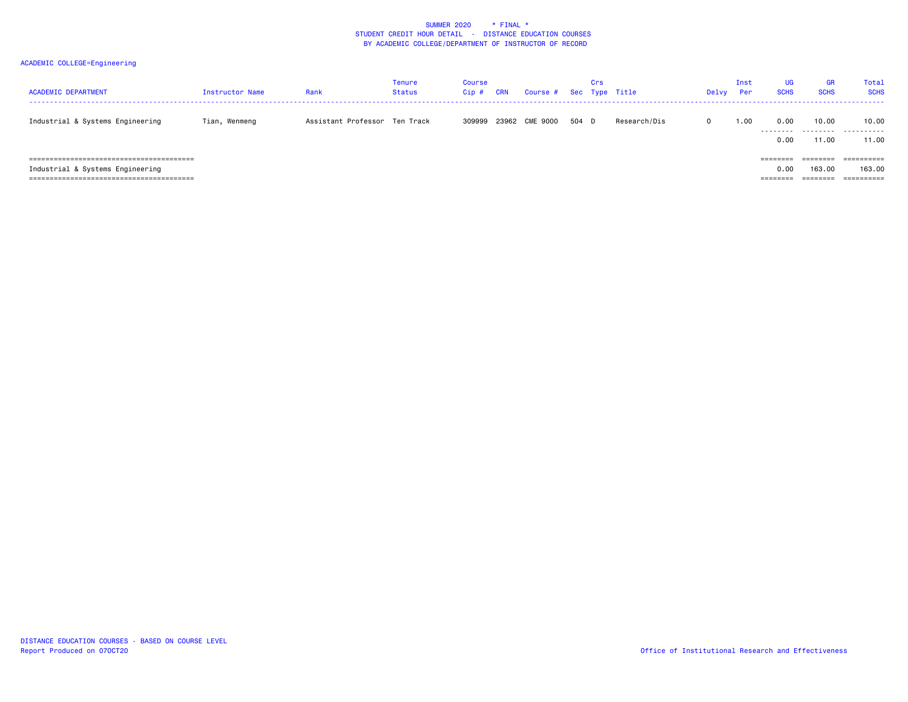SUMMER 2020 * FINAL *
STUDENT CREDIT HOUR DETAIL - DISTANCE EDUCATION COURSES
BY ACADEMIC COLLEGE/DEPARTMENT OF INSTRUCTOR OF RECORD

ACADEMIC COLLEGE=Engineering

| ACADEMIC DEPARTMENT | Instructor Name | Rank | Tenure Status | Course Cip # | CRN | Course # | Sec | Crs Type | Title | Delvy | Inst Per | UG SCHS | GR SCHS | Total SCHS |
|---|---|---|---|---|---|---|---|---|---|---|---|---|---|---|
| Industrial & Systems Engineering | Tian, Wenmeng | Assistant Professor | Ten Track | 309999 | 23962 | CME 9000 | 504 | D | Research/Dis | O | 1.00 | 0.00 | 10.00 | 10.00 |
| | | | | | | | | | | | | 0.00 | 11.00 | 11.00 |
| Industrial & Systems Engineering | | | | | | | | | | | | 0.00 | 163.00 | 163.00 |

DISTANCE EDUCATION COURSES - BASED ON COURSE LEVEL
Report Produced on 07OCT20

Office of Institutional Research and Effectiveness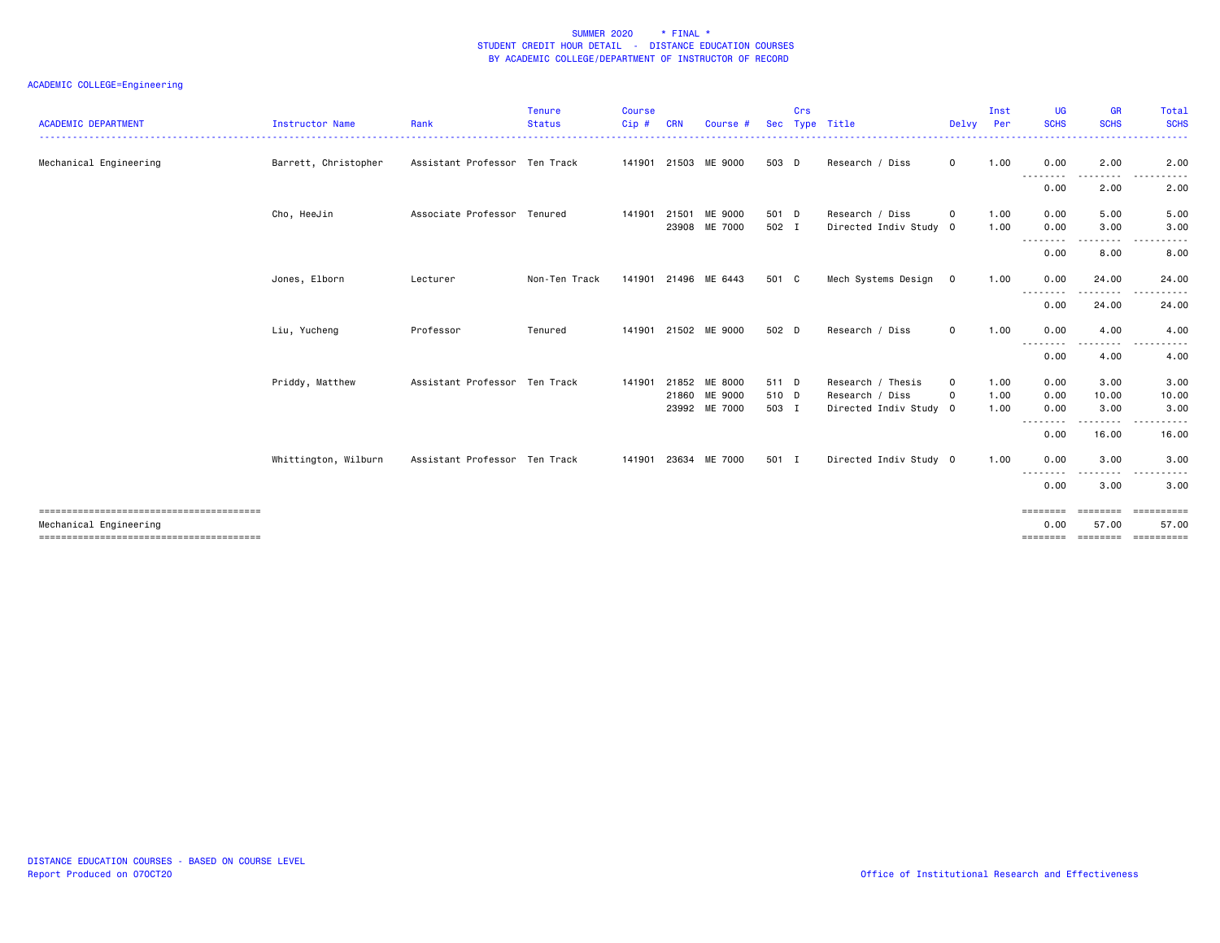SUMMER 2020 * FINAL *
STUDENT CREDIT HOUR DETAIL - DISTANCE EDUCATION COURSES
BY ACADEMIC COLLEGE/DEPARTMENT OF INSTRUCTOR OF RECORD

ACADEMIC COLLEGE=Engineering

| ACADEMIC DEPARTMENT | Instructor Name | Rank | Tenure Status | Course Cip # | CRN | Course # | Sec | Crs Type | Title | Delvy | Inst Per | UG SCHS | GR SCHS | Total SCHS |
|---|---|---|---|---|---|---|---|---|---|---|---|---|---|---|
| Mechanical Engineering | Barrett, Christopher | Assistant Professor | Ten Track | 141901 | 21503 | ME 9000 | 503 | D | Research / Diss | O | 1.00 | 0.00 | 2.00 | 2.00 |
| | | | | | | | | | | | | 0.00 | 2.00 | 2.00 |
| | Cho, HeeJin | Associate Professor | Tenured | 141901 | 21501 | ME 9000 | 501 | D | Research / Diss | O | 1.00 | 0.00 | 5.00 | 5.00 |
| | | | | | 23908 | ME 7000 | 502 | I | Directed Indiv Study | O | 1.00 | 0.00 | 3.00 | 3.00 |
| | | | | | | | | | | | | 0.00 | 8.00 | 8.00 |
| | Jones, Elborn | Lecturer | Non-Ten Track | 141901 | 21496 | ME 6443 | 501 | C | Mech Systems Design | O | 1.00 | 0.00 | 24.00 | 24.00 |
| | | | | | | | | | | | | 0.00 | 24.00 | 24.00 |
| | Liu, Yucheng | Professor | Tenured | 141901 | 21502 | ME 9000 | 502 | D | Research / Diss | O | 1.00 | 0.00 | 4.00 | 4.00 |
| | | | | | | | | | | | | 0.00 | 4.00 | 4.00 |
| | Priddy, Matthew | Assistant Professor | Ten Track | 141901 | 21852 | ME 8000 | 511 | D | Research / Thesis | O | 1.00 | 0.00 | 3.00 | 3.00 |
| | | | | | 21860 | ME 9000 | 510 | D | Research / Diss | O | 1.00 | 0.00 | 10.00 | 10.00 |
| | | | | | 23992 | ME 7000 | 503 | I | Directed Indiv Study | O | 1.00 | 0.00 | 3.00 | 3.00 |
| | | | | | | | | | | | | 0.00 | 16.00 | 16.00 |
| | Whittington, Wilburn | Assistant Professor | Ten Track | 141901 | 23634 | ME 7000 | 501 | I | Directed Indiv Study | O | 1.00 | 0.00 | 3.00 | 3.00 |
| | | | | | | | | | | | | 0.00 | 3.00 | 3.00 |
| Mechanical Engineering | | | | | | | | | | | | 0.00 | 57.00 | 57.00 |

DISTANCE EDUCATION COURSES - BASED ON COURSE LEVEL
Report Produced on 07OCT20

Office of Institutional Research and Effectiveness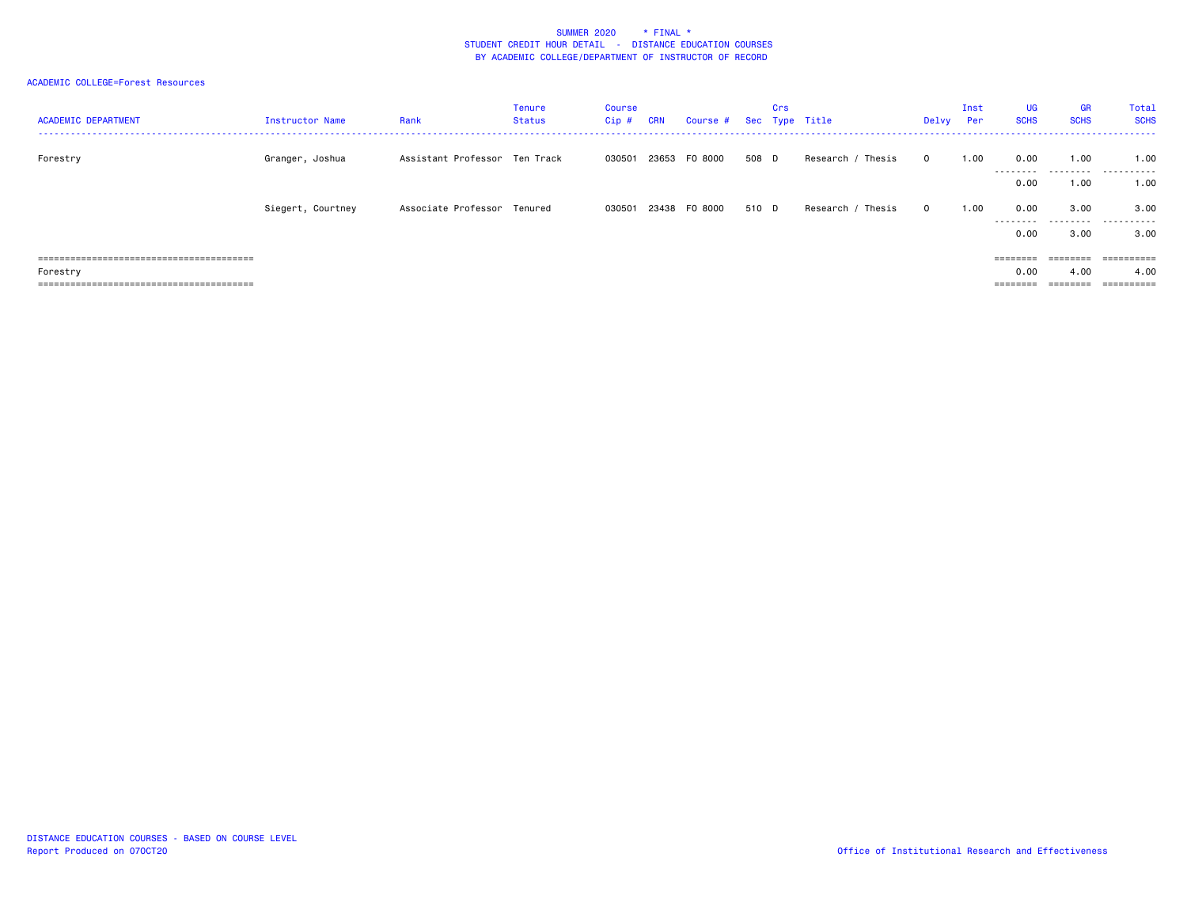SUMMER 2020 * FINAL *
STUDENT CREDIT HOUR DETAIL - DISTANCE EDUCATION COURSES
BY ACADEMIC COLLEGE/DEPARTMENT OF INSTRUCTOR OF RECORD

ACADEMIC COLLEGE=Forest Resources

| ACADEMIC DEPARTMENT | Instructor Name | Rank | Tenure Status | Course Cip # | CRN | Course # | Sec | Crs Type | Title | Delvy | Inst Per | UG SCHS | GR SCHS | Total SCHS |
|---|---|---|---|---|---|---|---|---|---|---|---|---|---|---|
| Forestry | Granger, Joshua | Assistant Professor | Ten Track | 030501 | 23653 | FO 8000 | 508 | D | Research / Thesis | O | 1.00 | 0.00 | 1.00 | 1.00 |
| | | | | | | | | | | | | 0.00 | 1.00 | 1.00 |
| | Siegert, Courtney | Associate Professor | Tenured | 030501 | 23438 | FO 8000 | 510 | D | Research / Thesis | O | 1.00 | 0.00 | 3.00 | 3.00 |
| | | | | | | | | | | | | 0.00 | 3.00 | 3.00 |
| Forestry | | | | | | | | | | | | 0.00 | 4.00 | 4.00 |

DISTANCE EDUCATION COURSES - BASED ON COURSE LEVEL
Report Produced on 07OCT20

Office of Institutional Research and Effectiveness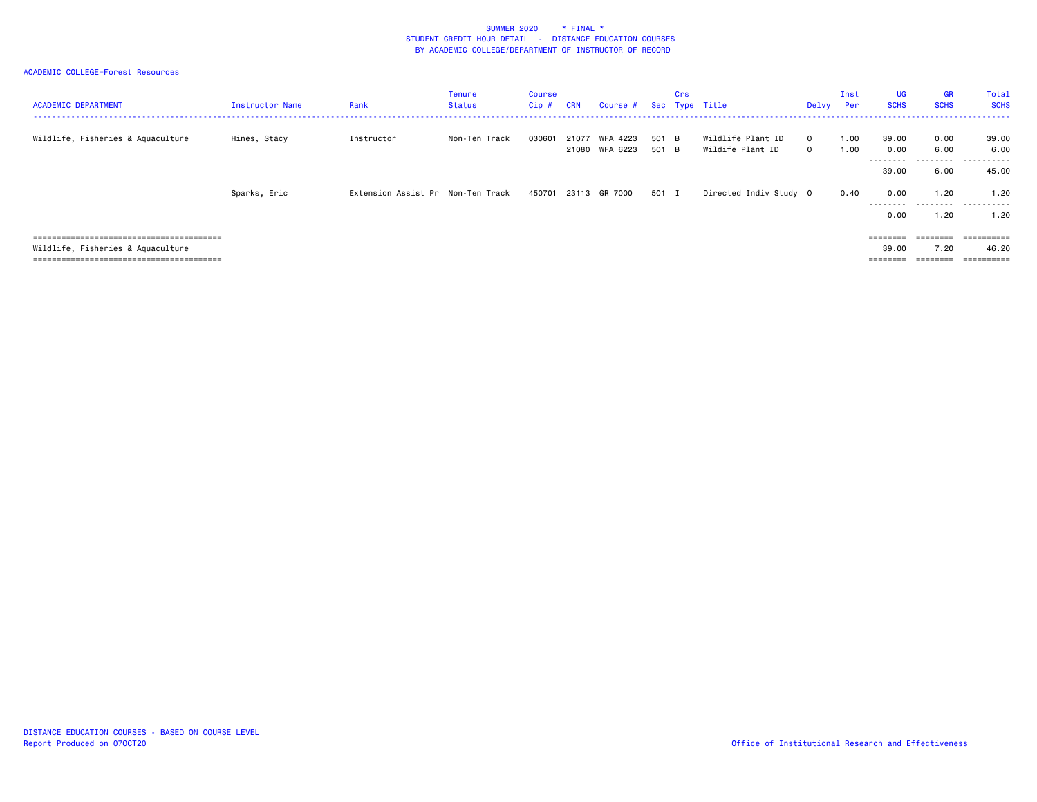SUMMER 2020 * FINAL *
STUDENT CREDIT HOUR DETAIL - DISTANCE EDUCATION COURSES
BY ACADEMIC COLLEGE/DEPARTMENT OF INSTRUCTOR OF RECORD

ACADEMIC COLLEGE=Forest Resources

| ACADEMIC DEPARTMENT | Instructor Name | Rank | Tenure Status | Course Cip # | CRN | Course # | Sec | Crs Type | Title | Delvy | Inst Per | UG SCHS | GR SCHS | Total SCHS |
|---|---|---|---|---|---|---|---|---|---|---|---|---|---|---|
| Wildlife, Fisheries & Aquaculture | Hines, Stacy | Instructor | Non-Ten Track | 030601 | 21077 | WFA 4223 | 501 | B | Wildlife Plant ID | O | 1.00 | 39.00 | 0.00 | 39.00 |
| | | | | | 21080 | WFA 6223 | 501 | B | Wildife Plant ID | O | 1.00 | 0.00 | 6.00 | 6.00 |
| | | | | | | | | | | | | 39.00 | 6.00 | 45.00 |
| | Sparks, Eric | Extension Assist Pr | Non-Ten Track | 450701 | 23113 | GR 7000 | 501 | I | Directed Indiv Study | O | 0.40 | 0.00 | 1.20 | 1.20 |
| | | | | | | | | | | | | 0.00 | 1.20 | 1.20 |
| Wildlife, Fisheries & Aquaculture | | | | | | | | | | | | 39.00 | 7.20 | 46.20 |

DISTANCE EDUCATION COURSES - BASED ON COURSE LEVEL
Report Produced on 07OCT20

Office of Institutional Research and Effectiveness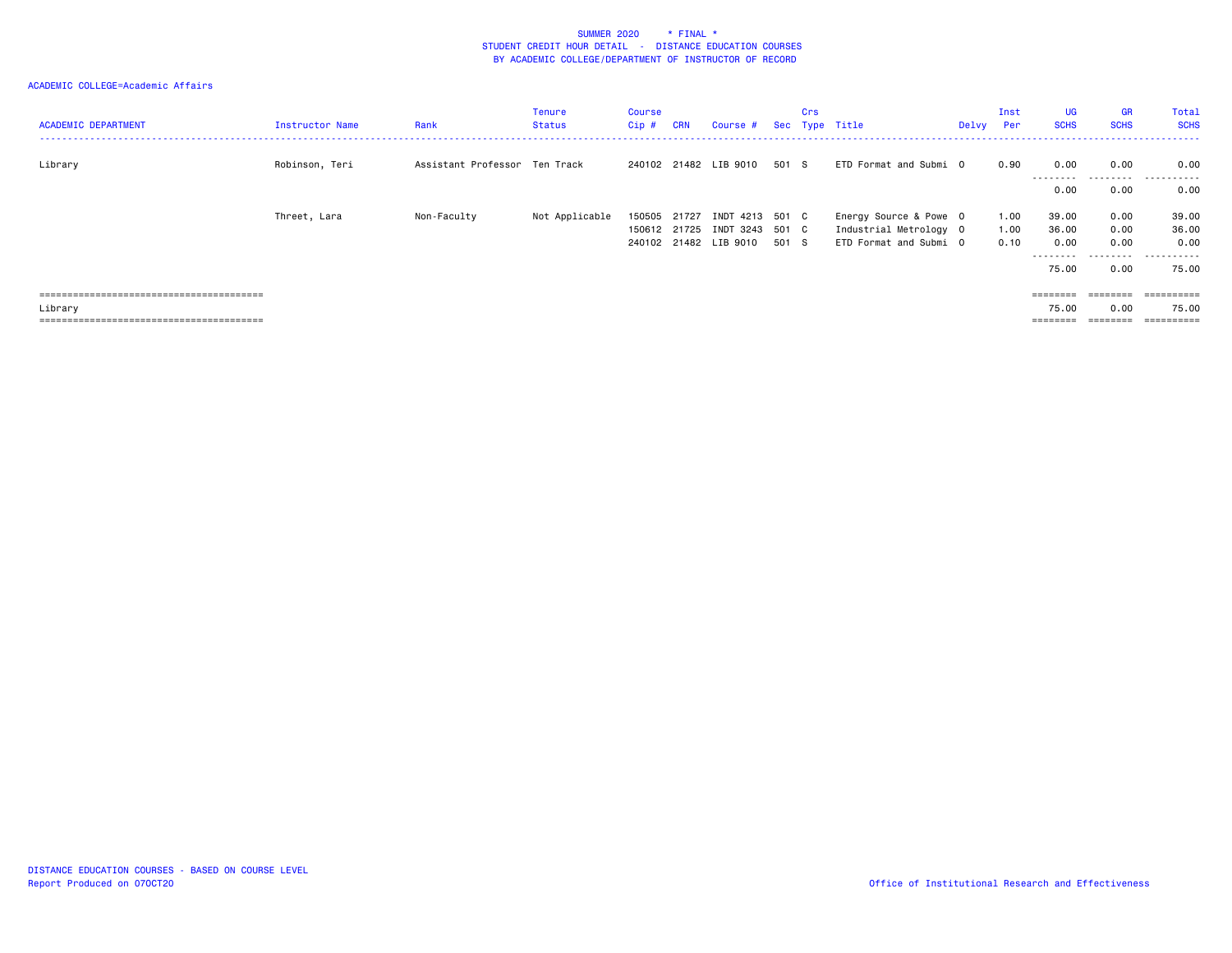SUMMER 2020 * FINAL *
STUDENT CREDIT HOUR DETAIL - DISTANCE EDUCATION COURSES
BY ACADEMIC COLLEGE/DEPARTMENT OF INSTRUCTOR OF RECORD

ACADEMIC COLLEGE=Academic Affairs

| ACADEMIC DEPARTMENT | Instructor Name | Rank | Tenure Status | Course Cip # | CRN | Course # | Sec | Crs Type | Title | Delvy | Inst Per | UG SCHS | GR SCHS | Total SCHS |
|---|---|---|---|---|---|---|---|---|---|---|---|---|---|---|
| Library | Robinson, Teri | Assistant Professor | Ten Track | 240102 | 21482 | LIB 9010 | 501 | S | ETD Format and Submi | O | 0.90 | 0.00 | 0.00 | 0.00 |
| | | | | | | | | | | | | 0.00 | 0.00 | 0.00 |
| | Threet, Lara | Non-Faculty | Not Applicable | 150505 | 21727 | INDT 4213 | 501 | C | Energy Source & Powe | O | 1.00 | 39.00 | 0.00 | 39.00 |
| | | | | 150612 | 21725 | INDT 3243 | 501 | C | Industrial Metrology | O | 1.00 | 36.00 | 0.00 | 36.00 |
| | | | | 240102 | 21482 | LIB 9010 | 501 | S | ETD Format and Submi | O | 0.10 | 0.00 | 0.00 | 0.00 |
| | | | | | | | | | | | | 75.00 | 0.00 | 75.00 |
| Library | | | | | | | | | | | | 75.00 | 0.00 | 75.00 |

DISTANCE EDUCATION COURSES - BASED ON COURSE LEVEL
Report Produced on 07OCT20

Office of Institutional Research and Effectiveness